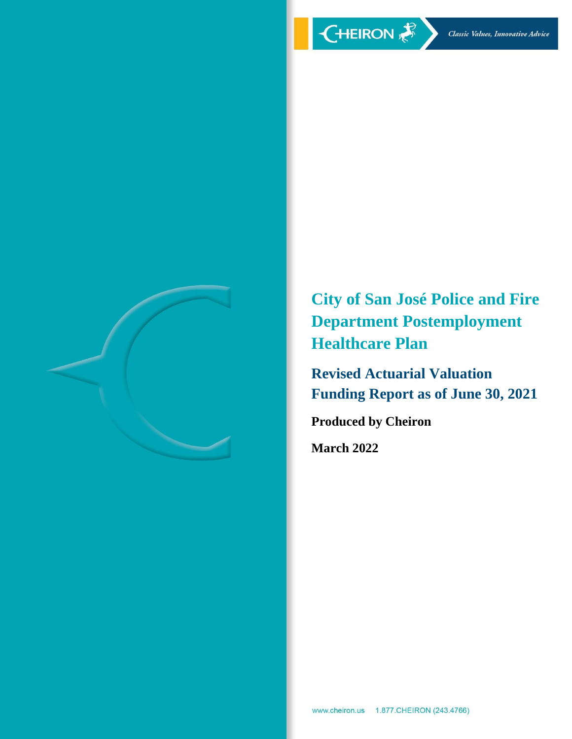# City of San José Police and Fire Department Postemployment Healthcare Plan

## Revised Actuarial Valuation Funding Report as of June 30, 2021

**Produced by Cheiron**

**March 2022**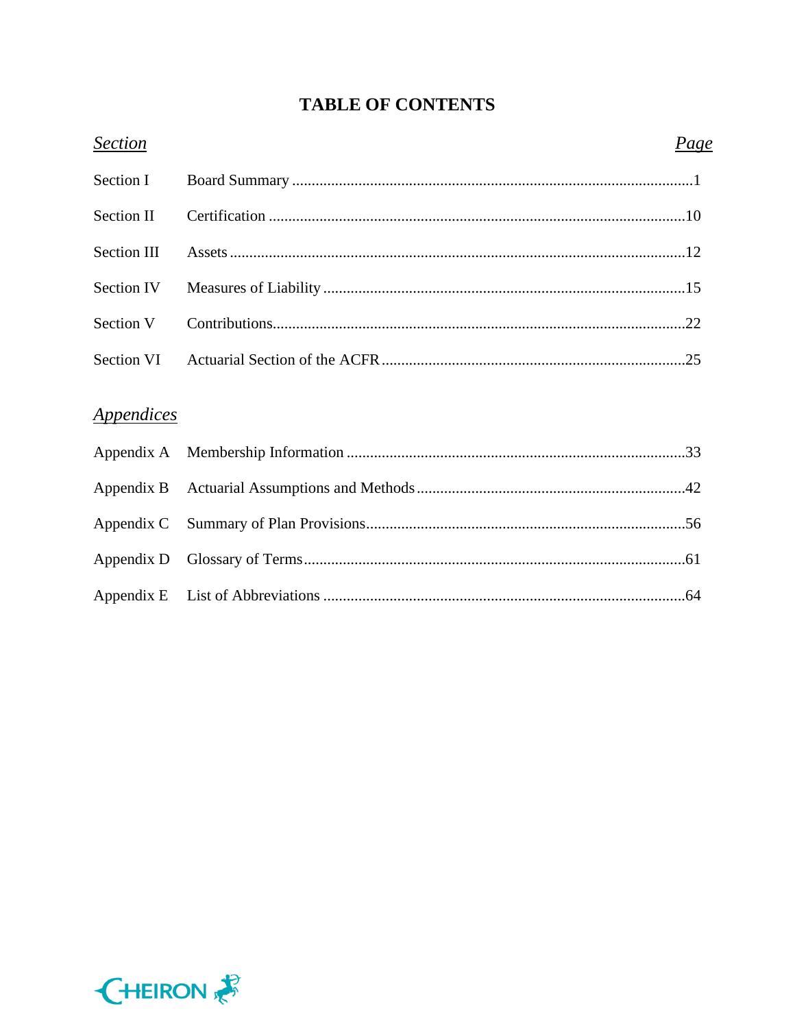# TABLE OF CONTENTS

| *Section* | | *Page* |
|---|---|---|
| Section I | Board Summary | 1 |
| Section II | Certification | 10 |
| Section III | Assets | 12 |
| Section IV | Measures of Liability | 15 |
| Section V | Contributions | 22 |
| Section VI | Actuarial Section of the ACFR | 25 |

*Appendices*

| | | |
|---|---|---|
| Appendix A | Membership Information | 33 |
| Appendix B | Actuarial Assumptions and Methods | 42 |
| Appendix C | Summary of Plan Provisions | 56 |
| Appendix D | Glossary of Terms | 61 |
| Appendix E | List of Abbreviations | 64 |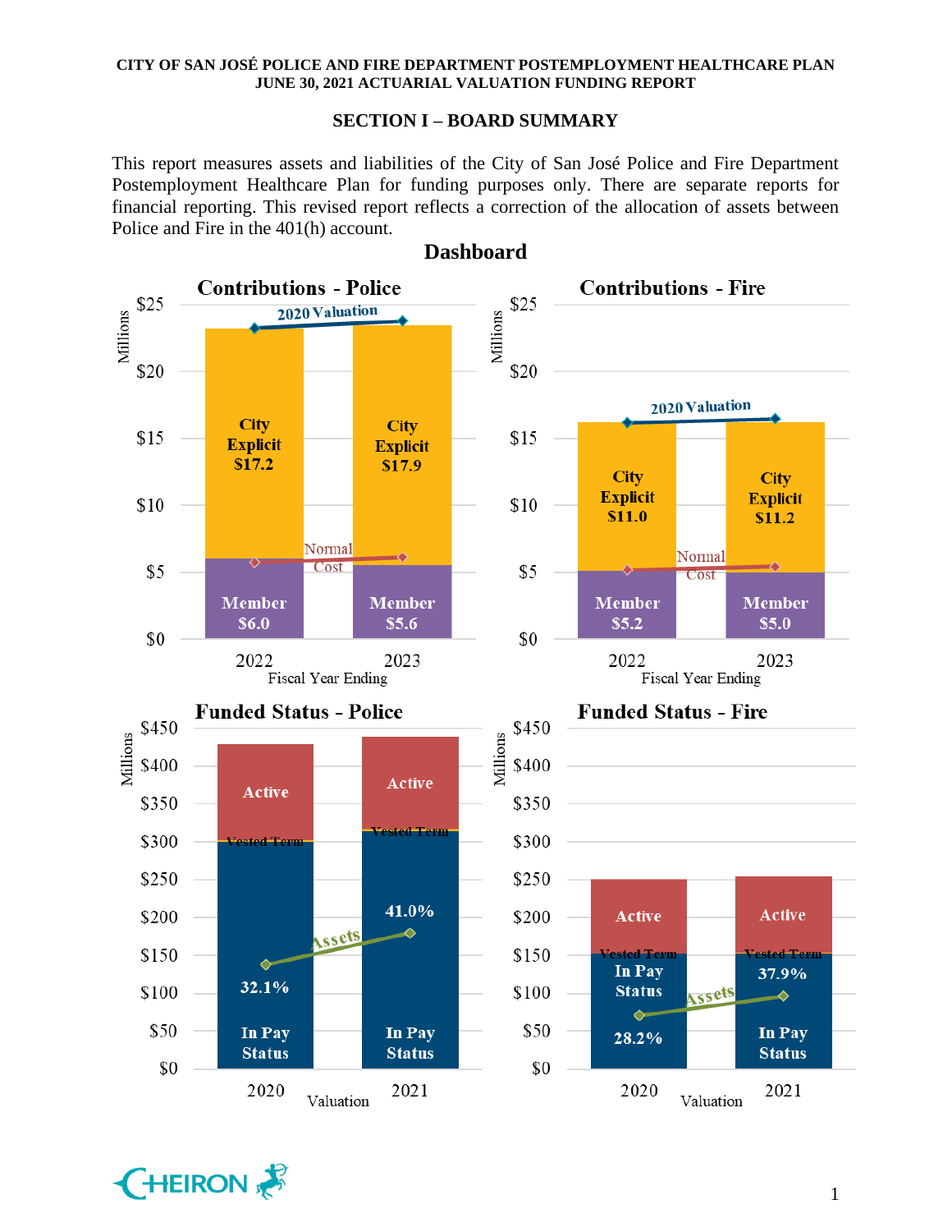## SECTION I – BOARD SUMMARY

This report measures assets and liabilities of the City of San José Police and Fire Department Postemployment Healthcare Plan for funding purposes only. There are separate reports for financial reporting. This revised report reflects a correction of the allocation of assets between Police and Fire in the 401(h) account.

### Dashboard

**Contributions - Police** (Millions)

| Fiscal Year Ending | Member | City Explicit |
|---|---|---|
| 2022 | $6.0 | $17.2 |
| 2023 | $5.6 | $17.9 |

**Contributions - Fire** (Millions)

| Fiscal Year Ending | Member | City Explicit |
|---|---|---|
| 2022 | $5.2 | $11.0 |
| 2023 | $5.0 | $11.2 |

**Funded Status - Police** (Millions)

| Valuation | Funded Status |
|---|---|
| 2020 | 32.1% |
| 2021 | 41.0% |

**Funded Status - Fire** (Millions)

| Valuation | Funded Status |
|---|---|
| 2020 | 28.2% |
| 2021 | 37.9% |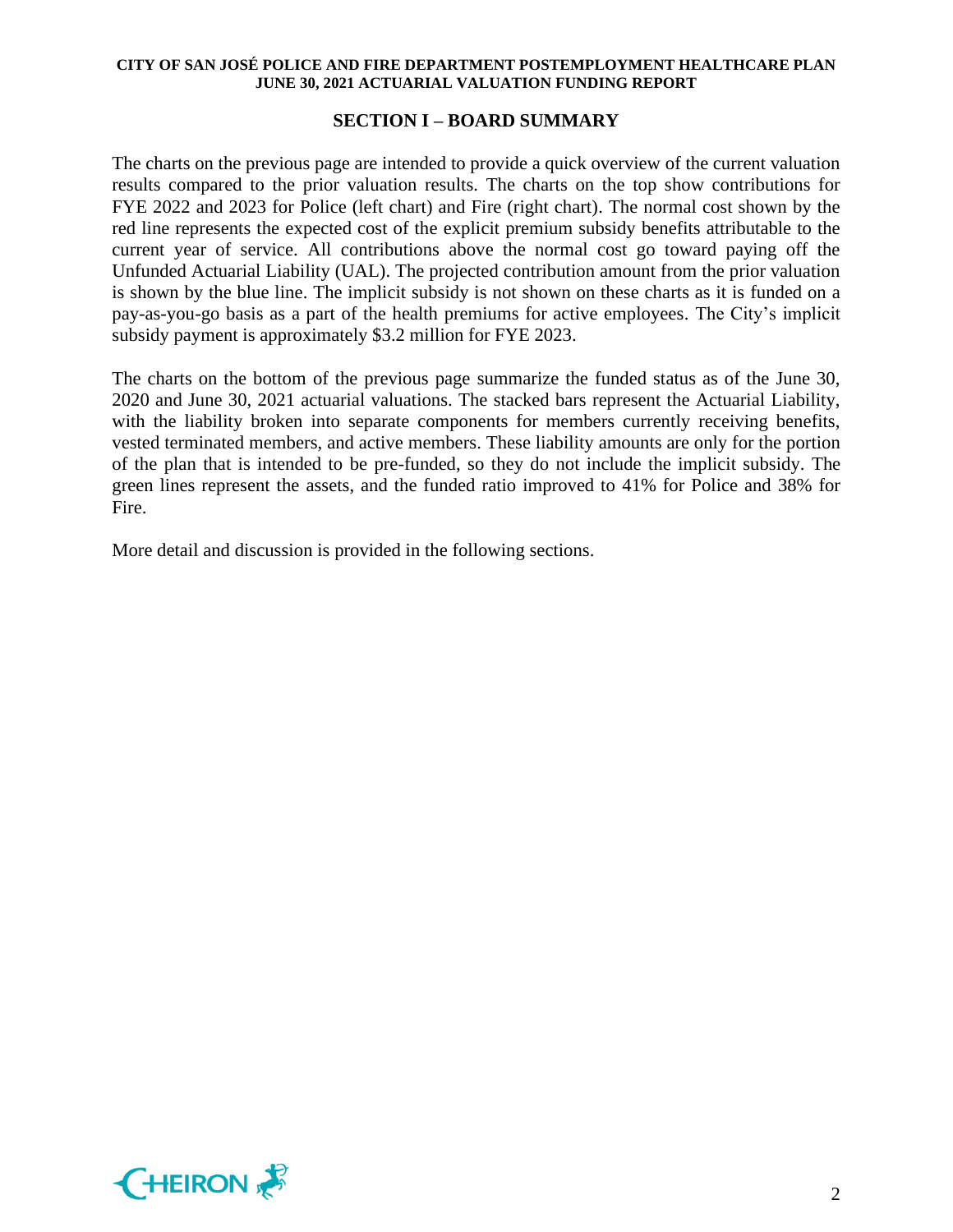## SECTION I – BOARD SUMMARY

The charts on the previous page are intended to provide a quick overview of the current valuation results compared to the prior valuation results. The charts on the top show contributions for FYE 2022 and 2023 for Police (left chart) and Fire (right chart). The normal cost shown by the red line represents the expected cost of the explicit premium subsidy benefits attributable to the current year of service. All contributions above the normal cost go toward paying off the Unfunded Actuarial Liability (UAL). The projected contribution amount from the prior valuation is shown by the blue line. The implicit subsidy is not shown on these charts as it is funded on a pay-as-you-go basis as a part of the health premiums for active employees. The City's implicit subsidy payment is approximately $3.2 million for FYE 2023.

The charts on the bottom of the previous page summarize the funded status as of the June 30, 2020 and June 30, 2021 actuarial valuations. The stacked bars represent the Actuarial Liability, with the liability broken into separate components for members currently receiving benefits, vested terminated members, and active members. These liability amounts are only for the portion of the plan that is intended to be pre-funded, so they do not include the implicit subsidy. The green lines represent the assets, and the funded ratio improved to 41% for Police and 38% for Fire.

More detail and discussion is provided in the following sections.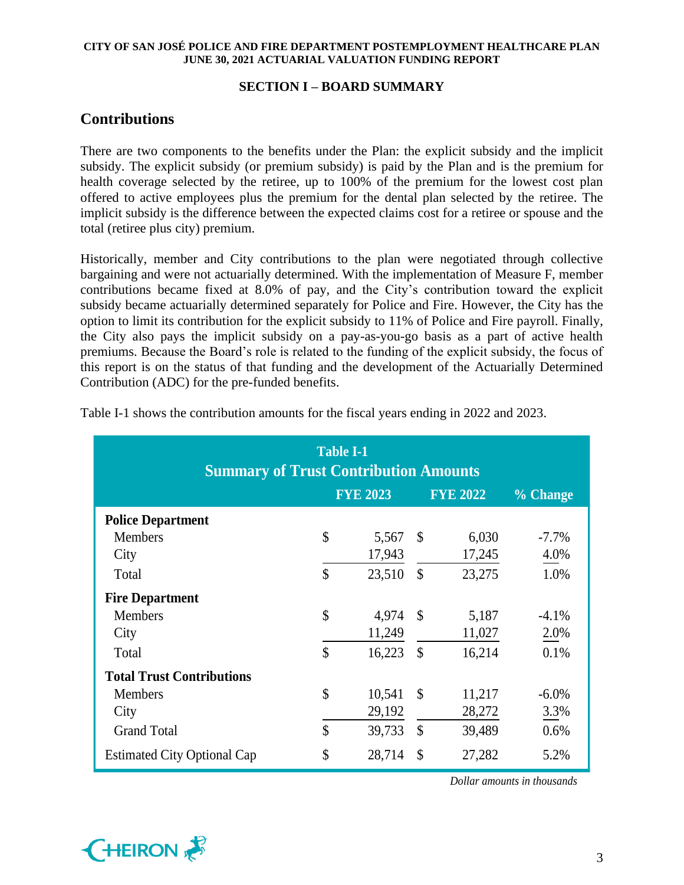## SECTION I – BOARD SUMMARY

## Contributions

There are two components to the benefits under the Plan: the explicit subsidy and the implicit subsidy. The explicit subsidy (or premium subsidy) is paid by the Plan and is the premium for health coverage selected by the retiree, up to 100% of the premium for the lowest cost plan offered to active employees plus the premium for the dental plan selected by the retiree. The implicit subsidy is the difference between the expected claims cost for a retiree or spouse and the total (retiree plus city) premium.

Historically, member and City contributions to the plan were negotiated through collective bargaining and were not actuarially determined. With the implementation of Measure F, member contributions became fixed at 8.0% of pay, and the City's contribution toward the explicit subsidy became actuarially determined separately for Police and Fire. However, the City has the option to limit its contribution for the explicit subsidy to 11% of Police and Fire payroll. Finally, the City also pays the implicit subsidy on a pay-as-you-go basis as a part of active health premiums. Because the Board's role is related to the funding of the explicit subsidy, the focus of this report is on the status of that funding and the development of the Actuarially Determined Contribution (ADC) for the pre-funded benefits.

Table I-1 shows the contribution amounts for the fiscal years ending in 2022 and 2023.

**Table I-1**
**Summary of Trust Contribution Amounts**

| | FYE 2023 | FYE 2022 | % Change |
|---|---|---|---|
| **Police Department** | | | |
| Members | $ 5,567 | $ 6,030 | -7.7% |
| City | 17,943 | 17,245 | 4.0% |
| Total | $ 23,510 | $ 23,275 | 1.0% |
| **Fire Department** | | | |
| Members | $ 4,974 | $ 5,187 | -4.1% |
| City | 11,249 | 11,027 | 2.0% |
| Total | $ 16,223 | $ 16,214 | 0.1% |
| **Total Trust Contributions** | | | |
| Members | $ 10,541 | $ 11,217 | -6.0% |
| City | 29,192 | 28,272 | 3.3% |
| Grand Total | $ 39,733 | $ 39,489 | 0.6% |
| Estimated City Optional Cap | $ 28,714 | $ 27,282 | 5.2% |

*Dollar amounts in thousands*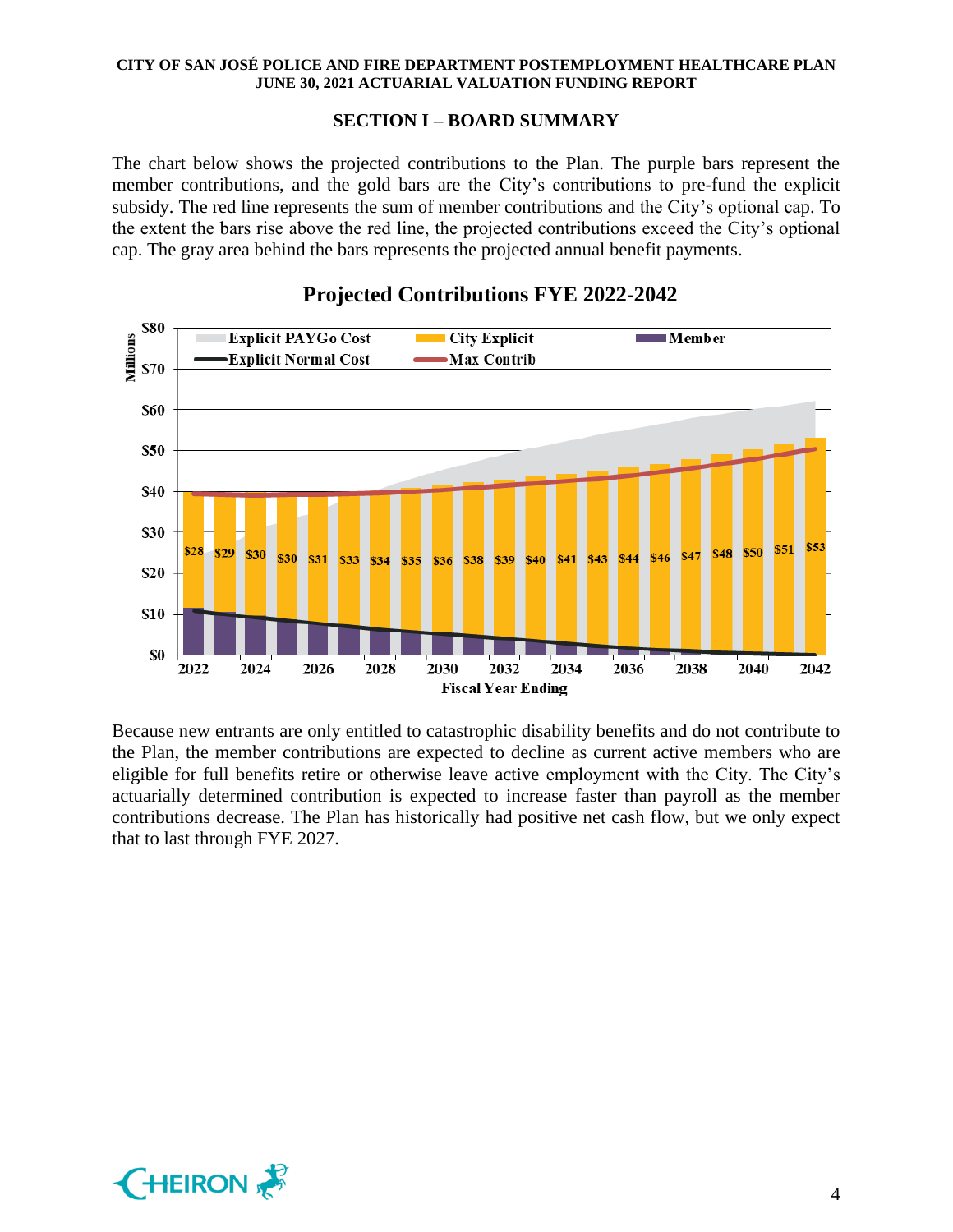## SECTION I – BOARD SUMMARY

The chart below shows the projected contributions to the Plan. The purple bars represent the member contributions, and the gold bars are the City's contributions to pre-fund the explicit subsidy. The red line represents the sum of member contributions and the City's optional cap. To the extent the bars rise above the red line, the projected contributions exceed the City's optional cap. The gray area behind the bars represents the projected annual benefit payments.

### Projected Contributions FYE 2022-2042

Because new entrants are only entitled to catastrophic disability benefits and do not contribute to the Plan, the member contributions are expected to decline as current active members who are eligible for full benefits retire or otherwise leave active employment with the City. The City's actuarially determined contribution is expected to increase faster than payroll as the member contributions decrease. The Plan has historically had positive net cash flow, but we only expect that to last through FYE 2027.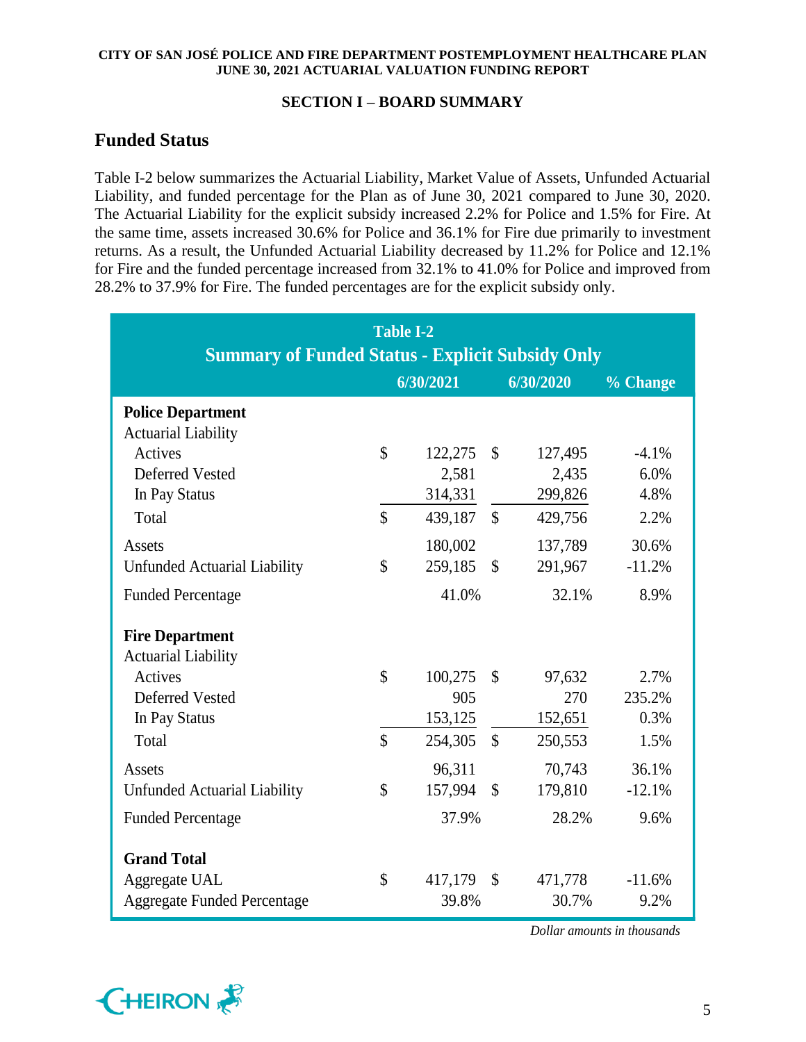## SECTION I – BOARD SUMMARY

### Funded Status

Table I-2 below summarizes the Actuarial Liability, Market Value of Assets, Unfunded Actuarial Liability, and funded percentage for the Plan as of June 30, 2021 compared to June 30, 2020. The Actuarial Liability for the explicit subsidy increased 2.2% for Police and 1.5% for Fire. At the same time, assets increased 30.6% for Police and 36.1% for Fire due primarily to investment returns. As a result, the Unfunded Actuarial Liability decreased by 11.2% for Police and 12.1% for Fire and the funded percentage increased from 32.1% to 41.0% for Police and improved from 28.2% to 37.9% for Fire. The funded percentages are for the explicit subsidy only.

**Table I-2**
**Summary of Funded Status - Explicit Subsidy Only**

| | 6/30/2021 | 6/30/2020 | % Change |
|---|---|---|---|
| **Police Department** | | | |
| Actuarial Liability | | | |
| Actives | $ 122,275 | $ 127,495 | -4.1% |
| Deferred Vested | 2,581 | 2,435 | 6.0% |
| In Pay Status | 314,331 | 299,826 | 4.8% |
| Total | $ 439,187 | $ 429,756 | 2.2% |
| Assets | 180,002 | 137,789 | 30.6% |
| Unfunded Actuarial Liability | $ 259,185 | $ 291,967 | -11.2% |
| Funded Percentage | 41.0% | 32.1% | 8.9% |
| **Fire Department** | | | |
| Actuarial Liability | | | |
| Actives | $ 100,275 | $ 97,632 | 2.7% |
| Deferred Vested | 905 | 270 | 235.2% |
| In Pay Status | 153,125 | 152,651 | 0.3% |
| Total | $ 254,305 | $ 250,553 | 1.5% |
| Assets | 96,311 | 70,743 | 36.1% |
| Unfunded Actuarial Liability | $ 157,994 | $ 179,810 | -12.1% |
| Funded Percentage | 37.9% | 28.2% | 9.6% |
| **Grand Total** | | | |
| Aggregate UAL | $ 417,179 | $ 471,778 | -11.6% |
| Aggregate Funded Percentage | 39.8% | 30.7% | 9.2% |

*Dollar amounts in thousands*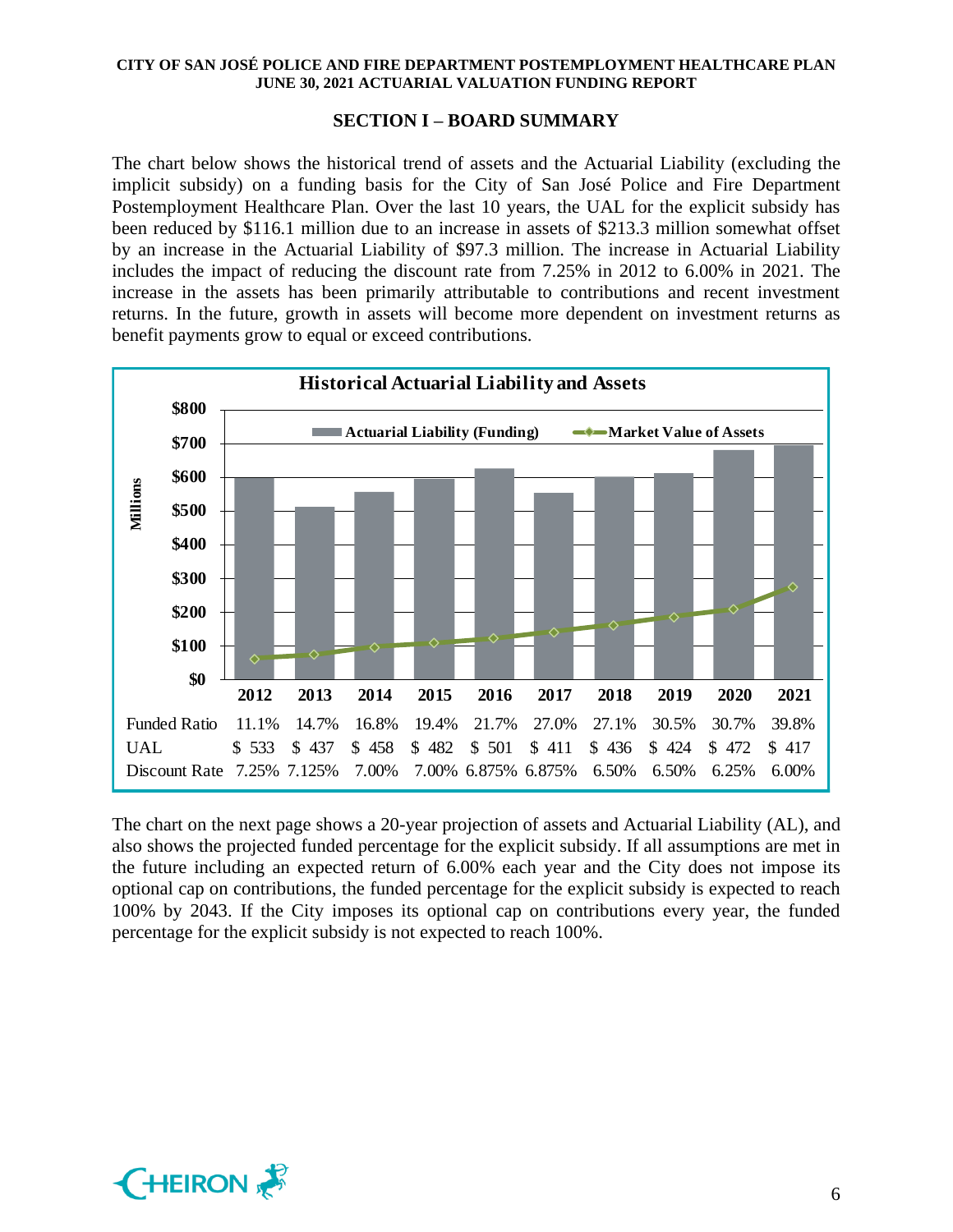## SECTION I – BOARD SUMMARY

The chart below shows the historical trend of assets and the Actuarial Liability (excluding the implicit subsidy) on a funding basis for the City of San José Police and Fire Department Postemployment Healthcare Plan. Over the last 10 years, the UAL for the explicit subsidy has been reduced by $116.1 million due to an increase in assets of $213.3 million somewhat offset by an increase in the Actuarial Liability of $97.3 million. The increase in Actuarial Liability includes the impact of reducing the discount rate from 7.25% in 2012 to 6.00% in 2021. The increase in the assets has been primarily attributable to contributions and recent investment returns. In the future, growth in assets will become more dependent on investment returns as benefit payments grow to equal or exceed contributions.

**Historical Actuarial Liability and Assets**

| | 2012 | 2013 | 2014 | 2015 | 2016 | 2017 | 2018 | 2019 | 2020 | 2021 |
|---|---|---|---|---|---|---|---|---|---|---|
| Funded Ratio | 11.1% | 14.7% | 16.8% | 19.4% | 21.7% | 27.0% | 27.1% | 30.5% | 30.7% | 39.8% |
| UAL | $ 533 | $ 437 | $ 458 | $ 482 | $ 501 | $ 411 | $ 436 | $ 424 | $ 472 | $ 417 |
| Discount Rate | 7.25% | 7.125% | 7.00% | 7.00% | 6.875% | 6.875% | 6.50% | 6.50% | 6.25% | 6.00% |

The chart on the next page shows a 20-year projection of assets and Actuarial Liability (AL), and also shows the projected funded percentage for the explicit subsidy. If all assumptions are met in the future including an expected return of 6.00% each year and the City does not impose its optional cap on contributions, the funded percentage for the explicit subsidy is expected to reach 100% by 2043. If the City imposes its optional cap on contributions every year, the funded percentage for the explicit subsidy is not expected to reach 100%.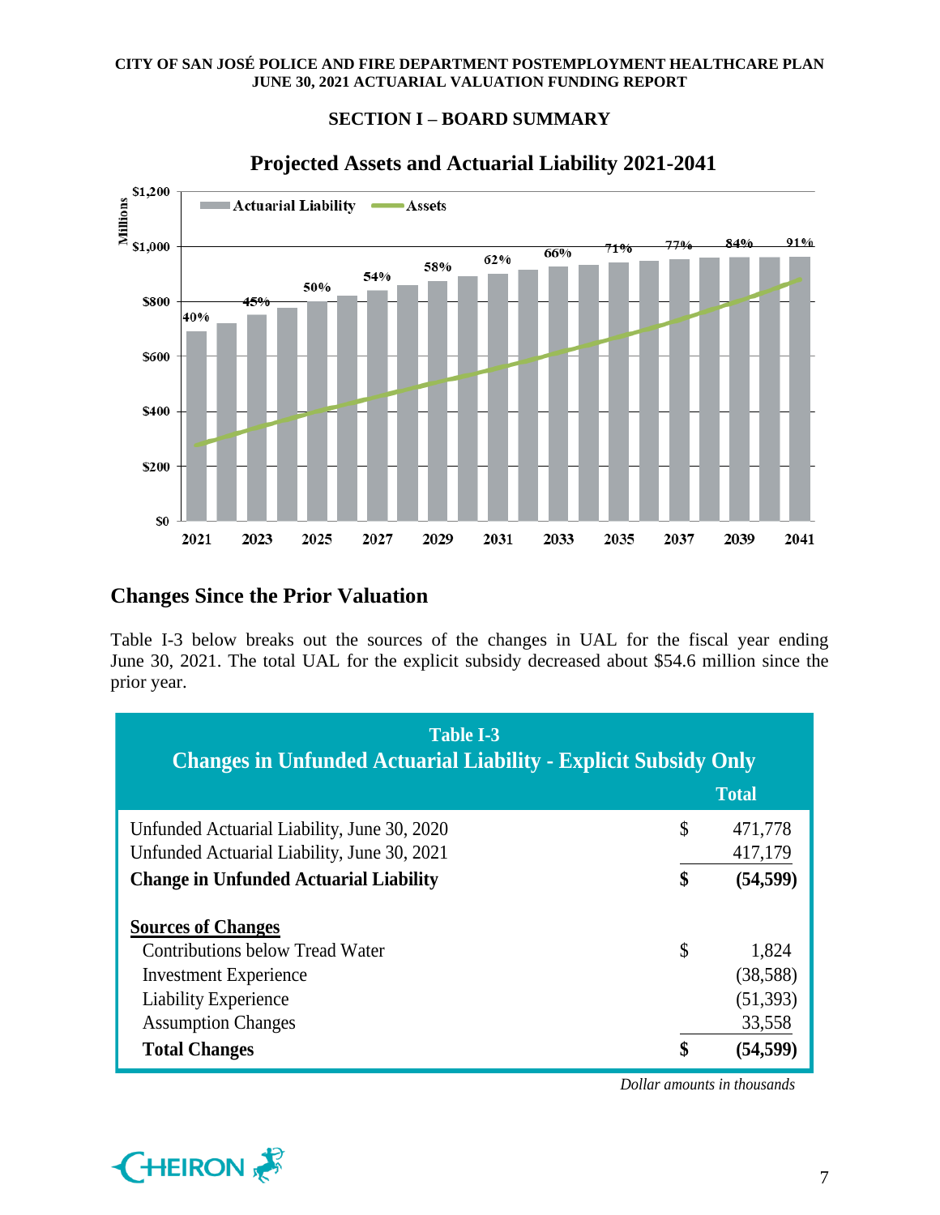## SECTION I – BOARD SUMMARY

### Projected Assets and Actuarial Liability 2021-2041

## Changes Since the Prior Valuation

Table I-3 below breaks out the sources of the changes in UAL for the fiscal year ending June 30, 2021. The total UAL for the explicit subsidy decreased about $54.6 million since the prior year.

| Table I-3<br>Changes in Unfunded Actuarial Liability - Explicit Subsidy Only | | Total |
|---|---|---|
| Unfunded Actuarial Liability, June 30, 2020 | $ | 471,778 |
| Unfunded Actuarial Liability, June 30, 2021 | | 417,179 |
| **Change in Unfunded Actuarial Liability** | **$** | **(54,599)** |
| | | |
| **Sources of Changes** | | |
| Contributions below Tread Water | $ | 1,824 |
| Investment Experience | | (38,588) |
| Liability Experience | | (51,393) |
| Assumption Changes | | 33,558 |
| **Total Changes** | **$** | **(54,599)** |

*Dollar amounts in thousands*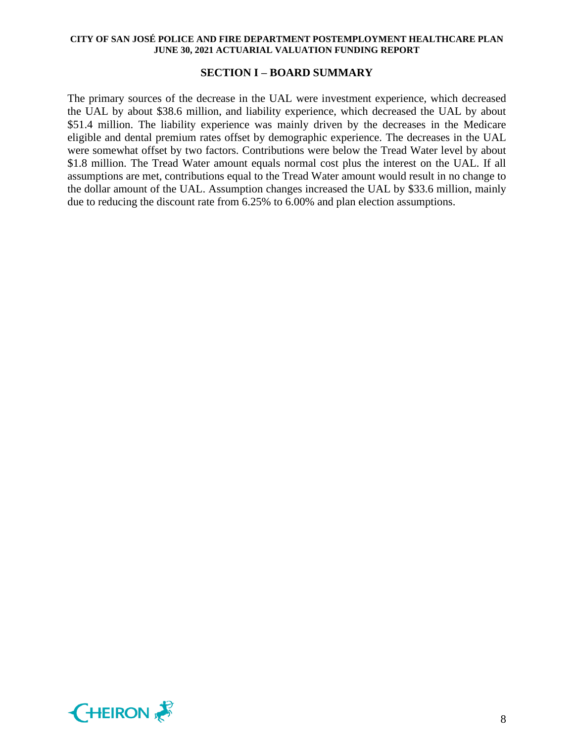## SECTION I – BOARD SUMMARY

The primary sources of the decrease in the UAL were investment experience, which decreased the UAL by about $38.6 million, and liability experience, which decreased the UAL by about $51.4 million. The liability experience was mainly driven by the decreases in the Medicare eligible and dental premium rates offset by demographic experience. The decreases in the UAL were somewhat offset by two factors. Contributions were below the Tread Water level by about $1.8 million. The Tread Water amount equals normal cost plus the interest on the UAL. If all assumptions are met, contributions equal to the Tread Water amount would result in no change to the dollar amount of the UAL. Assumption changes increased the UAL by $33.6 million, mainly due to reducing the discount rate from 6.25% to 6.00% and plan election assumptions.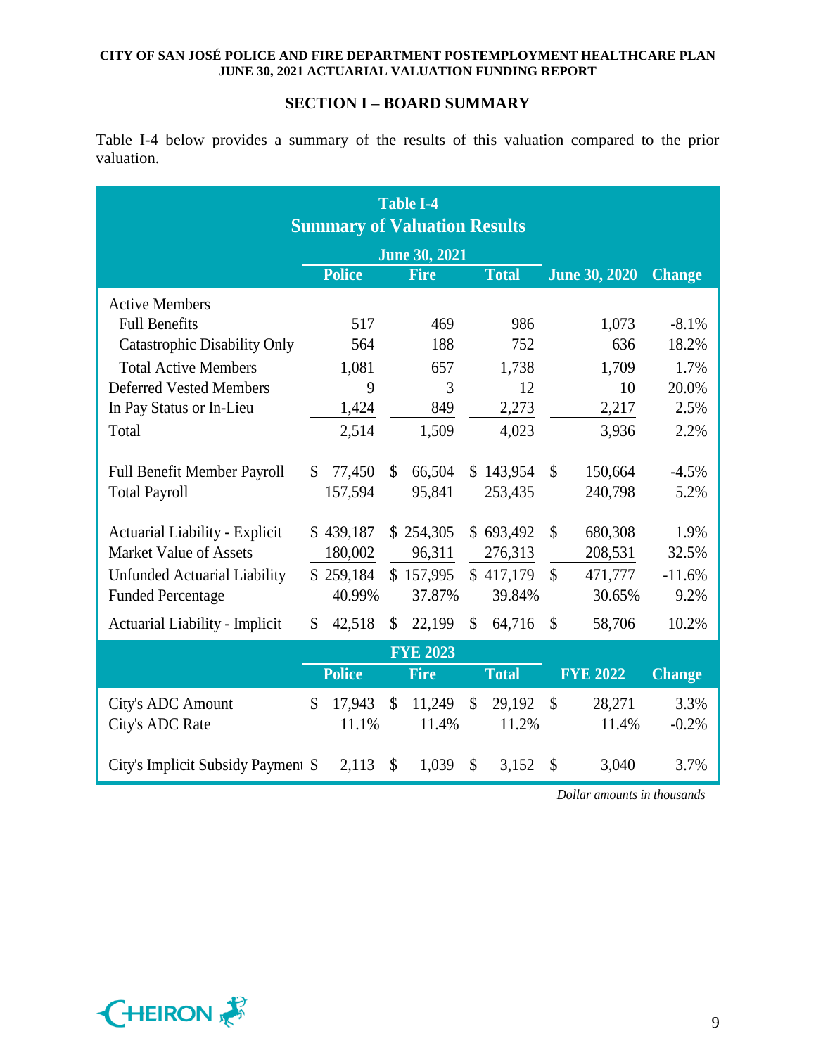## SECTION I – BOARD SUMMARY

Table I-4 below provides a summary of the results of this valuation compared to the prior valuation.

**Table I-4**
**Summary of Valuation Results**

| | June 30, 2021 | | | | |
|---|---|---|---|---|---|
| | Police | Fire | Total | June 30, 2020 | Change |
| Active Members | | | | | |
| Full Benefits | 517 | 469 | 986 | 1,073 | -8.1% |
| Catastrophic Disability Only | 564 | 188 | 752 | 636 | 18.2% |
| Total Active Members | 1,081 | 657 | 1,738 | 1,709 | 1.7% |
| Deferred Vested Members | 9 | 3 | 12 | 10 | 20.0% |
| In Pay Status or In-Lieu | 1,424 | 849 | 2,273 | 2,217 | 2.5% |
| Total | 2,514 | 1,509 | 4,023 | 3,936 | 2.2% |
| Full Benefit Member Payroll | $ 77,450 | $ 66,504 | $ 143,954 | $ 150,664 | -4.5% |
| Total Payroll | 157,594 | 95,841 | 253,435 | 240,798 | 5.2% |
| Actuarial Liability - Explicit | $ 439,187 | $ 254,305 | $ 693,492 | $ 680,308 | 1.9% |
| Market Value of Assets | 180,002 | 96,311 | 276,313 | 208,531 | 32.5% |
| Unfunded Actuarial Liability | $ 259,184 | $ 157,995 | $ 417,179 | $ 471,777 | -11.6% |
| Funded Percentage | 40.99% | 37.87% | 39.84% | 30.65% | 9.2% |
| Actuarial Liability - Implicit | $ 42,518 | $ 22,199 | $ 64,716 | $ 58,706 | 10.2% |
| | **FYE 2023** | | | | |
| | **Police** | **Fire** | **Total** | **FYE 2022** | **Change** |
| City's ADC Amount | $ 17,943 | $ 11,249 | $ 29,192 | $ 28,271 | 3.3% |
| City's ADC Rate | 11.1% | 11.4% | 11.2% | 11.4% | -0.2% |
| City's Implicit Subsidy Payment | $ 2,113 | $ 1,039 | $ 3,152 | $ 3,040 | 3.7% |

*Dollar amounts in thousands*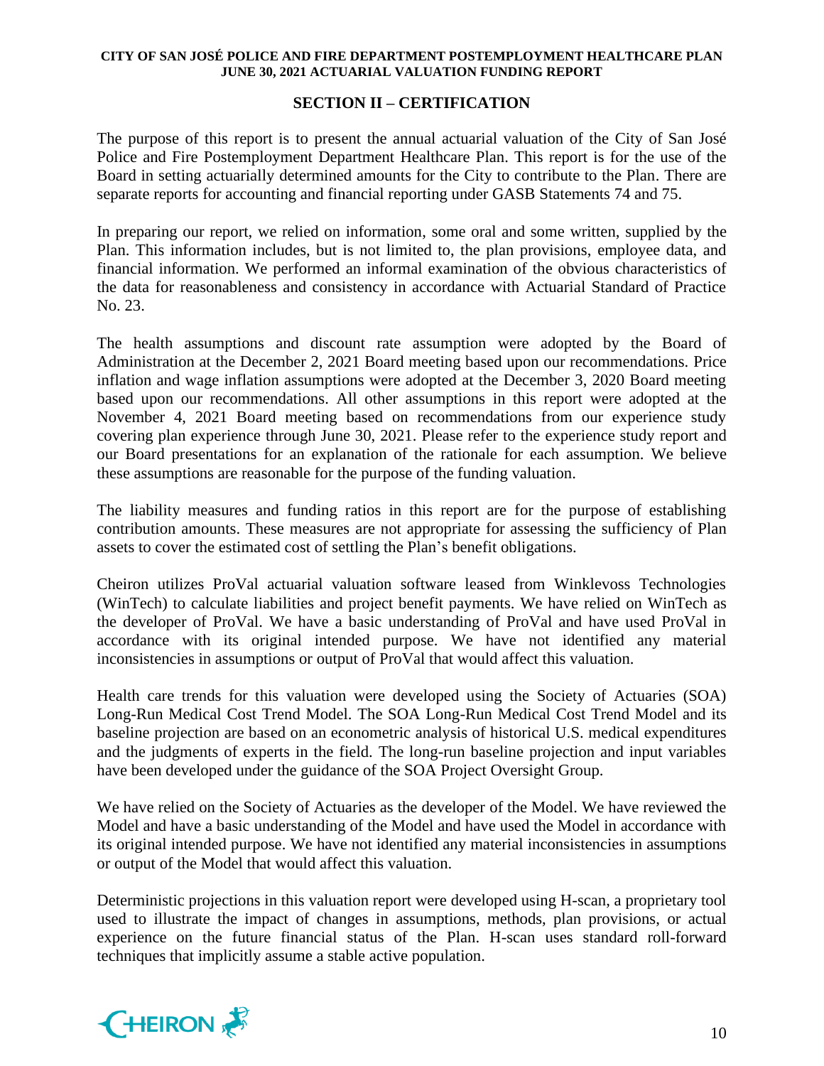## SECTION II – CERTIFICATION

The purpose of this report is to present the annual actuarial valuation of the City of San José Police and Fire Postemployment Department Healthcare Plan. This report is for the use of the Board in setting actuarially determined amounts for the City to contribute to the Plan. There are separate reports for accounting and financial reporting under GASB Statements 74 and 75.

In preparing our report, we relied on information, some oral and some written, supplied by the Plan. This information includes, but is not limited to, the plan provisions, employee data, and financial information. We performed an informal examination of the obvious characteristics of the data for reasonableness and consistency in accordance with Actuarial Standard of Practice No. 23.

The health assumptions and discount rate assumption were adopted by the Board of Administration at the December 2, 2021 Board meeting based upon our recommendations. Price inflation and wage inflation assumptions were adopted at the December 3, 2020 Board meeting based upon our recommendations. All other assumptions in this report were adopted at the November 4, 2021 Board meeting based on recommendations from our experience study covering plan experience through June 30, 2021. Please refer to the experience study report and our Board presentations for an explanation of the rationale for each assumption. We believe these assumptions are reasonable for the purpose of the funding valuation.

The liability measures and funding ratios in this report are for the purpose of establishing contribution amounts. These measures are not appropriate for assessing the sufficiency of Plan assets to cover the estimated cost of settling the Plan's benefit obligations.

Cheiron utilizes ProVal actuarial valuation software leased from Winklevoss Technologies (WinTech) to calculate liabilities and project benefit payments. We have relied on WinTech as the developer of ProVal. We have a basic understanding of ProVal and have used ProVal in accordance with its original intended purpose. We have not identified any material inconsistencies in assumptions or output of ProVal that would affect this valuation.

Health care trends for this valuation were developed using the Society of Actuaries (SOA) Long-Run Medical Cost Trend Model. The SOA Long-Run Medical Cost Trend Model and its baseline projection are based on an econometric analysis of historical U.S. medical expenditures and the judgments of experts in the field. The long-run baseline projection and input variables have been developed under the guidance of the SOA Project Oversight Group.

We have relied on the Society of Actuaries as the developer of the Model. We have reviewed the Model and have a basic understanding of the Model and have used the Model in accordance with its original intended purpose. We have not identified any material inconsistencies in assumptions or output of the Model that would affect this valuation.

Deterministic projections in this valuation report were developed using H-scan, a proprietary tool used to illustrate the impact of changes in assumptions, methods, plan provisions, or actual experience on the future financial status of the Plan. H-scan uses standard roll-forward techniques that implicitly assume a stable active population.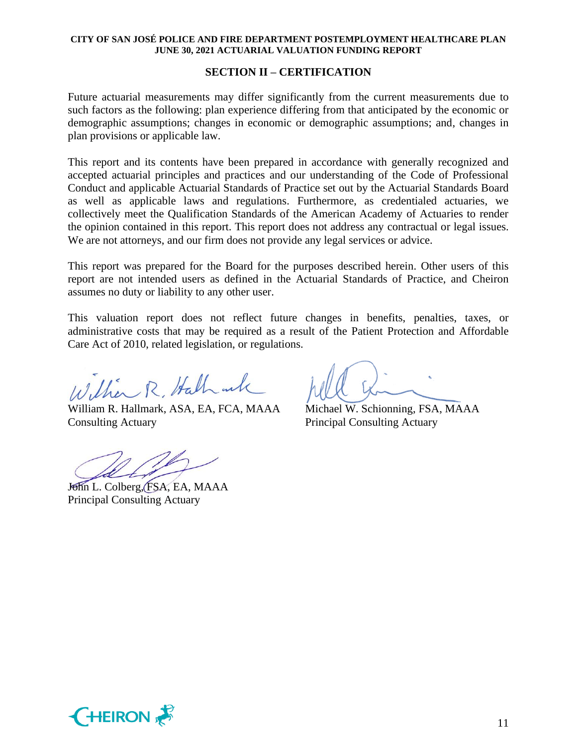## SECTION II – CERTIFICATION

Future actuarial measurements may differ significantly from the current measurements due to such factors as the following: plan experience differing from that anticipated by the economic or demographic assumptions; changes in economic or demographic assumptions; and, changes in plan provisions or applicable law.

This report and its contents have been prepared in accordance with generally recognized and accepted actuarial principles and practices and our understanding of the Code of Professional Conduct and applicable Actuarial Standards of Practice set out by the Actuarial Standards Board as well as applicable laws and regulations. Furthermore, as credentialed actuaries, we collectively meet the Qualification Standards of the American Academy of Actuaries to render the opinion contained in this report. This report does not address any contractual or legal issues. We are not attorneys, and our firm does not provide any legal services or advice.

This report was prepared for the Board for the purposes described herein. Other users of this report are not intended users as defined in the Actuarial Standards of Practice, and Cheiron assumes no duty or liability to any other user.

This valuation report does not reflect future changes in benefits, penalties, taxes, or administrative costs that may be required as a result of the Patient Protection and Affordable Care Act of 2010, related legislation, or regulations.

William R. Hallmark, ASA, EA, FCA, MAAA
Consulting Actuary

Michael W. Schionning, FSA, MAAA
Principal Consulting Actuary

John L. Colberg, FSA, EA, MAAA
Principal Consulting Actuary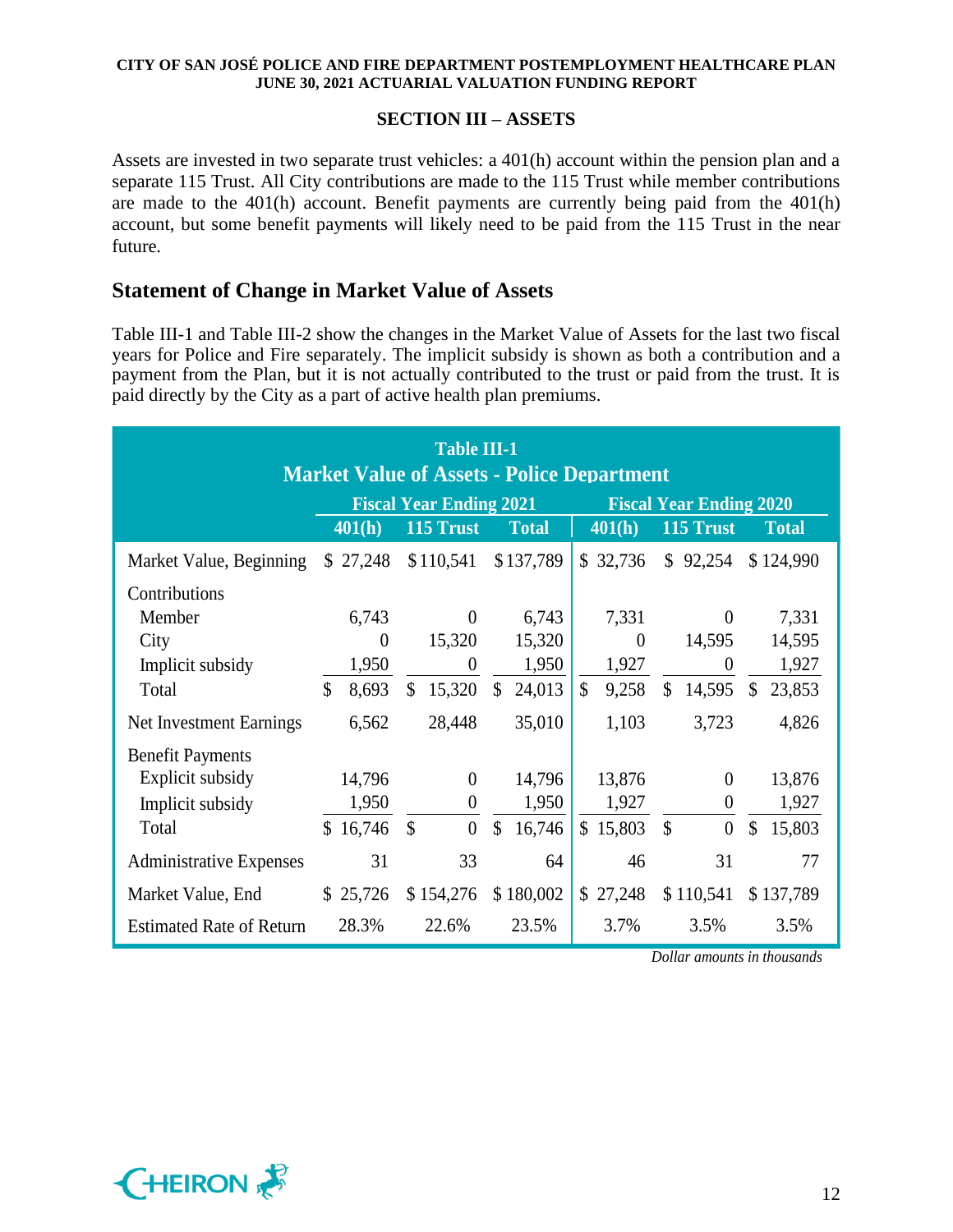## SECTION III – ASSETS

Assets are invested in two separate trust vehicles: a 401(h) account within the pension plan and a separate 115 Trust. All City contributions are made to the 115 Trust while member contributions are made to the 401(h) account. Benefit payments are currently being paid from the 401(h) account, but some benefit payments will likely need to be paid from the 115 Trust in the near future.

## Statement of Change in Market Value of Assets

Table III-1 and Table III-2 show the changes in the Market Value of Assets for the last two fiscal years for Police and Fire separately. The implicit subsidy is shown as both a contribution and a payment from the Plan, but it is not actually contributed to the trust or paid from the trust. It is paid directly by the City as a part of active health plan premiums.

**Table III-1**
**Market Value of Assets - Police Department**

| | Fiscal Year Ending 2021 | | | Fiscal Year Ending 2020 | | |
|---|---|---|---|---|---|---|
| | 401(h) | 115 Trust | Total | 401(h) | 115 Trust | Total |
| Market Value, Beginning | $ 27,248 | $ 110,541 | $ 137,789 | $ 32,736 | $ 92,254 | $ 124,990 |
| Contributions | | | | | | |
| Member | 6,743 | 0 | 6,743 | 7,331 | 0 | 7,331 |
| City | 0 | 15,320 | 15,320 | 0 | 14,595 | 14,595 |
| Implicit subsidy | 1,950 | 0 | 1,950 | 1,927 | 0 | 1,927 |
| Total | $ 8,693 | $ 15,320 | $ 24,013 | $ 9,258 | $ 14,595 | $ 23,853 |
| Net Investment Earnings | 6,562 | 28,448 | 35,010 | 1,103 | 3,723 | 4,826 |
| Benefit Payments | | | | | | |
| Explicit subsidy | 14,796 | 0 | 14,796 | 13,876 | 0 | 13,876 |
| Implicit subsidy | 1,950 | 0 | 1,950 | 1,927 | 0 | 1,927 |
| Total | $ 16,746 | $ 0 | $ 16,746 | $ 15,803 | $ 0 | $ 15,803 |
| Administrative Expenses | 31 | 33 | 64 | 46 | 31 | 77 |
| Market Value, End | $ 25,726 | $ 154,276 | $ 180,002 | $ 27,248 | $ 110,541 | $ 137,789 |
| Estimated Rate of Return | 28.3% | 22.6% | 23.5% | 3.7% | 3.5% | 3.5% |

*Dollar amounts in thousands*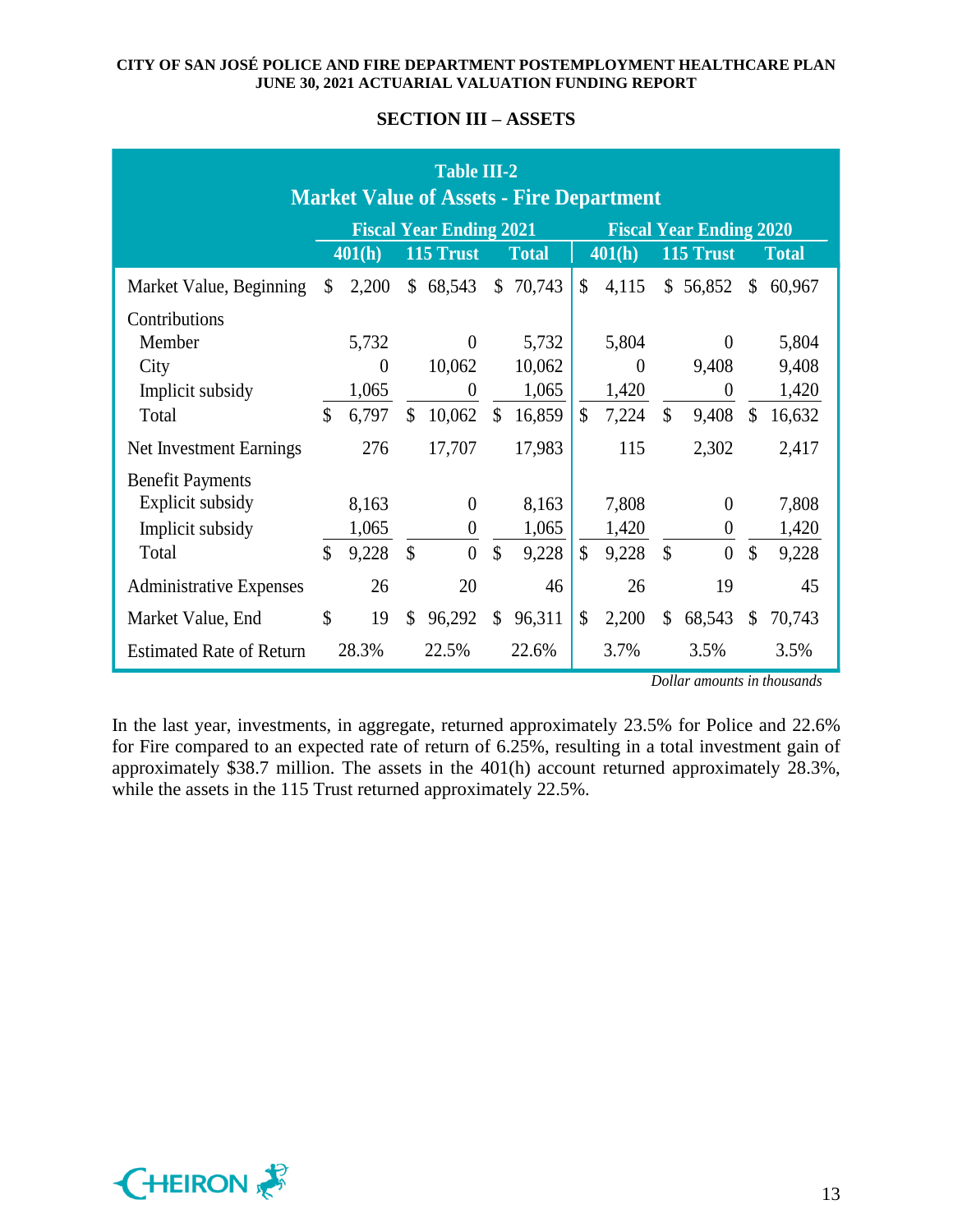## SECTION III – ASSETS

**Table III-2**
**Market Value of Assets - Fire Department**

| | Fiscal Year Ending 2021 | | | Fiscal Year Ending 2020 | | |
|---|---|---|---|---|---|---|
| | 401(h) | 115 Trust | Total | 401(h) | 115 Trust | Total |
| Market Value, Beginning | $ 2,200 | $ 68,543 | $ 70,743 | $ 4,115 | $ 56,852 | $ 60,967 |
| Contributions | | | | | | |
| Member | 5,732 | 0 | 5,732 | 5,804 | 0 | 5,804 |
| City | 0 | 10,062 | 10,062 | 0 | 9,408 | 9,408 |
| Implicit subsidy | 1,065 | 0 | 1,065 | 1,420 | 0 | 1,420 |
| Total | $ 6,797 | $ 10,062 | $ 16,859 | $ 7,224 | $ 9,408 | $ 16,632 |
| Net Investment Earnings | 276 | 17,707 | 17,983 | 115 | 2,302 | 2,417 |
| Benefit Payments | | | | | | |
| Explicit subsidy | 8,163 | 0 | 8,163 | 7,808 | 0 | 7,808 |
| Implicit subsidy | 1,065 | 0 | 1,065 | 1,420 | 0 | 1,420 |
| Total | $ 9,228 | $ 0 | $ 9,228 | $ 9,228 | $ 0 | $ 9,228 |
| Administrative Expenses | 26 | 20 | 46 | 26 | 19 | 45 |
| Market Value, End | $ 19 | $ 96,292 | $ 96,311 | $ 2,200 | $ 68,543 | $ 70,743 |
| Estimated Rate of Return | 28.3% | 22.5% | 22.6% | 3.7% | 3.5% | 3.5% |

*Dollar amounts in thousands*

In the last year, investments, in aggregate, returned approximately 23.5% for Police and 22.6% for Fire compared to an expected rate of return of 6.25%, resulting in a total investment gain of approximately $38.7 million. The assets in the 401(h) account returned approximately 28.3%, while the assets in the 115 Trust returned approximately 22.5%.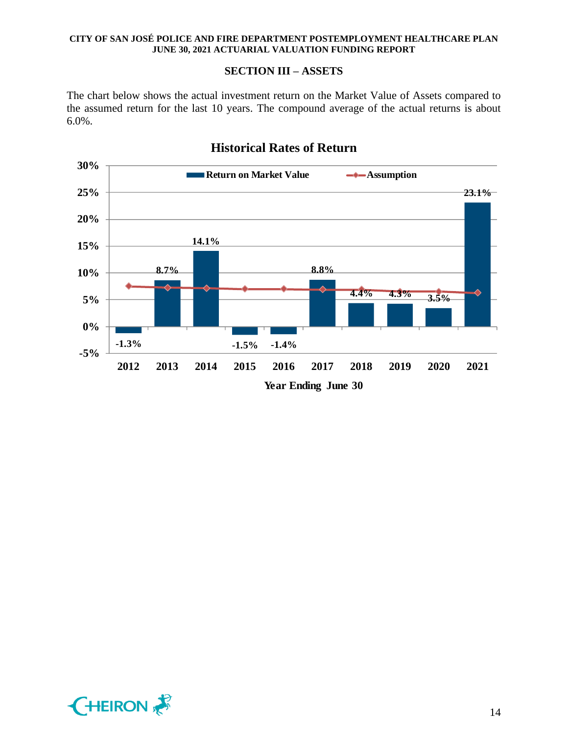## SECTION III – ASSETS

The chart below shows the actual investment return on the Market Value of Assets compared to the assumed return for the last 10 years. The compound average of the actual returns is about 6.0%.

**Historical Rates of Return**

| Year Ending June 30 | Return on Market Value |
|---|---|
| 2012 | -1.3% |
| 2013 | 8.7% |
| 2014 | 14.1% |
| 2015 | -1.5% |
| 2016 | -1.4% |
| 2017 | 8.8% |
| 2018 | 4.4% |
| 2019 | 4.3% |
| 2020 | 3.5% |
| 2021 | 23.1% |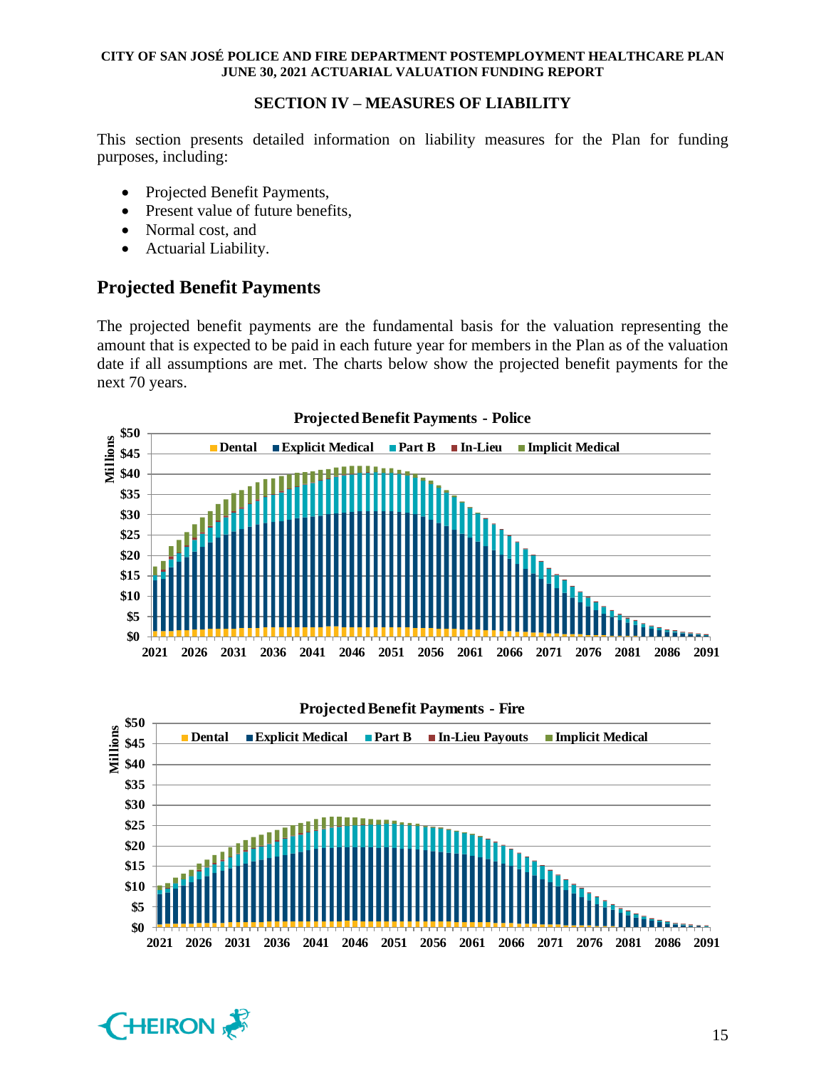## SECTION IV – MEASURES OF LIABILITY

This section presents detailed information on liability measures for the Plan for funding purposes, including:

- Projected Benefit Payments,
- Present value of future benefits,
- Normal cost, and
- Actuarial Liability.

## Projected Benefit Payments

The projected benefit payments are the fundamental basis for the valuation representing the amount that is expected to be paid in each future year for members in the Plan as of the valuation date if all assumptions are met. The charts below show the projected benefit payments for the next 70 years.

**Projected Benefit Payments - Police**

**Projected Benefit Payments - Fire**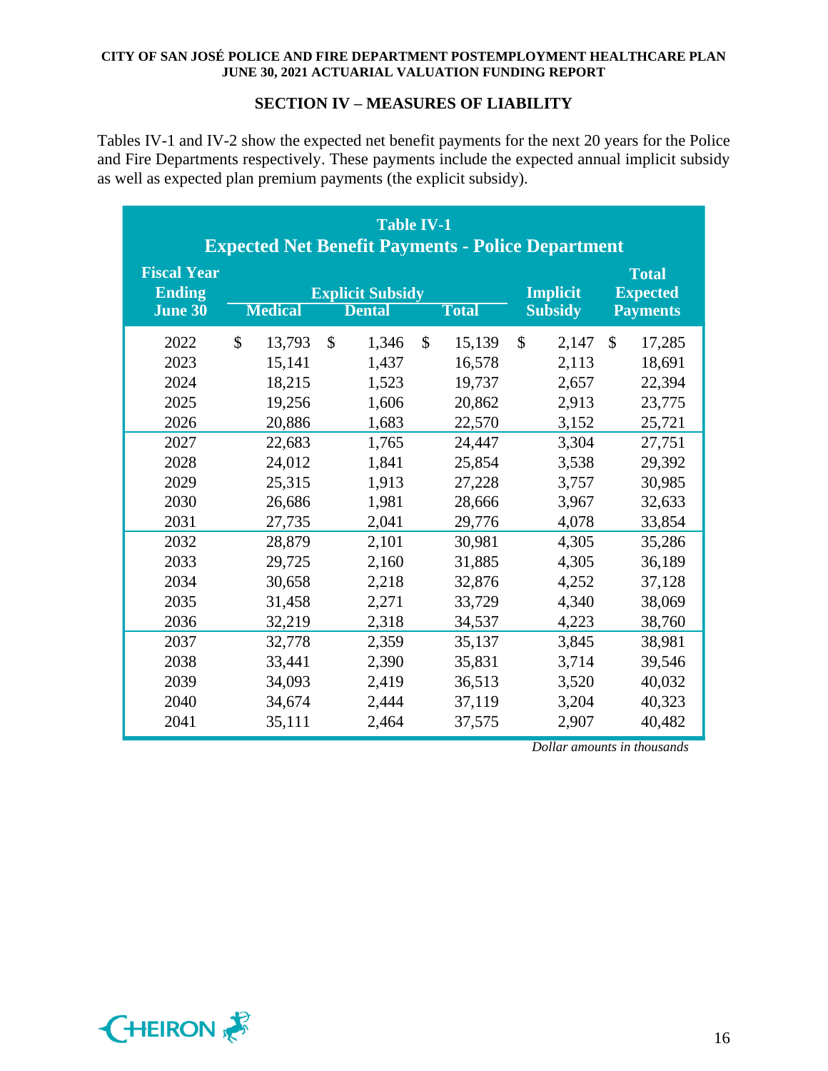## SECTION IV – MEASURES OF LIABILITY

Tables IV-1 and IV-2 show the expected net benefit payments for the next 20 years for the Police and Fire Departments respectively. These payments include the expected annual implicit subsidy as well as expected plan premium payments (the explicit subsidy).

**Table IV-1**
**Expected Net Benefit Payments - Police Department**

| Fiscal Year Ending June 30 | Explicit Subsidy | | | Implicit Subsidy | Total Expected Payments |
|---|---|---|---|---|---|
| | Medical | Dental | Total | | |
| 2022 | $ 13,793 | $ 1,346 | $ 15,139 | $ 2,147 | $ 17,285 |
| 2023 | 15,141 | 1,437 | 16,578 | 2,113 | 18,691 |
| 2024 | 18,215 | 1,523 | 19,737 | 2,657 | 22,394 |
| 2025 | 19,256 | 1,606 | 20,862 | 2,913 | 23,775 |
| 2026 | 20,886 | 1,683 | 22,570 | 3,152 | 25,721 |
| 2027 | 22,683 | 1,765 | 24,447 | 3,304 | 27,751 |
| 2028 | 24,012 | 1,841 | 25,854 | 3,538 | 29,392 |
| 2029 | 25,315 | 1,913 | 27,228 | 3,757 | 30,985 |
| 2030 | 26,686 | 1,981 | 28,666 | 3,967 | 32,633 |
| 2031 | 27,735 | 2,041 | 29,776 | 4,078 | 33,854 |
| 2032 | 28,879 | 2,101 | 30,981 | 4,305 | 35,286 |
| 2033 | 29,725 | 2,160 | 31,885 | 4,305 | 36,189 |
| 2034 | 30,658 | 2,218 | 32,876 | 4,252 | 37,128 |
| 2035 | 31,458 | 2,271 | 33,729 | 4,340 | 38,069 |
| 2036 | 32,219 | 2,318 | 34,537 | 4,223 | 38,760 |
| 2037 | 32,778 | 2,359 | 35,137 | 3,845 | 38,981 |
| 2038 | 33,441 | 2,390 | 35,831 | 3,714 | 39,546 |
| 2039 | 34,093 | 2,419 | 36,513 | 3,520 | 40,032 |
| 2040 | 34,674 | 2,444 | 37,119 | 3,204 | 40,323 |
| 2041 | 35,111 | 2,464 | 37,575 | 2,907 | 40,482 |

*Dollar amounts in thousands*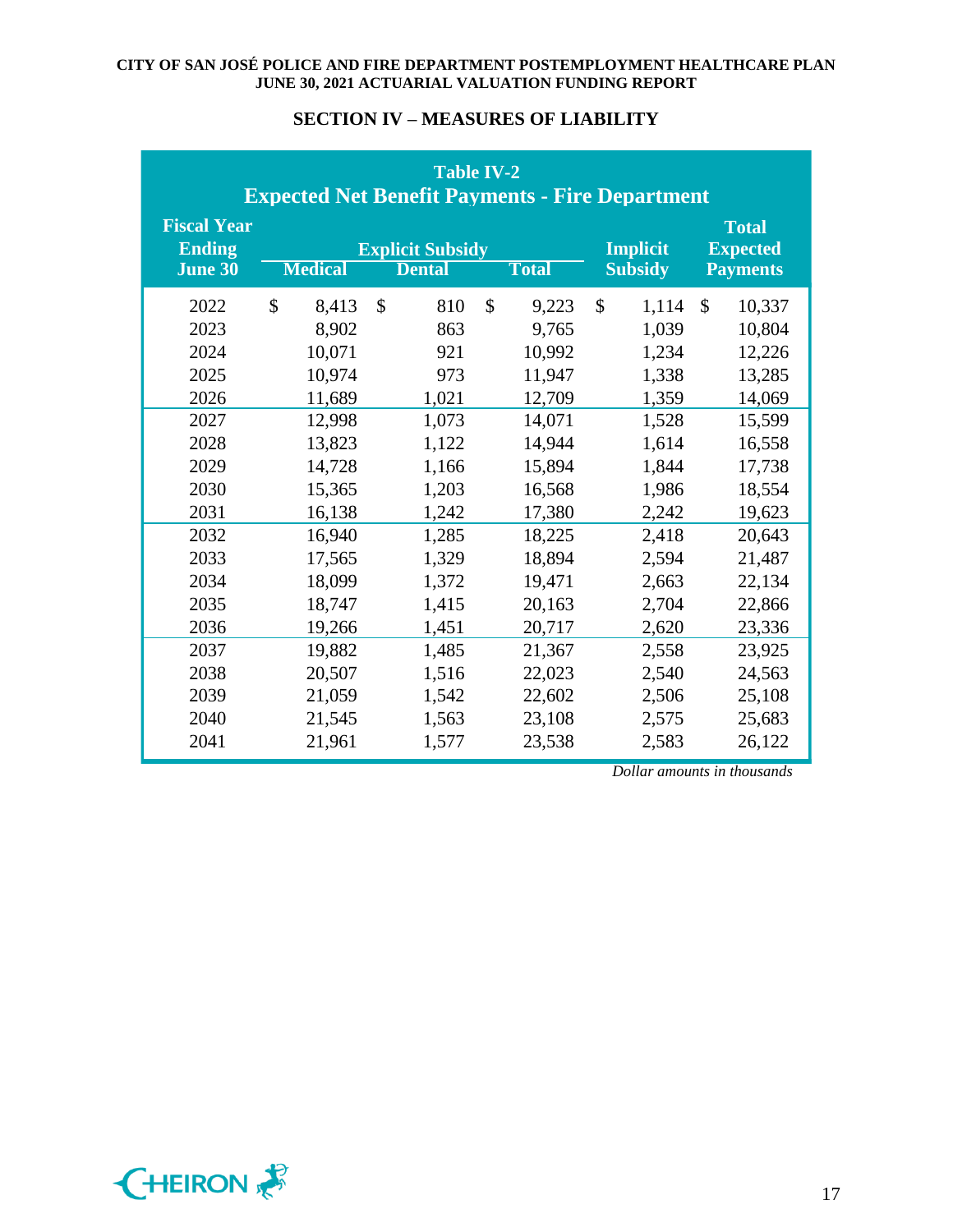## SECTION IV – MEASURES OF LIABILITY

**Table IV-2**
**Expected Net Benefit Payments - Fire Department**

| Fiscal Year Ending June 30 | Explicit Subsidy | | | Implicit Subsidy | Total Expected Payments |
|---|---|---|---|---|---|
| | Medical | Dental | Total | | |
| 2022 | $ 8,413 | $ 810 | $ 9,223 | $ 1,114 | $ 10,337 |
| 2023 | 8,902 | 863 | 9,765 | 1,039 | 10,804 |
| 2024 | 10,071 | 921 | 10,992 | 1,234 | 12,226 |
| 2025 | 10,974 | 973 | 11,947 | 1,338 | 13,285 |
| 2026 | 11,689 | 1,021 | 12,709 | 1,359 | 14,069 |
| 2027 | 12,998 | 1,073 | 14,071 | 1,528 | 15,599 |
| 2028 | 13,823 | 1,122 | 14,944 | 1,614 | 16,558 |
| 2029 | 14,728 | 1,166 | 15,894 | 1,844 | 17,738 |
| 2030 | 15,365 | 1,203 | 16,568 | 1,986 | 18,554 |
| 2031 | 16,138 | 1,242 | 17,380 | 2,242 | 19,623 |
| 2032 | 16,940 | 1,285 | 18,225 | 2,418 | 20,643 |
| 2033 | 17,565 | 1,329 | 18,894 | 2,594 | 21,487 |
| 2034 | 18,099 | 1,372 | 19,471 | 2,663 | 22,134 |
| 2035 | 18,747 | 1,415 | 20,163 | 2,704 | 22,866 |
| 2036 | 19,266 | 1,451 | 20,717 | 2,620 | 23,336 |
| 2037 | 19,882 | 1,485 | 21,367 | 2,558 | 23,925 |
| 2038 | 20,507 | 1,516 | 22,023 | 2,540 | 24,563 |
| 2039 | 21,059 | 1,542 | 22,602 | 2,506 | 25,108 |
| 2040 | 21,545 | 1,563 | 23,108 | 2,575 | 25,683 |
| 2041 | 21,961 | 1,577 | 23,538 | 2,583 | 26,122 |

*Dollar amounts in thousands*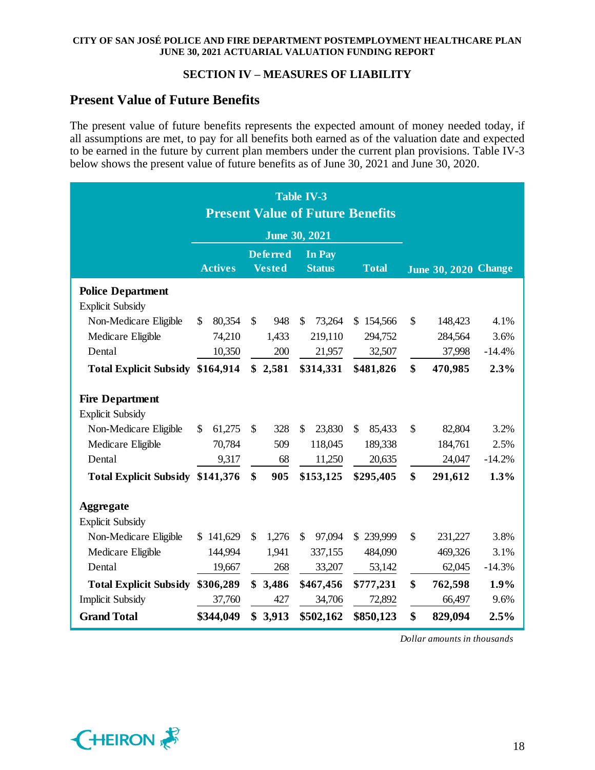## SECTION IV – MEASURES OF LIABILITY

## Present Value of Future Benefits

The present value of future benefits represents the expected amount of money needed today, if all assumptions are met, to pay for all benefits both earned as of the valuation date and expected to be earned in the future by current plan members under the current plan provisions. Table IV-3 below shows the present value of future benefits as of June 30, 2021 and June 30, 2020.

**Table IV-3**
**Present Value of Future Benefits**

| | June 30, 2021 | | | | | |
|---|---|---|---|---|---|---|
| | Actives | Deferred Vested | In Pay Status | Total | June 30, 2020 | Change |
| **Police Department** | | | | | | |
| Explicit Subsidy | | | | | | |
| Non-Medicare Eligible | $ 80,354 | $ 948 | $ 73,264 | $ 154,566 | $ 148,423 | 4.1% |
| Medicare Eligible | 74,210 | 1,433 | 219,110 | 294,752 | 284,564 | 3.6% |
| Dental | 10,350 | 200 | 21,957 | 32,507 | 37,998 | -14.4% |
| **Total Explicit Subsidy** | **$164,914** | **$ 2,581** | **$314,331** | **$481,826** | **$ 470,985** | **2.3%** |
| **Fire Department** | | | | | | |
| Explicit Subsidy | | | | | | |
| Non-Medicare Eligible | $ 61,275 | $ 328 | $ 23,830 | $ 85,433 | $ 82,804 | 3.2% |
| Medicare Eligible | 70,784 | 509 | 118,045 | 189,338 | 184,761 | 2.5% |
| Dental | 9,317 | 68 | 11,250 | 20,635 | 24,047 | -14.2% |
| **Total Explicit Subsidy** | **$141,376** | **$ 905** | **$153,125** | **$295,405** | **$ 291,612** | **1.3%** |
| **Aggregate** | | | | | | |
| Explicit Subsidy | | | | | | |
| Non-Medicare Eligible | $ 141,629 | $ 1,276 | $ 97,094 | $ 239,999 | $ 231,227 | 3.8% |
| Medicare Eligible | 144,994 | 1,941 | 337,155 | 484,090 | 469,326 | 3.1% |
| Dental | 19,667 | 268 | 33,207 | 53,142 | 62,045 | -14.3% |
| **Total Explicit Subsidy** | **$306,289** | **$ 3,486** | **$467,456** | **$777,231** | **$ 762,598** | **1.9%** |
| Implicit Subsidy | 37,760 | 427 | 34,706 | 72,892 | 66,497 | 9.6% |
| **Grand Total** | **$344,049** | **$ 3,913** | **$502,162** | **$850,123** | **$ 829,094** | **2.5%** |

*Dollar amounts in thousands*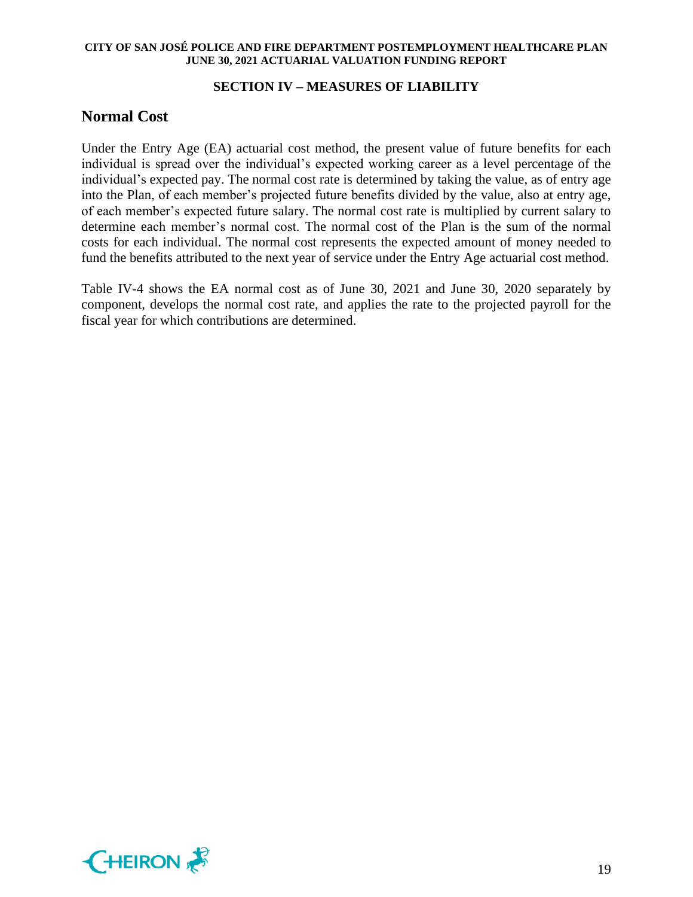## SECTION IV – MEASURES OF LIABILITY

### Normal Cost

Under the Entry Age (EA) actuarial cost method, the present value of future benefits for each individual is spread over the individual's expected working career as a level percentage of the individual's expected pay. The normal cost rate is determined by taking the value, as of entry age into the Plan, of each member's projected future benefits divided by the value, also at entry age, of each member's expected future salary. The normal cost rate is multiplied by current salary to determine each member's normal cost. The normal cost of the Plan is the sum of the normal costs for each individual. The normal cost represents the expected amount of money needed to fund the benefits attributed to the next year of service under the Entry Age actuarial cost method.

Table IV-4 shows the EA normal cost as of June 30, 2021 and June 30, 2020 separately by component, develops the normal cost rate, and applies the rate to the projected payroll for the fiscal year for which contributions are determined.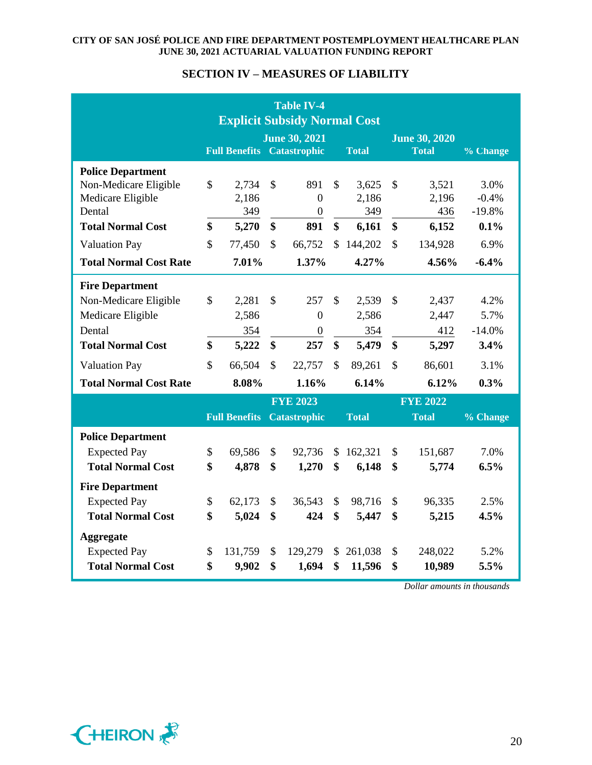## SECTION IV – MEASURES OF LIABILITY

**Table IV-4**
**Explicit Subsidy Normal Cost**

| | June 30, 2021 | | | June 30, 2020 | |
|---|---|---|---|---|---|
| | Full Benefits | Catastrophic | Total | Total | % Change |
| **Police Department** | | | | | |
| Non-Medicare Eligible | $ 2,734 | $ 891 | $ 3,625 | $ 3,521 | 3.0% |
| Medicare Eligible | 2,186 | 0 | 2,186 | 2,196 | -0.4% |
| Dental | 349 | 0 | 349 | 436 | -19.8% |
| **Total Normal Cost** | **$ 5,270** | **$ 891** | **$ 6,161** | **$ 6,152** | **0.1%** |
| Valuation Pay | $ 77,450 | $ 66,752 | $ 144,202 | $ 134,928 | 6.9% |
| **Total Normal Cost Rate** | **7.01%** | **1.37%** | **4.27%** | **4.56%** | **-6.4%** |
| **Fire Department** | | | | | |
| Non-Medicare Eligible | $ 2,281 | $ 257 | $ 2,539 | $ 2,437 | 4.2% |
| Medicare Eligible | 2,586 | 0 | 2,586 | 2,447 | 5.7% |
| Dental | 354 | 0 | 354 | 412 | -14.0% |
| **Total Normal Cost** | **$ 5,222** | **$ 257** | **$ 5,479** | **$ 5,297** | **3.4%** |
| Valuation Pay | $ 66,504 | $ 22,757 | $ 89,261 | $ 86,601 | 3.1% |
| **Total Normal Cost Rate** | **8.08%** | **1.16%** | **6.14%** | **6.12%** | **0.3%** |
| | **FYE 2023** | | | **FYE 2022** | |
| | **Full Benefits** | **Catastrophic** | **Total** | **Total** | **% Change** |
| **Police Department** | | | | | |
| Expected Pay | $ 69,586 | $ 92,736 | $ 162,321 | $ 151,687 | 7.0% |
| **Total Normal Cost** | **$ 4,878** | **$ 1,270** | **$ 6,148** | **$ 5,774** | **6.5%** |
| **Fire Department** | | | | | |
| Expected Pay | $ 62,173 | $ 36,543 | $ 98,716 | $ 96,335 | 2.5% |
| **Total Normal Cost** | **$ 5,024** | **$ 424** | **$ 5,447** | **$ 5,215** | **4.5%** |
| **Aggregate** | | | | | |
| Expected Pay | $ 131,759 | $ 129,279 | $ 261,038 | $ 248,022 | 5.2% |
| **Total Normal Cost** | **$ 9,902** | **$ 1,694** | **$ 11,596** | **$ 10,989** | **5.5%** |

*Dollar amounts in thousands*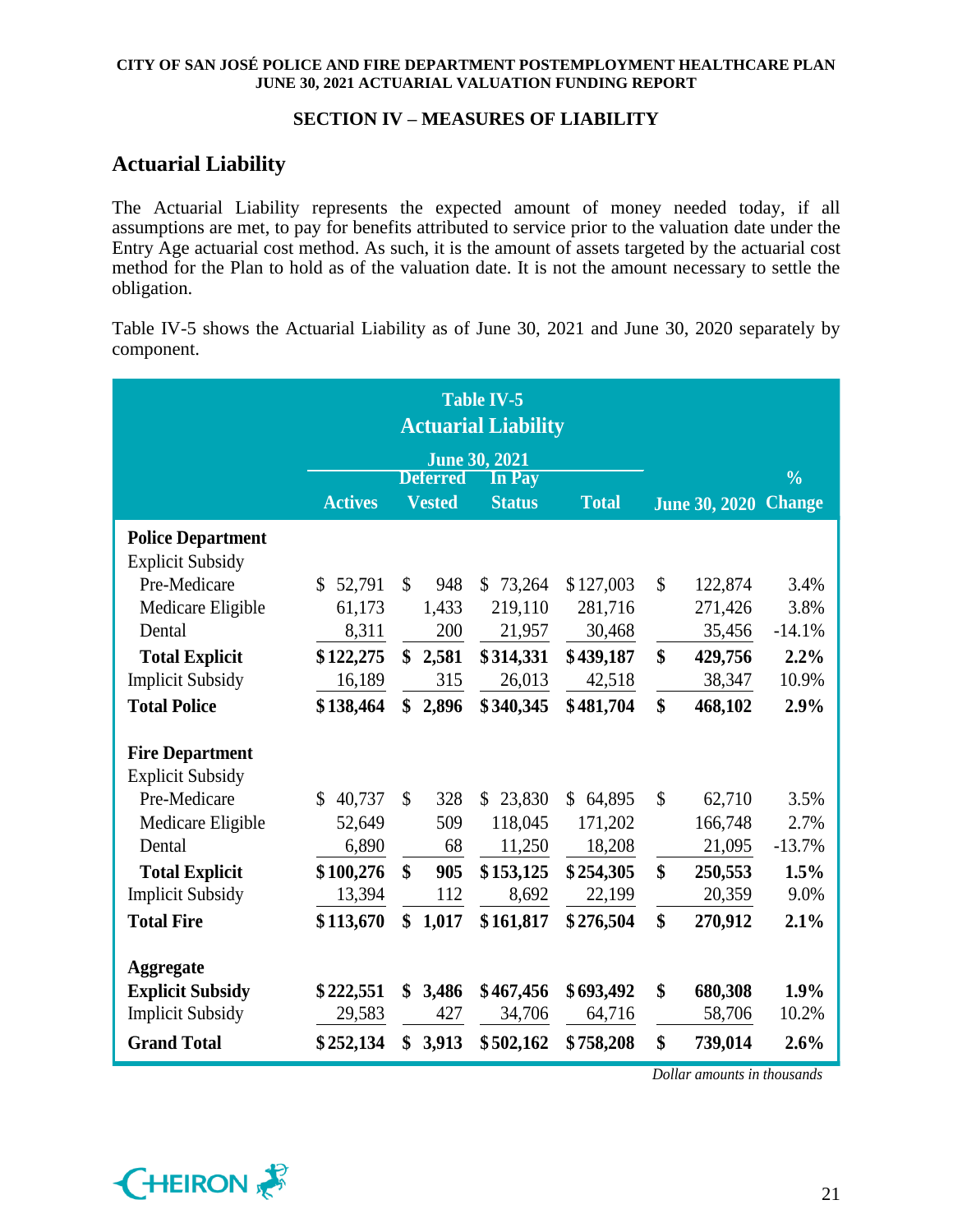## SECTION IV – MEASURES OF LIABILITY

### Actuarial Liability

The Actuarial Liability represents the expected amount of money needed today, if all assumptions are met, to pay for benefits attributed to service prior to the valuation date under the Entry Age actuarial cost method. As such, it is the amount of assets targeted by the actuarial cost method for the Plan to hold as of the valuation date. It is not the amount necessary to settle the obligation.

Table IV-5 shows the Actuarial Liability as of June 30, 2021 and June 30, 2020 separately by component.

**Table IV-5**
**Actuarial Liability**

| | June 30, 2021 | | | | | |
|---|---|---|---|---|---|---|
| | Actives | Deferred Vested | In Pay Status | Total | June 30, 2020 | % Change |
| **Police Department** | | | | | | |
| Explicit Subsidy | | | | | | |
| Pre-Medicare | $ 52,791 | $ 948 | $ 73,264 | $ 127,003 | $ 122,874 | 3.4% |
| Medicare Eligible | 61,173 | 1,433 | 219,110 | 281,716 | 271,426 | 3.8% |
| Dental | 8,311 | 200 | 21,957 | 30,468 | 35,456 | -14.1% |
| **Total Explicit** | **$ 122,275** | **$ 2,581** | **$ 314,331** | **$ 439,187** | **$ 429,756** | **2.2%** |
| Implicit Subsidy | 16,189 | 315 | 26,013 | 42,518 | 38,347 | 10.9% |
| **Total Police** | **$ 138,464** | **$ 2,896** | **$ 340,345** | **$ 481,704** | **$ 468,102** | **2.9%** |
| **Fire Department** | | | | | | |
| Explicit Subsidy | | | | | | |
| Pre-Medicare | $ 40,737 | $ 328 | $ 23,830 | $ 64,895 | $ 62,710 | 3.5% |
| Medicare Eligible | 52,649 | 509 | 118,045 | 171,202 | 166,748 | 2.7% |
| Dental | 6,890 | 68 | 11,250 | 18,208 | 21,095 | -13.7% |
| **Total Explicit** | **$ 100,276** | **$ 905** | **$ 153,125** | **$ 254,305** | **$ 250,553** | **1.5%** |
| Implicit Subsidy | 13,394 | 112 | 8,692 | 22,199 | 20,359 | 9.0% |
| **Total Fire** | **$ 113,670** | **$ 1,017** | **$ 161,817** | **$ 276,504** | **$ 270,912** | **2.1%** |
| **Aggregate** | | | | | | |
| **Explicit Subsidy** | **$ 222,551** | **$ 3,486** | **$ 467,456** | **$ 693,492** | **$ 680,308** | **1.9%** |
| Implicit Subsidy | 29,583 | 427 | 34,706 | 64,716 | 58,706 | 10.2% |
| **Grand Total** | **$ 252,134** | **$ 3,913** | **$ 502,162** | **$ 758,208** | **$ 739,014** | **2.6%** |

*Dollar amounts in thousands*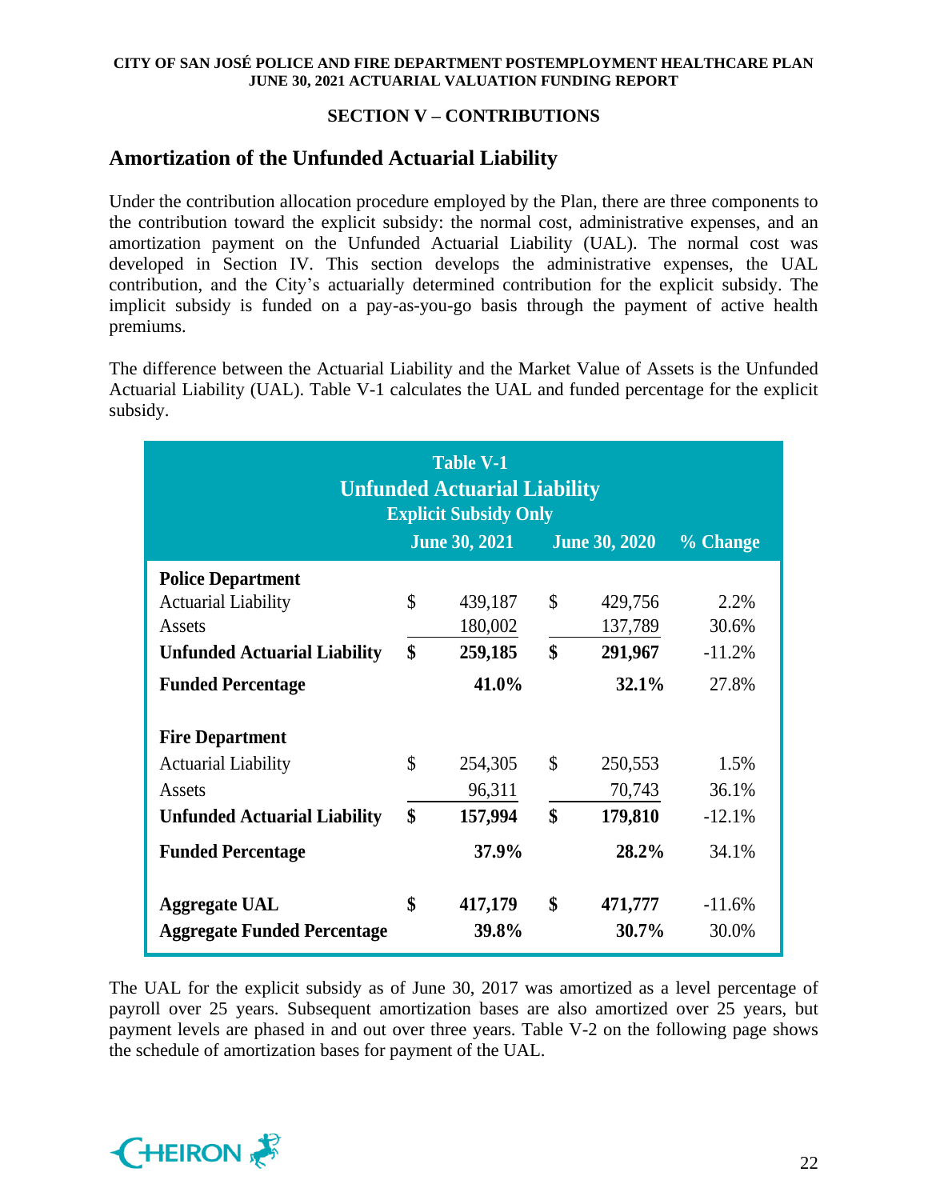## SECTION V – CONTRIBUTIONS

## Amortization of the Unfunded Actuarial Liability

Under the contribution allocation procedure employed by the Plan, there are three components to the contribution toward the explicit subsidy: the normal cost, administrative expenses, and an amortization payment on the Unfunded Actuarial Liability (UAL). The normal cost was developed in Section IV. This section develops the administrative expenses, the UAL contribution, and the City's actuarially determined contribution for the explicit subsidy. The implicit subsidy is funded on a pay-as-you-go basis through the payment of active health premiums.

The difference between the Actuarial Liability and the Market Value of Assets is the Unfunded Actuarial Liability (UAL). Table V-1 calculates the UAL and funded percentage for the explicit subsidy.

**Table V-1**
**Unfunded Actuarial Liability**
**Explicit Subsidy Only**

| | June 30, 2021 | June 30, 2020 | % Change |
|---|---|---|---|
| **Police Department** | | | |
| Actuarial Liability | $ 439,187 | $ 429,756 | 2.2% |
| Assets | 180,002 | 137,789 | 30.6% |
| **Unfunded Actuarial Liability** | **$ 259,185** | **$ 291,967** | -11.2% |
| **Funded Percentage** | **41.0%** | **32.1%** | 27.8% |
| **Fire Department** | | | |
| Actuarial Liability | $ 254,305 | $ 250,553 | 1.5% |
| Assets | 96,311 | 70,743 | 36.1% |
| **Unfunded Actuarial Liability** | **$ 157,994** | **$ 179,810** | -12.1% |
| **Funded Percentage** | **37.9%** | **28.2%** | 34.1% |
| **Aggregate UAL** | **$ 417,179** | **$ 471,777** | -11.6% |
| **Aggregate Funded Percentage** | **39.8%** | **30.7%** | 30.0% |

The UAL for the explicit subsidy as of June 30, 2017 was amortized as a level percentage of payroll over 25 years. Subsequent amortization bases are also amortized over 25 years, but payment levels are phased in and out over three years. Table V-2 on the following page shows the schedule of amortization bases for payment of the UAL.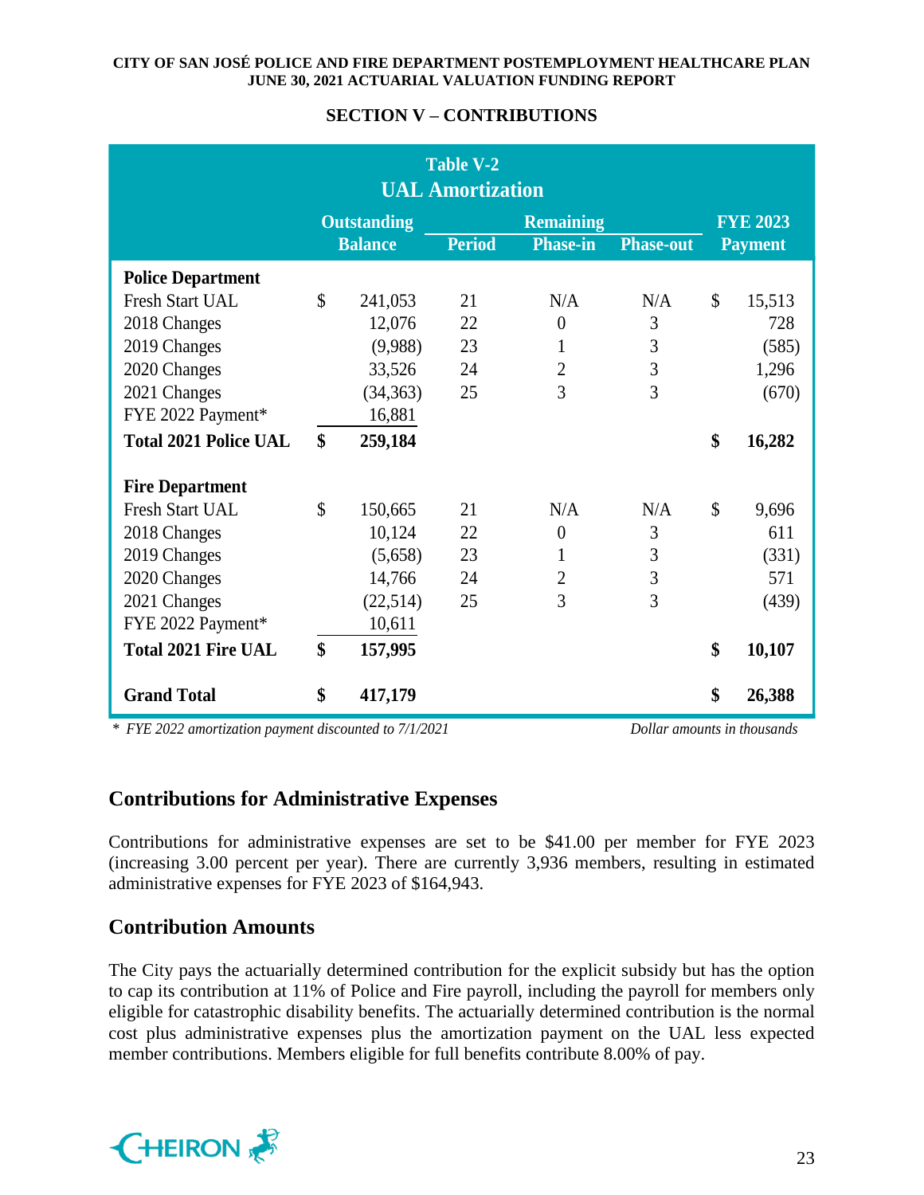## SECTION V – CONTRIBUTIONS

**Table V-2**
**UAL Amortization**

| | Outstanding Balance | Period | Remaining Phase-in | Phase-out | FYE 2023 Payment |
|---|---|---|---|---|---|
| **Police Department** | | | | | |
| Fresh Start UAL | $ 241,053 | 21 | N/A | N/A | $ 15,513 |
| 2018 Changes | 12,076 | 22 | 0 | 3 | 728 |
| 2019 Changes | (9,988) | 23 | 1 | 3 | (585) |
| 2020 Changes | 33,526 | 24 | 2 | 3 | 1,296 |
| 2021 Changes | (34,363) | 25 | 3 | 3 | (670) |
| FYE 2022 Payment* | 16,881 | | | | |
| **Total 2021 Police UAL** | **$ 259,184** | | | | **$ 16,282** |
| **Fire Department** | | | | | |
| Fresh Start UAL | $ 150,665 | 21 | N/A | N/A | $ 9,696 |
| 2018 Changes | 10,124 | 22 | 0 | 3 | 611 |
| 2019 Changes | (5,658) | 23 | 1 | 3 | (331) |
| 2020 Changes | 14,766 | 24 | 2 | 3 | 571 |
| 2021 Changes | (22,514) | 25 | 3 | 3 | (439) |
| FYE 2022 Payment* | 10,611 | | | | |
| **Total 2021 Fire UAL** | **$ 157,995** | | | | **$ 10,107** |
| **Grand Total** | **$ 417,179** | | | | **$ 26,388** |

*\* FYE 2022 amortization payment discounted to 7/1/2021* *Dollar amounts in thousands*

## Contributions for Administrative Expenses

Contributions for administrative expenses are set to be $41.00 per member for FYE 2023 (increasing 3.00 percent per year). There are currently 3,936 members, resulting in estimated administrative expenses for FYE 2023 of $164,943.

## Contribution Amounts

The City pays the actuarially determined contribution for the explicit subsidy but has the option to cap its contribution at 11% of Police and Fire payroll, including the payroll for members only eligible for catastrophic disability benefits. The actuarially determined contribution is the normal cost plus administrative expenses plus the amortization payment on the UAL less expected member contributions. Members eligible for full benefits contribute 8.00% of pay.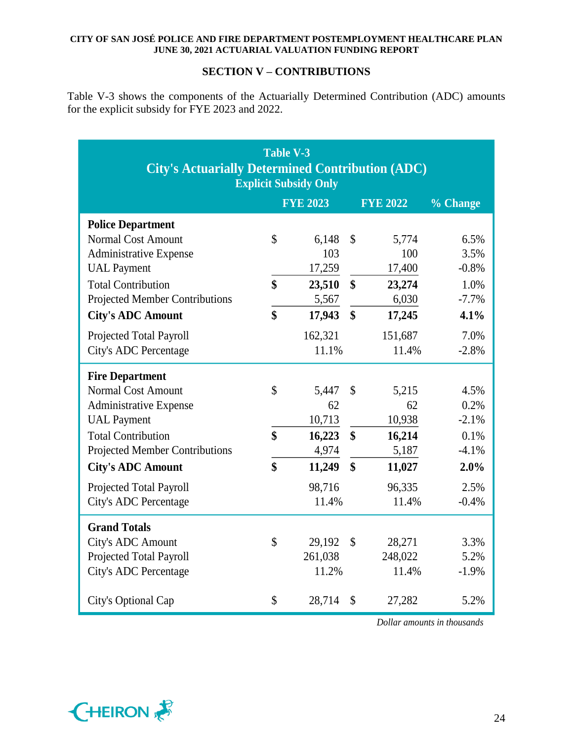## SECTION V – CONTRIBUTIONS

Table V-3 shows the components of the Actuarially Determined Contribution (ADC) amounts for the explicit subsidy for FYE 2023 and 2022.

**Table V-3**
**City's Actuarially Determined Contribution (ADC)**
**Explicit Subsidy Only**

| | FYE 2023 | FYE 2022 | % Change |
|---|---|---|---|
| **Police Department** | | | |
| Normal Cost Amount | $ 6,148 | $ 5,774 | 6.5% |
| Administrative Expense | 103 | 100 | 3.5% |
| UAL Payment | 17,259 | 17,400 | -0.8% |
| Total Contribution | **$ 23,510** | **$ 23,274** | 1.0% |
| Projected Member Contributions | 5,567 | 6,030 | -7.7% |
| **City's ADC Amount** | **$ 17,943** | **$ 17,245** | **4.1%** |
| Projected Total Payroll | 162,321 | 151,687 | 7.0% |
| City's ADC Percentage | 11.1% | 11.4% | -2.8% |
| **Fire Department** | | | |
| Normal Cost Amount | $ 5,447 | $ 5,215 | 4.5% |
| Administrative Expense | 62 | 62 | 0.2% |
| UAL Payment | 10,713 | 10,938 | -2.1% |
| Total Contribution | **$ 16,223** | **$ 16,214** | 0.1% |
| Projected Member Contributions | 4,974 | 5,187 | -4.1% |
| **City's ADC Amount** | **$ 11,249** | **$ 11,027** | **2.0%** |
| Projected Total Payroll | 98,716 | 96,335 | 2.5% |
| City's ADC Percentage | 11.4% | 11.4% | -0.4% |
| **Grand Totals** | | | |
| City's ADC Amount | $ 29,192 | $ 28,271 | 3.3% |
| Projected Total Payroll | 261,038 | 248,022 | 5.2% |
| City's ADC Percentage | 11.2% | 11.4% | -1.9% |
| City's Optional Cap | $ 28,714 | $ 27,282 | 5.2% |

*Dollar amounts in thousands*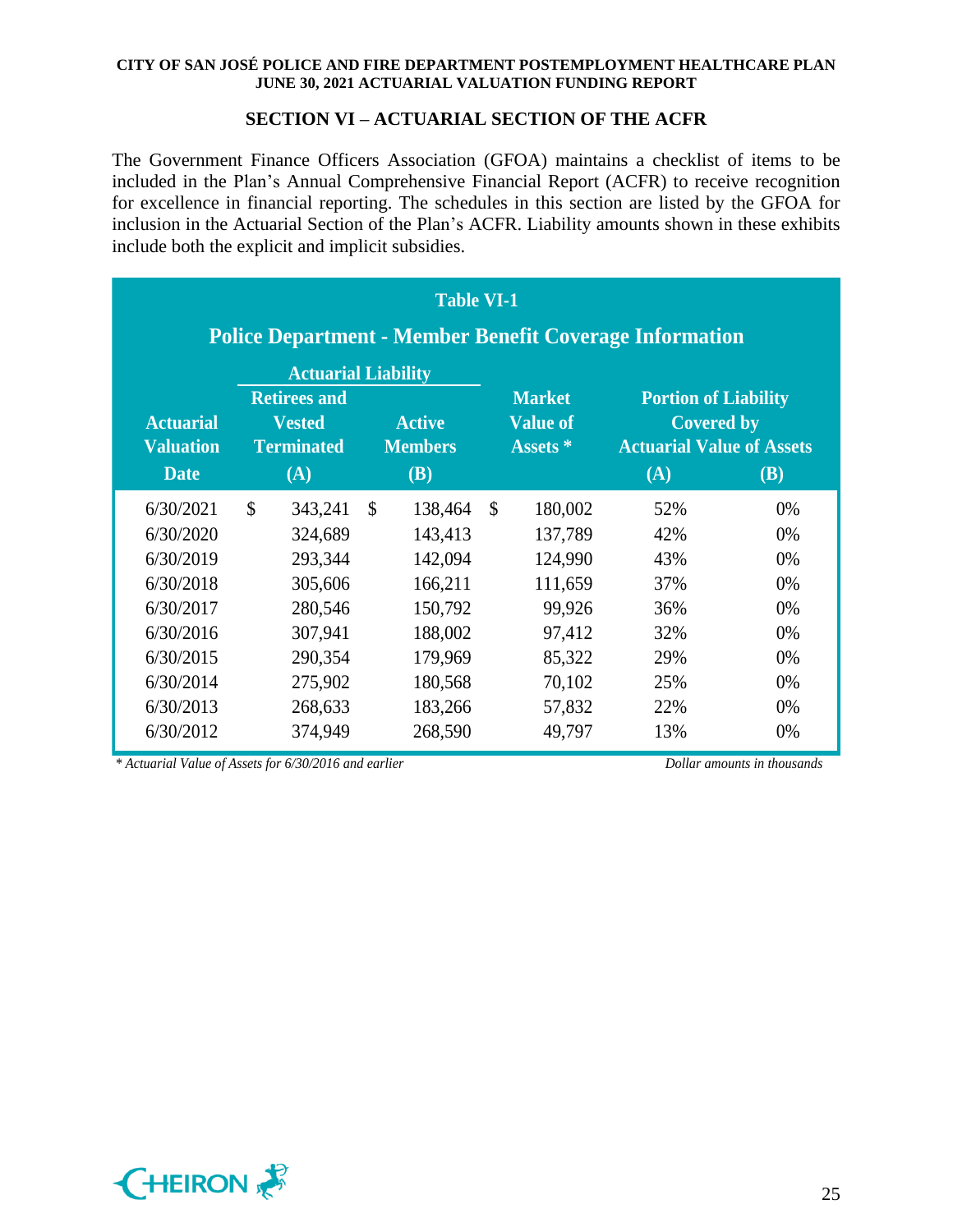## SECTION VI – ACTUARIAL SECTION OF THE ACFR

The Government Finance Officers Association (GFOA) maintains a checklist of items to be included in the Plan's Annual Comprehensive Financial Report (ACFR) to receive recognition for excellence in financial reporting. The schedules in this section are listed by the GFOA for inclusion in the Actuarial Section of the Plan's ACFR. Liability amounts shown in these exhibits include both the explicit and implicit subsidies.

**Table VI-1**

**Police Department - Member Benefit Coverage Information**

| Actuarial Valuation Date | Actuarial Liability | | Market Value of Assets * | Portion of Liability Covered by Actuarial Value of Assets | |
|---|---|---|---|---|---|
| | Retirees and Vested Terminated (A) | Active Members (B) | | (A) | (B) |
| 6/30/2021 | $ 343,241 | $ 138,464 | $ 180,002 | 52% | 0% |
| 6/30/2020 | 324,689 | 143,413 | 137,789 | 42% | 0% |
| 6/30/2019 | 293,344 | 142,094 | 124,990 | 43% | 0% |
| 6/30/2018 | 305,606 | 166,211 | 111,659 | 37% | 0% |
| 6/30/2017 | 280,546 | 150,792 | 99,926 | 36% | 0% |
| 6/30/2016 | 307,941 | 188,002 | 97,412 | 32% | 0% |
| 6/30/2015 | 290,354 | 179,969 | 85,322 | 29% | 0% |
| 6/30/2014 | 275,902 | 180,568 | 70,102 | 25% | 0% |
| 6/30/2013 | 268,633 | 183,266 | 57,832 | 22% | 0% |
| 6/30/2012 | 374,949 | 268,590 | 49,797 | 13% | 0% |

*\* Actuarial Value of Assets for 6/30/2016 and earlier*

*Dollar amounts in thousands*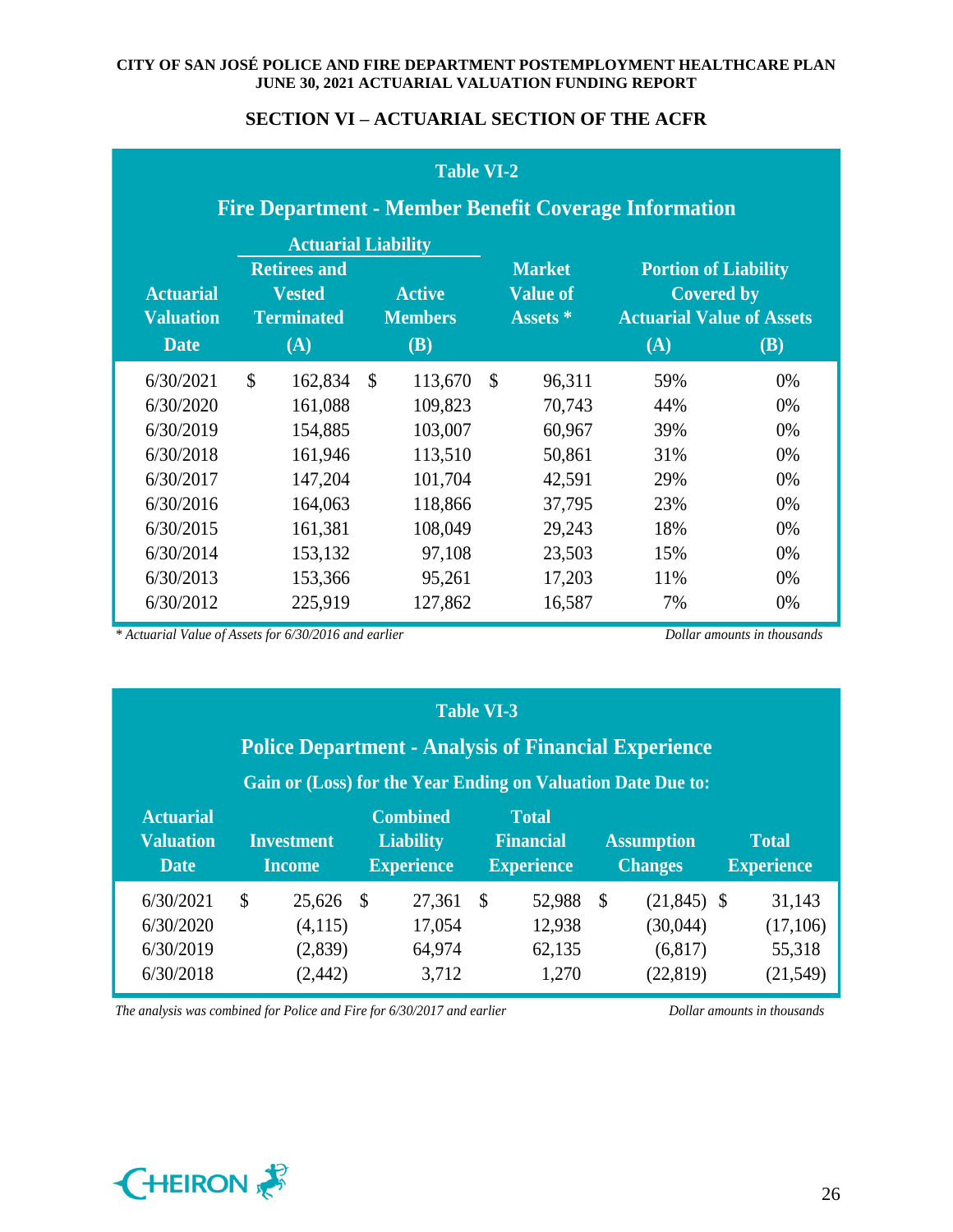## SECTION VI – ACTUARIAL SECTION OF THE ACFR

### Table VI-2

### Fire Department - Member Benefit Coverage Information

| Actuarial Valuation Date | Actuarial Liability | | Market Value of Assets * | Portion of Liability Covered by Actuarial Value of Assets | |
|---|---|---|---|---|---|
| | Retirees and Vested Terminated (A) | Active Members (B) | | (A) | (B) |
| 6/30/2021 | $ 162,834 | $ 113,670 | $ 96,311 | 59% | 0% |
| 6/30/2020 | 161,088 | 109,823 | 70,743 | 44% | 0% |
| 6/30/2019 | 154,885 | 103,007 | 60,967 | 39% | 0% |
| 6/30/2018 | 161,946 | 113,510 | 50,861 | 31% | 0% |
| 6/30/2017 | 147,204 | 101,704 | 42,591 | 29% | 0% |
| 6/30/2016 | 164,063 | 118,866 | 37,795 | 23% | 0% |
| 6/30/2015 | 161,381 | 108,049 | 29,243 | 18% | 0% |
| 6/30/2014 | 153,132 | 97,108 | 23,503 | 15% | 0% |
| 6/30/2013 | 153,366 | 95,261 | 17,203 | 11% | 0% |
| 6/30/2012 | 225,919 | 127,862 | 16,587 | 7% | 0% |

*\* Actuarial Value of Assets for 6/30/2016 and earlier*

*Dollar amounts in thousands*

### Table VI-3

### Police Department - Analysis of Financial Experience

**Gain or (Loss) for the Year Ending on Valuation Date Due to:**

| Actuarial Valuation Date | Investment Income | Combined Liability Experience | Total Financial Experience | Assumption Changes | Total Experience |
|---|---|---|---|---|---|
| 6/30/2021 | $ 25,626 | $ 27,361 | $ 52,988 | $ (21,845) | $ 31,143 |
| 6/30/2020 | (4,115) | 17,054 | 12,938 | (30,044) | (17,106) |
| 6/30/2019 | (2,839) | 64,974 | 62,135 | (6,817) | 55,318 |
| 6/30/2018 | (2,442) | 3,712 | 1,270 | (22,819) | (21,549) |

*The analysis was combined for Police and Fire for 6/30/2017 and earlier*

*Dollar amounts in thousands*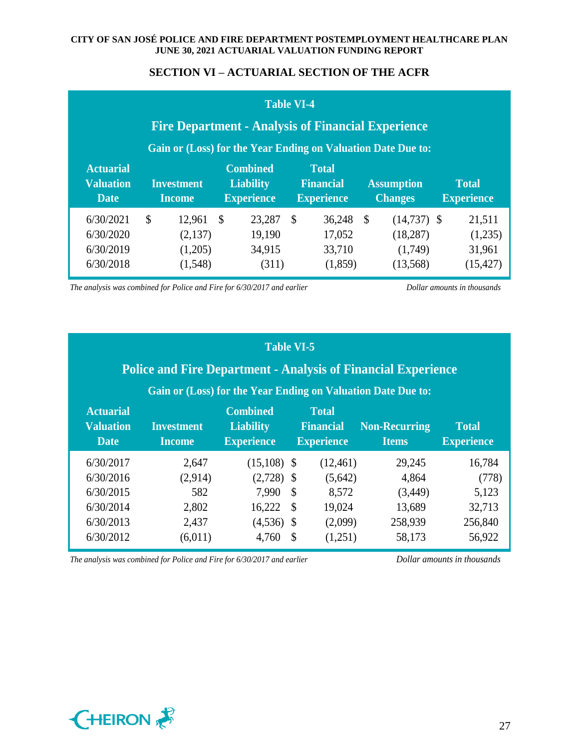## SECTION VI – ACTUARIAL SECTION OF THE ACFR

**Table VI-4**

**Fire Department - Analysis of Financial Experience**

**Gain or (Loss) for the Year Ending on Valuation Date Due to:**

| Actuarial Valuation Date | Investment Income | Combined Liability Experience | Total Financial Experience | Assumption Changes | Total Experience |
|---|---|---|---|---|---|
| 6/30/2021 | $ 12,961 | $ 23,287 | $ 36,248 | $ (14,737) | $ 21,511 |
| 6/30/2020 | (2,137) | 19,190 | 17,052 | (18,287) | (1,235) |
| 6/30/2019 | (1,205) | 34,915 | 33,710 | (1,749) | 31,961 |
| 6/30/2018 | (1,548) | (311) | (1,859) | (13,568) | (15,427) |

*The analysis was combined for Police and Fire for 6/30/2017 and earlier* — *Dollar amounts in thousands*

**Table VI-5**

**Police and Fire Department - Analysis of Financial Experience**

**Gain or (Loss) for the Year Ending on Valuation Date Due to:**

| Actuarial Valuation Date | Investment Income | Combined Liability Experience | Total Financial Experience | Non-Recurring Items | Total Experience |
|---|---|---|---|---|---|
| 6/30/2017 | 2,647 | (15,108) | $ (12,461) | 29,245 | 16,784 |
| 6/30/2016 | (2,914) | (2,728) | $ (5,642) | 4,864 | (778) |
| 6/30/2015 | 582 | 7,990 | $ 8,572 | (3,449) | 5,123 |
| 6/30/2014 | 2,802 | 16,222 | $ 19,024 | 13,689 | 32,713 |
| 6/30/2013 | 2,437 | (4,536) | $ (2,099) | 258,939 | 256,840 |
| 6/30/2012 | (6,011) | 4,760 | $ (1,251) | 58,173 | 56,922 |

*The analysis was combined for Police and Fire for 6/30/2017 and earlier* — *Dollar amounts in thousands*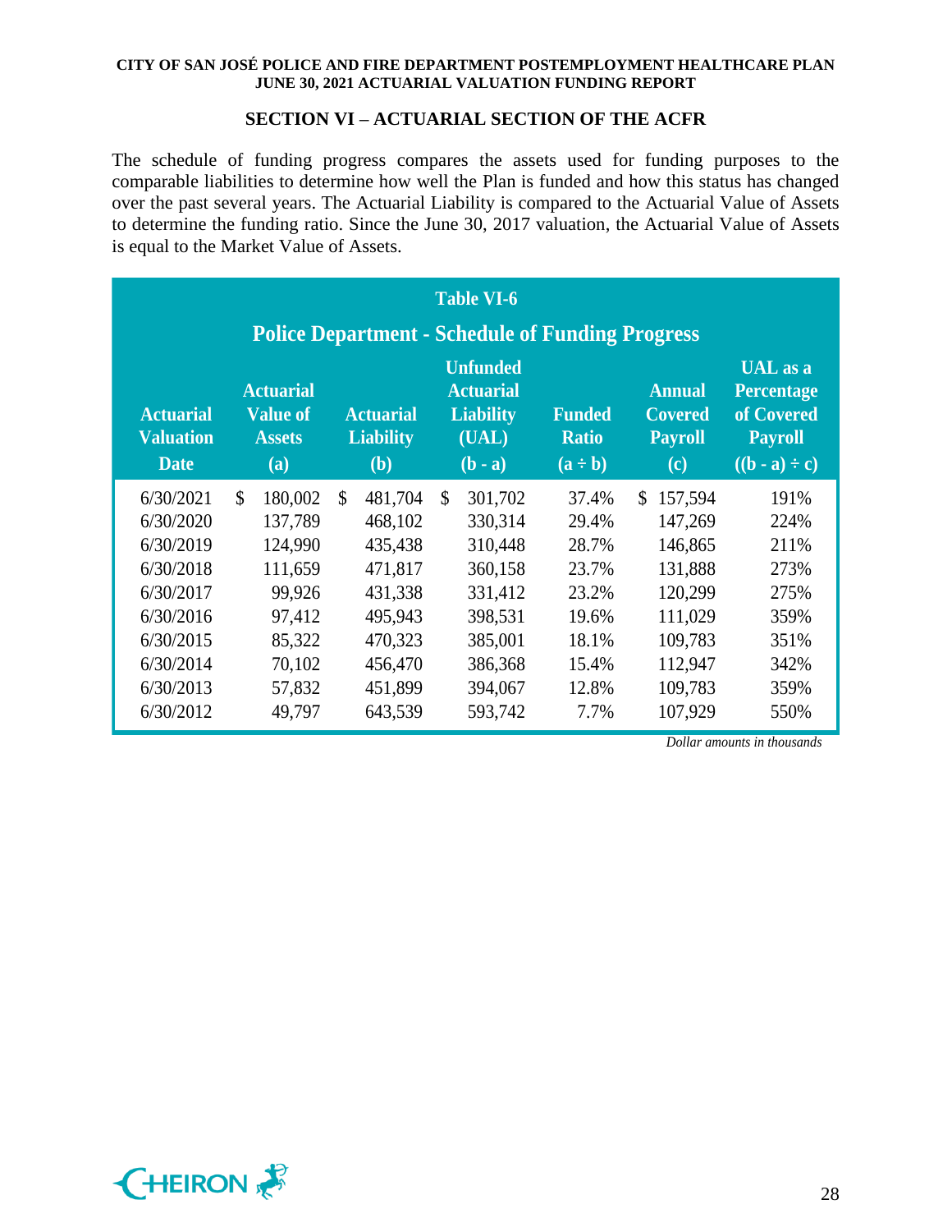## SECTION VI – ACTUARIAL SECTION OF THE ACFR

The schedule of funding progress compares the assets used for funding purposes to the comparable liabilities to determine how well the Plan is funded and how this status has changed over the past several years. The Actuarial Liability is compared to the Actuarial Value of Assets to determine the funding ratio. Since the June 30, 2017 valuation, the Actuarial Value of Assets is equal to the Market Value of Assets.

**Table VI-6**

**Police Department - Schedule of Funding Progress**

| Actuarial Valuation Date | Actuarial Value of Assets (a) | Actuarial Liability (b) | Unfunded Actuarial Liability (UAL) (b - a) | Funded Ratio (a ÷ b) | Annual Covered Payroll (c) | UAL as a Percentage of Covered Payroll ((b - a) ÷ c) |
|---|---|---|---|---|---|---|
| 6/30/2021 | $ 180,002 | $ 481,704 | $ 301,702 | 37.4% | $ 157,594 | 191% |
| 6/30/2020 | 137,789 | 468,102 | 330,314 | 29.4% | 147,269 | 224% |
| 6/30/2019 | 124,990 | 435,438 | 310,448 | 28.7% | 146,865 | 211% |
| 6/30/2018 | 111,659 | 471,817 | 360,158 | 23.7% | 131,888 | 273% |
| 6/30/2017 | 99,926 | 431,338 | 331,412 | 23.2% | 120,299 | 275% |
| 6/30/2016 | 97,412 | 495,943 | 398,531 | 19.6% | 111,029 | 359% |
| 6/30/2015 | 85,322 | 470,323 | 385,001 | 18.1% | 109,783 | 351% |
| 6/30/2014 | 70,102 | 456,470 | 386,368 | 15.4% | 112,947 | 342% |
| 6/30/2013 | 57,832 | 451,899 | 394,067 | 12.8% | 109,783 | 359% |
| 6/30/2012 | 49,797 | 643,539 | 593,742 | 7.7% | 107,929 | 550% |

*Dollar amounts in thousands*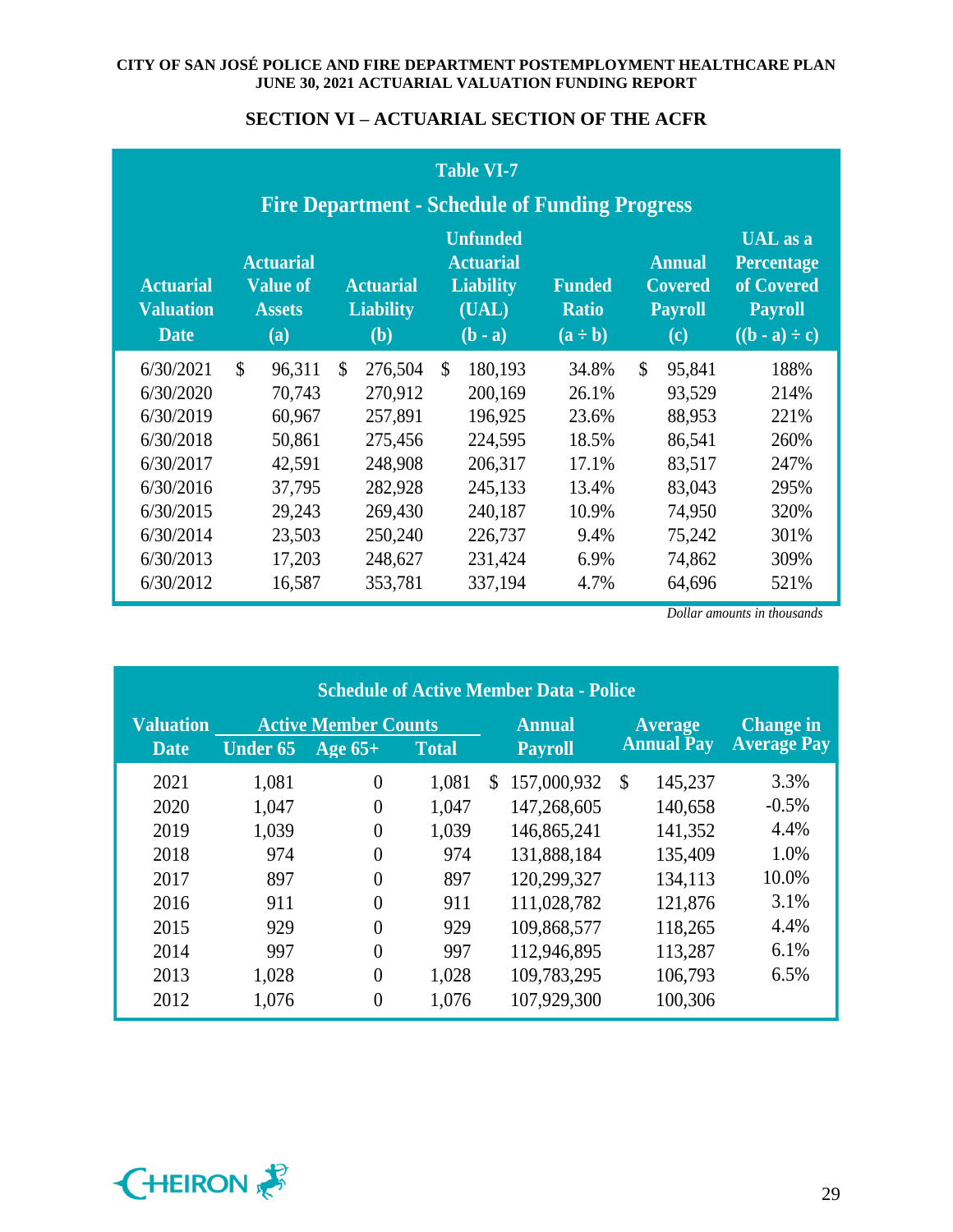## SECTION VI – ACTUARIAL SECTION OF THE ACFR

**Table VI-7**

**Fire Department - Schedule of Funding Progress**

| Actuarial Valuation Date | Actuarial Value of Assets (a) | Actuarial Liability (b) | Unfunded Actuarial Liability (UAL) (b - a) | Funded Ratio (a ÷ b) | Annual Covered Payroll (c) | UAL as a Percentage of Covered Payroll ((b - a) ÷ c) |
|---|---|---|---|---|---|---|
| 6/30/2021 | $ 96,311 | $ 276,504 | $ 180,193 | 34.8% | $ 95,841 | 188% |
| 6/30/2020 | 70,743 | 270,912 | 200,169 | 26.1% | 93,529 | 214% |
| 6/30/2019 | 60,967 | 257,891 | 196,925 | 23.6% | 88,953 | 221% |
| 6/30/2018 | 50,861 | 275,456 | 224,595 | 18.5% | 86,541 | 260% |
| 6/30/2017 | 42,591 | 248,908 | 206,317 | 17.1% | 83,517 | 247% |
| 6/30/2016 | 37,795 | 282,928 | 245,133 | 13.4% | 83,043 | 295% |
| 6/30/2015 | 29,243 | 269,430 | 240,187 | 10.9% | 74,950 | 320% |
| 6/30/2014 | 23,503 | 250,240 | 226,737 | 9.4% | 75,242 | 301% |
| 6/30/2013 | 17,203 | 248,627 | 231,424 | 6.9% | 74,862 | 309% |
| 6/30/2012 | 16,587 | 353,781 | 337,194 | 4.7% | 64,696 | 521% |

*Dollar amounts in thousands*

**Schedule of Active Member Data - Police**

| Valuation Date | Active Member Counts | | | Annual Payroll | Average Annual Pay | Change in Average Pay |
|---|---|---|---|---|---|---|
| | Under 65 | Age 65+ | Total | | | |
| 2021 | 1,081 | 0 | 1,081 | $ 157,000,932 | $ 145,237 | 3.3% |
| 2020 | 1,047 | 0 | 1,047 | 147,268,605 | 140,658 | -0.5% |
| 2019 | 1,039 | 0 | 1,039 | 146,865,241 | 141,352 | 4.4% |
| 2018 | 974 | 0 | 974 | 131,888,184 | 135,409 | 1.0% |
| 2017 | 897 | 0 | 897 | 120,299,327 | 134,113 | 10.0% |
| 2016 | 911 | 0 | 911 | 111,028,782 | 121,876 | 3.1% |
| 2015 | 929 | 0 | 929 | 109,868,577 | 118,265 | 4.4% |
| 2014 | 997 | 0 | 997 | 112,946,895 | 113,287 | 6.1% |
| 2013 | 1,028 | 0 | 1,028 | 109,783,295 | 106,793 | 6.5% |
| 2012 | 1,076 | 0 | 1,076 | 107,929,300 | 100,306 | |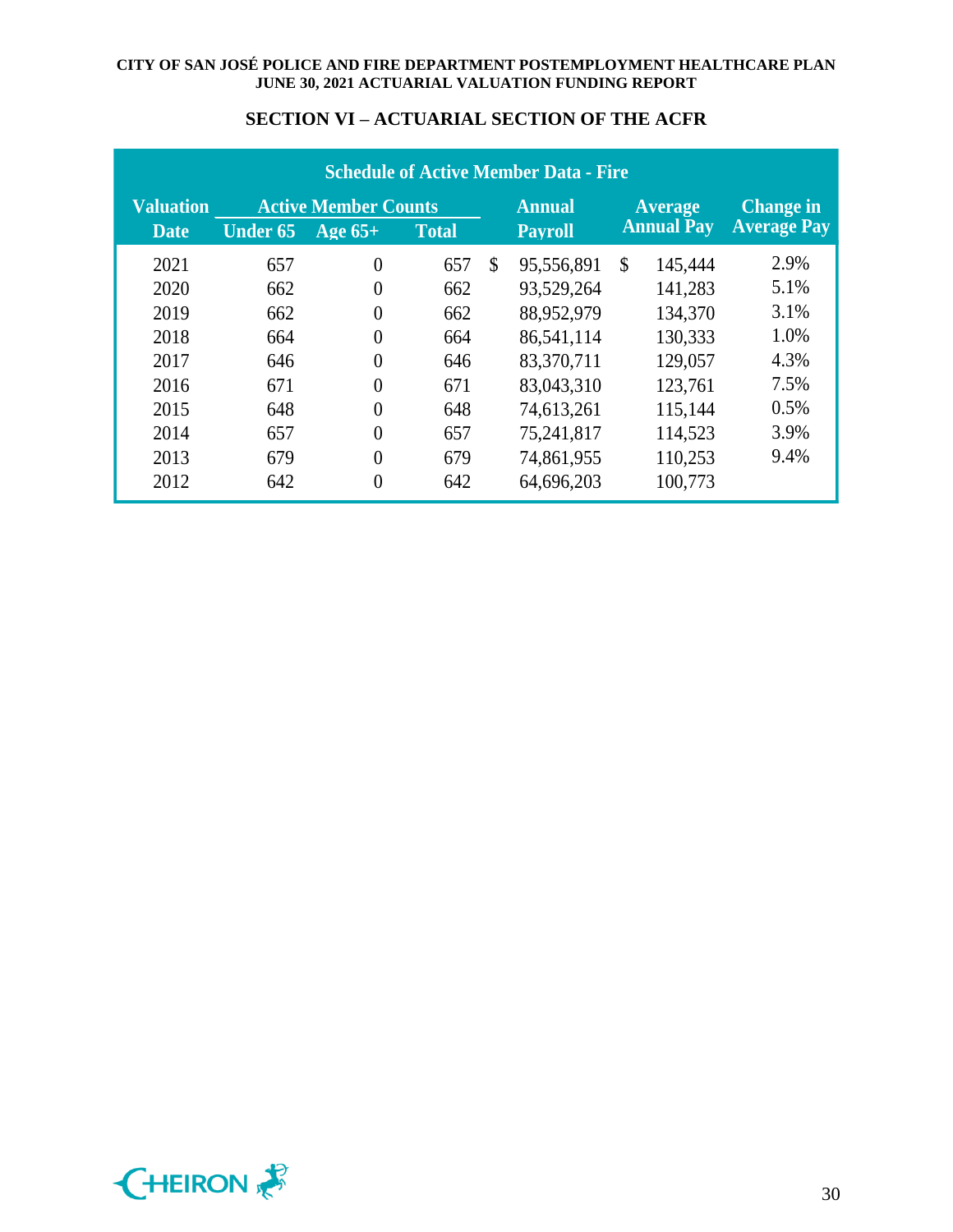## SECTION VI – ACTUARIAL SECTION OF THE ACFR

**Schedule of Active Member Data - Fire**

| Valuation | Active Member Counts | | | Annual | Average | Change in |
|---|---|---|---|---|---|---|
| Date | Under 65 | Age 65+ | Total | Payroll | Annual Pay | Average Pay |
| 2021 | 657 | 0 | 657 | $ 95,556,891 | $ 145,444 | 2.9% |
| 2020 | 662 | 0 | 662 | 93,529,264 | 141,283 | 5.1% |
| 2019 | 662 | 0 | 662 | 88,952,979 | 134,370 | 3.1% |
| 2018 | 664 | 0 | 664 | 86,541,114 | 130,333 | 1.0% |
| 2017 | 646 | 0 | 646 | 83,370,711 | 129,057 | 4.3% |
| 2016 | 671 | 0 | 671 | 83,043,310 | 123,761 | 7.5% |
| 2015 | 648 | 0 | 648 | 74,613,261 | 115,144 | 0.5% |
| 2014 | 657 | 0 | 657 | 75,241,817 | 114,523 | 3.9% |
| 2013 | 679 | 0 | 679 | 74,861,955 | 110,253 | 9.4% |
| 2012 | 642 | 0 | 642 | 64,696,203 | 100,773 | |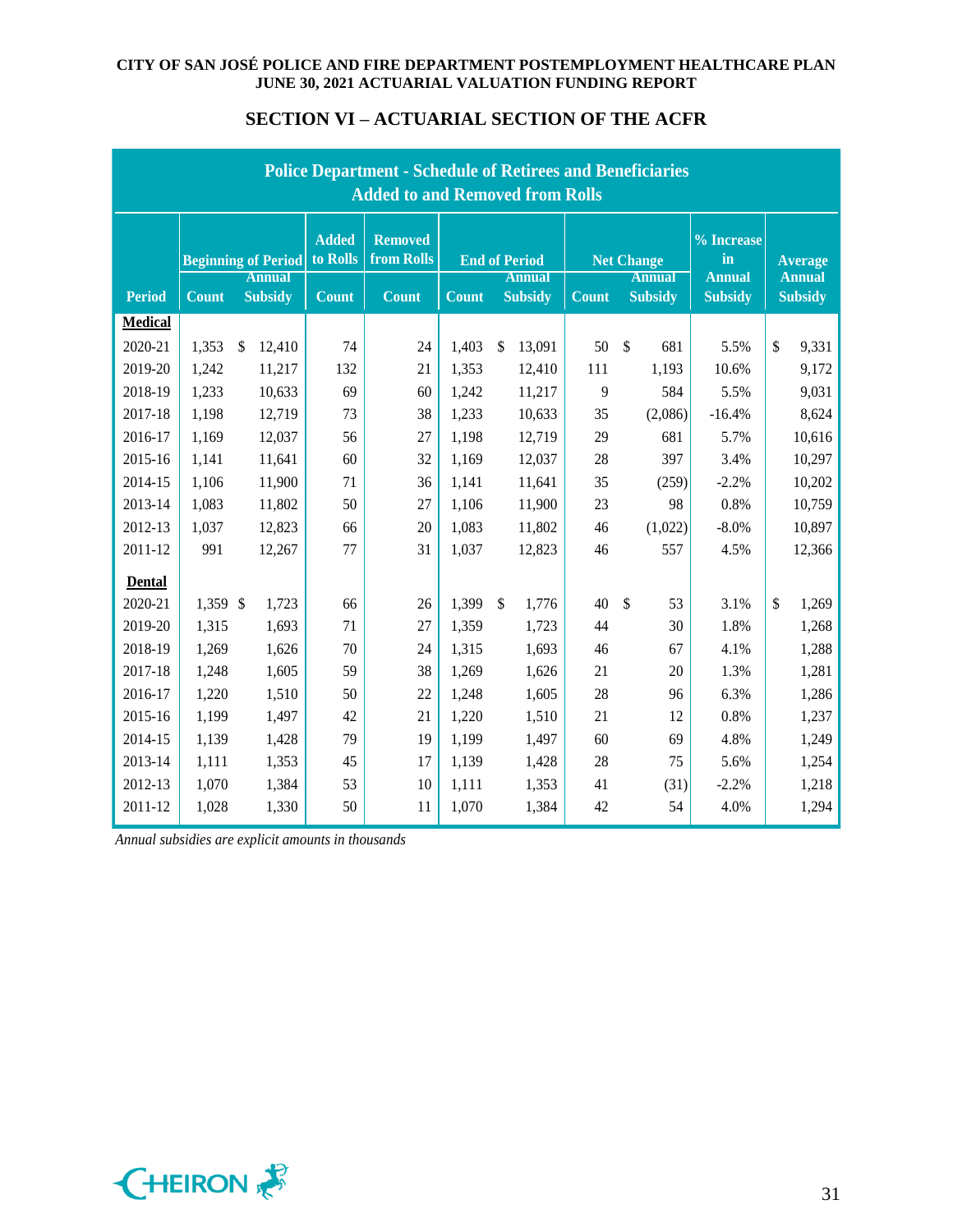## SECTION VI – ACTUARIAL SECTION OF THE ACFR

**Police Department - Schedule of Retirees and Beneficiaries Added to and Removed from Rolls**

| | Beginning of Period | | Added to Rolls | Removed from Rolls | End of Period | | Net Change | | % Increase in Annual Subsidy | Average Annual Subsidy |
|---|---|---|---|---|---|---|---|---|---|---|
| Period | Count | Annual Subsidy | Count | Count | Count | Annual Subsidy | Count | Annual Subsidy | | |
| **Medical** | | | | | | | | | | |
| 2020-21 | 1,353 | $ 12,410 | 74 | 24 | 1,403 | $ 13,091 | 50 | $ 681 | 5.5% | $ 9,331 |
| 2019-20 | 1,242 | 11,217 | 132 | 21 | 1,353 | 12,410 | 111 | 1,193 | 10.6% | 9,172 |
| 2018-19 | 1,233 | 10,633 | 69 | 60 | 1,242 | 11,217 | 9 | 584 | 5.5% | 9,031 |
| 2017-18 | 1,198 | 12,719 | 73 | 38 | 1,233 | 10,633 | 35 | (2,086) | -16.4% | 8,624 |
| 2016-17 | 1,169 | 12,037 | 56 | 27 | 1,198 | 12,719 | 29 | 681 | 5.7% | 10,616 |
| 2015-16 | 1,141 | 11,641 | 60 | 32 | 1,169 | 12,037 | 28 | 397 | 3.4% | 10,297 |
| 2014-15 | 1,106 | 11,900 | 71 | 36 | 1,141 | 11,641 | 35 | (259) | -2.2% | 10,202 |
| 2013-14 | 1,083 | 11,802 | 50 | 27 | 1,106 | 11,900 | 23 | 98 | 0.8% | 10,759 |
| 2012-13 | 1,037 | 12,823 | 66 | 20 | 1,083 | 11,802 | 46 | (1,022) | -8.0% | 10,897 |
| 2011-12 | 991 | 12,267 | 77 | 31 | 1,037 | 12,823 | 46 | 557 | 4.5% | 12,366 |
| **Dental** | | | | | | | | | | |
| 2020-21 | 1,359 | $ 1,723 | 66 | 26 | 1,399 | $ 1,776 | 40 | $ 53 | 3.1% | $ 1,269 |
| 2019-20 | 1,315 | 1,693 | 71 | 27 | 1,359 | 1,723 | 44 | 30 | 1.8% | 1,268 |
| 2018-19 | 1,269 | 1,626 | 70 | 24 | 1,315 | 1,693 | 46 | 67 | 4.1% | 1,288 |
| 2017-18 | 1,248 | 1,605 | 59 | 38 | 1,269 | 1,626 | 21 | 20 | 1.3% | 1,281 |
| 2016-17 | 1,220 | 1,510 | 50 | 22 | 1,248 | 1,605 | 28 | 96 | 6.3% | 1,286 |
| 2015-16 | 1,199 | 1,497 | 42 | 21 | 1,220 | 1,510 | 21 | 12 | 0.8% | 1,237 |
| 2014-15 | 1,139 | 1,428 | 79 | 19 | 1,199 | 1,497 | 60 | 69 | 4.8% | 1,249 |
| 2013-14 | 1,111 | 1,353 | 45 | 17 | 1,139 | 1,428 | 28 | 75 | 5.6% | 1,254 |
| 2012-13 | 1,070 | 1,384 | 53 | 10 | 1,111 | 1,353 | 41 | (31) | -2.2% | 1,218 |
| 2011-12 | 1,028 | 1,330 | 50 | 11 | 1,070 | 1,384 | 42 | 54 | 4.0% | 1,294 |

*Annual subsidies are explicit amounts in thousands*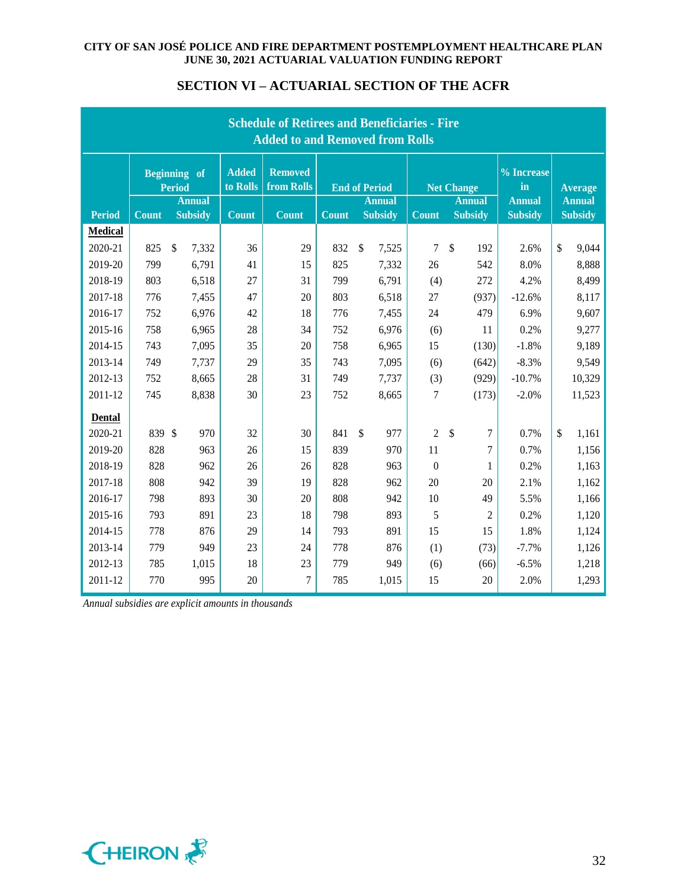## SECTION VI – ACTUARIAL SECTION OF THE ACFR

**Schedule of Retirees and Beneficiaries - Fire**
**Added to and Removed from Rolls**

| | Beginning of Period | | Added to Rolls | Removed from Rolls | End of Period | | Net Change | | % Increase in | Average |
|---|---|---|---|---|---|---|---|---|---|---|
| Period | Count | Annual Subsidy | Count | Count | Count | Annual Subsidy | Count | Annual Subsidy | Annual Subsidy | Annual Subsidy |
| **Medical** | | | | | | | | | | |
| 2020-21 | 825 | $ 7,332 | 36 | 29 | 832 | $ 7,525 | 7 | $ 192 | 2.6% | $ 9,044 |
| 2019-20 | 799 | 6,791 | 41 | 15 | 825 | 7,332 | 26 | 542 | 8.0% | 8,888 |
| 2018-19 | 803 | 6,518 | 27 | 31 | 799 | 6,791 | (4) | 272 | 4.2% | 8,499 |
| 2017-18 | 776 | 7,455 | 47 | 20 | 803 | 6,518 | 27 | (937) | -12.6% | 8,117 |
| 2016-17 | 752 | 6,976 | 42 | 18 | 776 | 7,455 | 24 | 479 | 6.9% | 9,607 |
| 2015-16 | 758 | 6,965 | 28 | 34 | 752 | 6,976 | (6) | 11 | 0.2% | 9,277 |
| 2014-15 | 743 | 7,095 | 35 | 20 | 758 | 6,965 | 15 | (130) | -1.8% | 9,189 |
| 2013-14 | 749 | 7,737 | 29 | 35 | 743 | 7,095 | (6) | (642) | -8.3% | 9,549 |
| 2012-13 | 752 | 8,665 | 28 | 31 | 749 | 7,737 | (3) | (929) | -10.7% | 10,329 |
| 2011-12 | 745 | 8,838 | 30 | 23 | 752 | 8,665 | 7 | (173) | -2.0% | 11,523 |
| **Dental** | | | | | | | | | | |
| 2020-21 | 839 | $ 970 | 32 | 30 | 841 | $ 977 | 2 | $ 7 | 0.7% | $ 1,161 |
| 2019-20 | 828 | 963 | 26 | 15 | 839 | 970 | 11 | 7 | 0.7% | 1,156 |
| 2018-19 | 828 | 962 | 26 | 26 | 828 | 963 | 0 | 1 | 0.2% | 1,163 |
| 2017-18 | 808 | 942 | 39 | 19 | 828 | 962 | 20 | 20 | 2.1% | 1,162 |
| 2016-17 | 798 | 893 | 30 | 20 | 808 | 942 | 10 | 49 | 5.5% | 1,166 |
| 2015-16 | 793 | 891 | 23 | 18 | 798 | 893 | 5 | 2 | 0.2% | 1,120 |
| 2014-15 | 778 | 876 | 29 | 14 | 793 | 891 | 15 | 15 | 1.8% | 1,124 |
| 2013-14 | 779 | 949 | 23 | 24 | 778 | 876 | (1) | (73) | -7.7% | 1,126 |
| 2012-13 | 785 | 1,015 | 18 | 23 | 779 | 949 | (6) | (66) | -6.5% | 1,218 |
| 2011-12 | 770 | 995 | 20 | 7 | 785 | 1,015 | 15 | 20 | 2.0% | 1,293 |

*Annual subsidies are explicit amounts in thousands*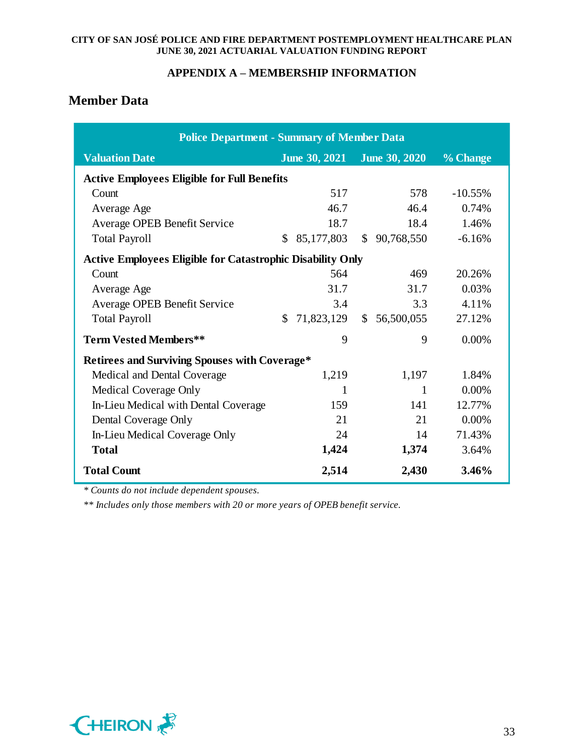## APPENDIX A – MEMBERSHIP INFORMATION

### Member Data

| Police Department - Summary of Member Data | | | |
|---|---|---|---|
| **Valuation Date** | **June 30, 2021** | **June 30, 2020** | **% Change** |
| **Active Employees Eligible for Full Benefits** | | | |
| Count | 517 | 578 | -10.55% |
| Average Age | 46.7 | 46.4 | 0.74% |
| Average OPEB Benefit Service | 18.7 | 18.4 | 1.46% |
| Total Payroll | $ 85,177,803 | $ 90,768,550 | -6.16% |
| **Active Employees Eligible for Catastrophic Disability Only** | | | |
| Count | 564 | 469 | 20.26% |
| Average Age | 31.7 | 31.7 | 0.03% |
| Average OPEB Benefit Service | 3.4 | 3.3 | 4.11% |
| Total Payroll | $ 71,823,129 | $ 56,500,055 | 27.12% |
| **Term Vested Members**** | 9 | 9 | 0.00% |
| **Retirees and Surviving Spouses with Coverage*** | | | |
| Medical and Dental Coverage | 1,219 | 1,197 | 1.84% |
| Medical Coverage Only | 1 | 1 | 0.00% |
| In-Lieu Medical with Dental Coverage | 159 | 141 | 12.77% |
| Dental Coverage Only | 21 | 21 | 0.00% |
| In-Lieu Medical Coverage Only | 24 | 14 | 71.43% |
| **Total** | **1,424** | **1,374** | 3.64% |
| **Total Count** | **2,514** | **2,430** | **3.46%** |

*\* Counts do not include dependent spouses.*

*\*\* Includes only those members with 20 or more years of OPEB benefit service.*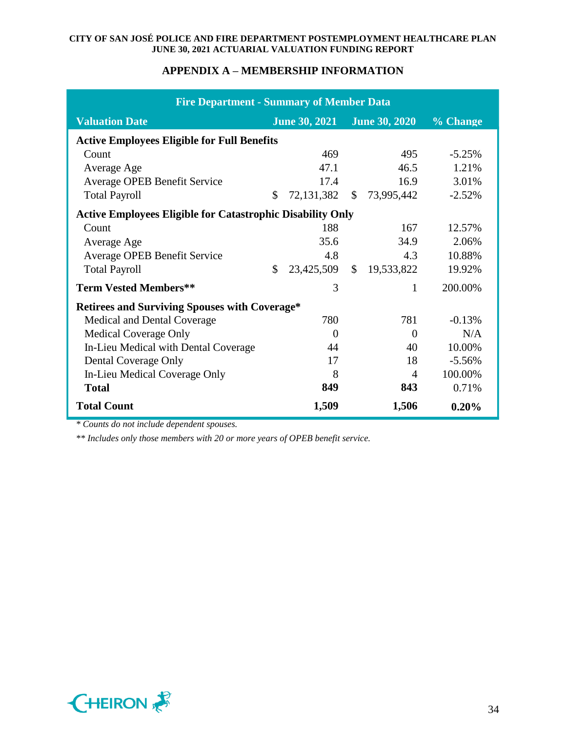## APPENDIX A – MEMBERSHIP INFORMATION

| Fire Department - Summary of Member Data | | | |
|---|---|---|---|
| **Valuation Date** | **June 30, 2021** | **June 30, 2020** | **% Change** |
| **Active Employees Eligible for Full Benefits** | | | |
| Count | 469 | 495 | -5.25% |
| Average Age | 47.1 | 46.5 | 1.21% |
| Average OPEB Benefit Service | 17.4 | 16.9 | 3.01% |
| Total Payroll | $ 72,131,382 | $ 73,995,442 | -2.52% |
| **Active Employees Eligible for Catastrophic Disability Only** | | | |
| Count | 188 | 167 | 12.57% |
| Average Age | 35.6 | 34.9 | 2.06% |
| Average OPEB Benefit Service | 4.8 | 4.3 | 10.88% |
| Total Payroll | $ 23,425,509 | $ 19,533,822 | 19.92% |
| **Term Vested Members**** | 3 | 1 | 200.00% |
| **Retirees and Surviving Spouses with Coverage*** | | | |
| Medical and Dental Coverage | 780 | 781 | -0.13% |
| Medical Coverage Only | 0 | 0 | N/A |
| In-Lieu Medical with Dental Coverage | 44 | 40 | 10.00% |
| Dental Coverage Only | 17 | 18 | -5.56% |
| In-Lieu Medical Coverage Only | 8 | 4 | 100.00% |
| **Total** | **849** | **843** | 0.71% |
| **Total Count** | **1,509** | **1,506** | **0.20%** |

*\* Counts do not include dependent spouses.*

*\*\* Includes only those members with 20 or more years of OPEB benefit service.*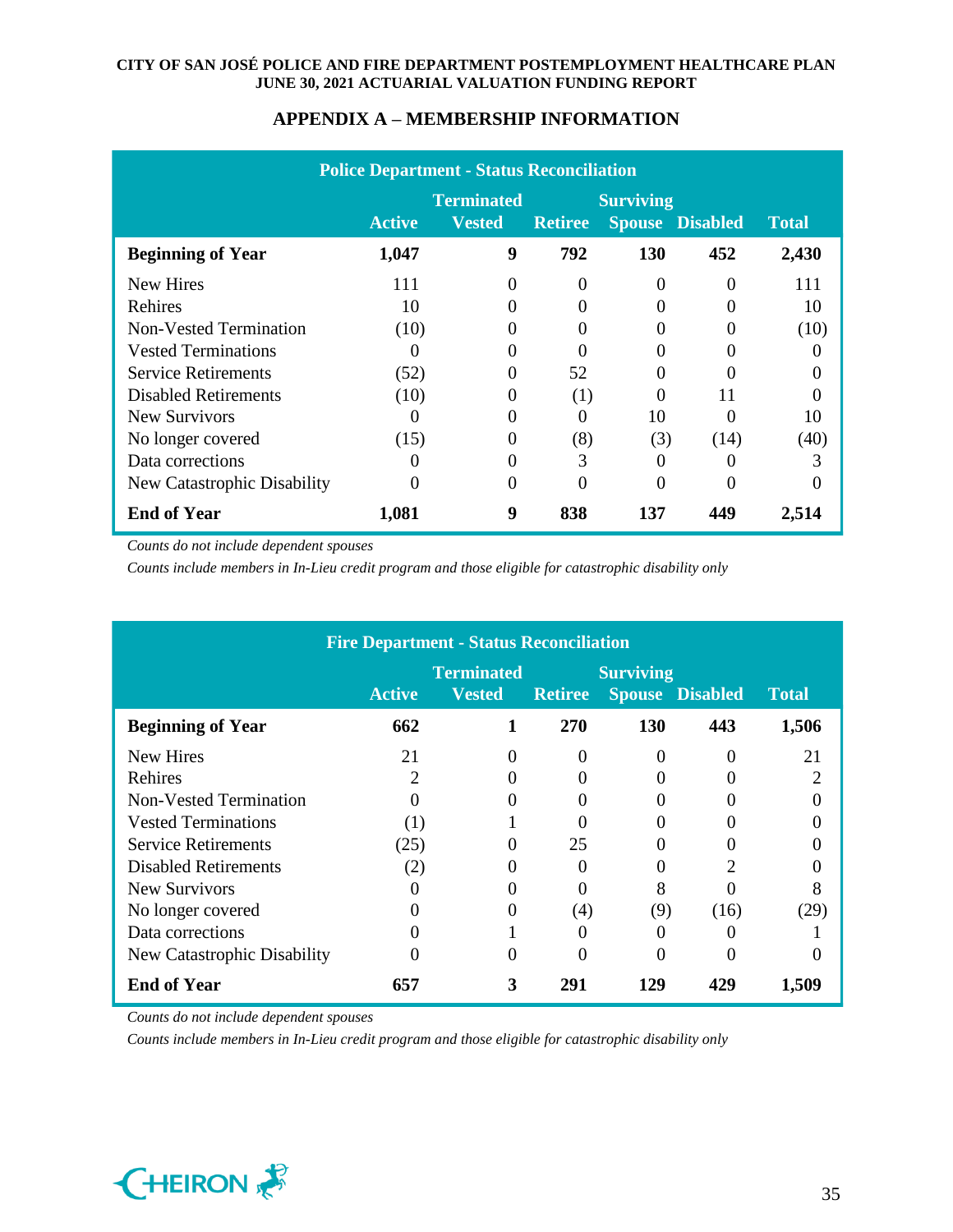## APPENDIX A – MEMBERSHIP INFORMATION

| Police Department - Status Reconciliation | | | | | | |
|---|---|---|---|---|---|---|
| | Active | Terminated Vested | Retiree | Surviving Spouse | Disabled | Total |
| **Beginning of Year** | **1,047** | **9** | **792** | **130** | **452** | **2,430** |
| New Hires | 111 | 0 | 0 | 0 | 0 | 111 |
| Rehires | 10 | 0 | 0 | 0 | 0 | 10 |
| Non-Vested Termination | (10) | 0 | 0 | 0 | 0 | (10) |
| Vested Terminations | 0 | 0 | 0 | 0 | 0 | 0 |
| Service Retirements | (52) | 0 | 52 | 0 | 0 | 0 |
| Disabled Retirements | (10) | 0 | (1) | 0 | 11 | 0 |
| New Survivors | 0 | 0 | 0 | 10 | 0 | 10 |
| No longer covered | (15) | 0 | (8) | (3) | (14) | (40) |
| Data corrections | 0 | 0 | 3 | 0 | 0 | 3 |
| New Catastrophic Disability | 0 | 0 | 0 | 0 | 0 | 0 |
| **End of Year** | **1,081** | **9** | **838** | **137** | **449** | **2,514** |

*Counts do not include dependent spouses*

*Counts include members in In-Lieu credit program and those eligible for catastrophic disability only*

| Fire Department - Status Reconciliation | | | | | | |
|---|---|---|---|---|---|---|
| | Active | Terminated Vested | Retiree | Surviving Spouse | Disabled | Total |
| **Beginning of Year** | **662** | **1** | **270** | **130** | **443** | **1,506** |
| New Hires | 21 | 0 | 0 | 0 | 0 | 21 |
| Rehires | 2 | 0 | 0 | 0 | 0 | 2 |
| Non-Vested Termination | 0 | 0 | 0 | 0 | 0 | 0 |
| Vested Terminations | (1) | 1 | 0 | 0 | 0 | 0 |
| Service Retirements | (25) | 0 | 25 | 0 | 0 | 0 |
| Disabled Retirements | (2) | 0 | 0 | 0 | 2 | 0 |
| New Survivors | 0 | 0 | 0 | 8 | 0 | 8 |
| No longer covered | 0 | 0 | (4) | (9) | (16) | (29) |
| Data corrections | 0 | 1 | 0 | 0 | 0 | 1 |
| New Catastrophic Disability | 0 | 0 | 0 | 0 | 0 | 0 |
| **End of Year** | **657** | **3** | **291** | **129** | **429** | **1,509** |

*Counts do not include dependent spouses*

*Counts include members in In-Lieu credit program and those eligible for catastrophic disability only*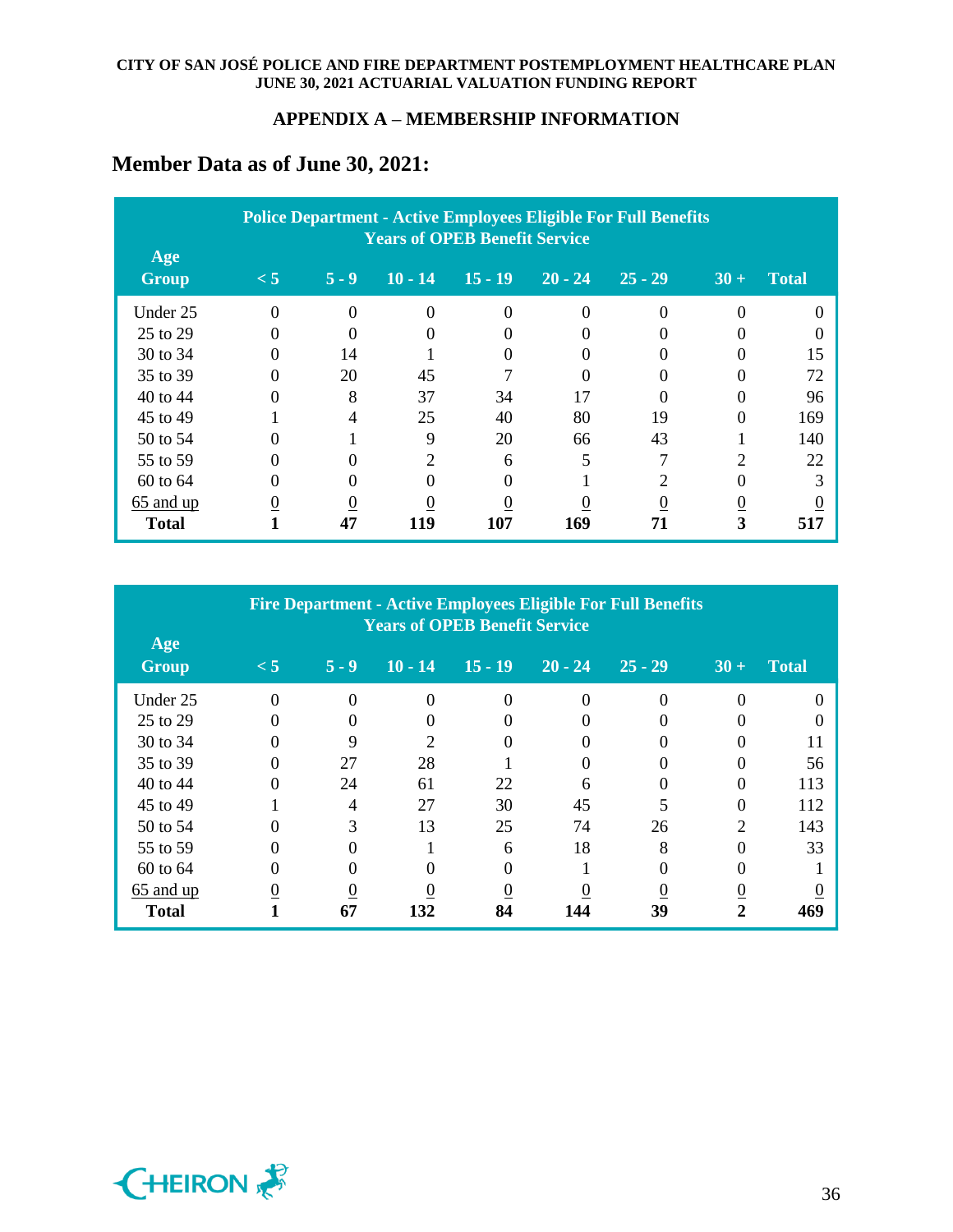## APPENDIX A – MEMBERSHIP INFORMATION

### Member Data as of June 30, 2021:

| Age Group | Police Department - Active Employees Eligible For Full Benefits Years of OPEB Benefit Service | | | | | | | |
|---|---|---|---|---|---|---|---|---|
| | < 5 | 5 - 9 | 10 - 14 | 15 - 19 | 20 - 24 | 25 - 29 | 30 + | Total |
| Under 25 | 0 | 0 | 0 | 0 | 0 | 0 | 0 | 0 |
| 25 to 29 | 0 | 0 | 0 | 0 | 0 | 0 | 0 | 0 |
| 30 to 34 | 0 | 14 | 1 | 0 | 0 | 0 | 0 | 15 |
| 35 to 39 | 0 | 20 | 45 | 7 | 0 | 0 | 0 | 72 |
| 40 to 44 | 0 | 8 | 37 | 34 | 17 | 0 | 0 | 96 |
| 45 to 49 | 1 | 4 | 25 | 40 | 80 | 19 | 0 | 169 |
| 50 to 54 | 0 | 1 | 9 | 20 | 66 | 43 | 1 | 140 |
| 55 to 59 | 0 | 0 | 2 | 6 | 5 | 7 | 2 | 22 |
| 60 to 64 | 0 | 0 | 0 | 0 | 1 | 2 | 0 | 3 |
| 65 and up | 0 | 0 | 0 | 0 | 0 | 0 | 0 | 0 |
| **Total** | **1** | **47** | **119** | **107** | **169** | **71** | **3** | **517** |

| Age Group | Fire Department - Active Employees Eligible For Full Benefits Years of OPEB Benefit Service | | | | | | | |
|---|---|---|---|---|---|---|---|---|
| | < 5 | 5 - 9 | 10 - 14 | 15 - 19 | 20 - 24 | 25 - 29 | 30 + | Total |
| Under 25 | 0 | 0 | 0 | 0 | 0 | 0 | 0 | 0 |
| 25 to 29 | 0 | 0 | 0 | 0 | 0 | 0 | 0 | 0 |
| 30 to 34 | 0 | 9 | 2 | 0 | 0 | 0 | 0 | 11 |
| 35 to 39 | 0 | 27 | 28 | 1 | 0 | 0 | 0 | 56 |
| 40 to 44 | 0 | 24 | 61 | 22 | 6 | 0 | 0 | 113 |
| 45 to 49 | 1 | 4 | 27 | 30 | 45 | 5 | 0 | 112 |
| 50 to 54 | 0 | 3 | 13 | 25 | 74 | 26 | 2 | 143 |
| 55 to 59 | 0 | 0 | 1 | 6 | 18 | 8 | 0 | 33 |
| 60 to 64 | 0 | 0 | 0 | 0 | 1 | 0 | 0 | 1 |
| 65 and up | 0 | 0 | 0 | 0 | 0 | 0 | 0 | 0 |
| **Total** | **1** | **67** | **132** | **84** | **144** | **39** | **2** | **469** |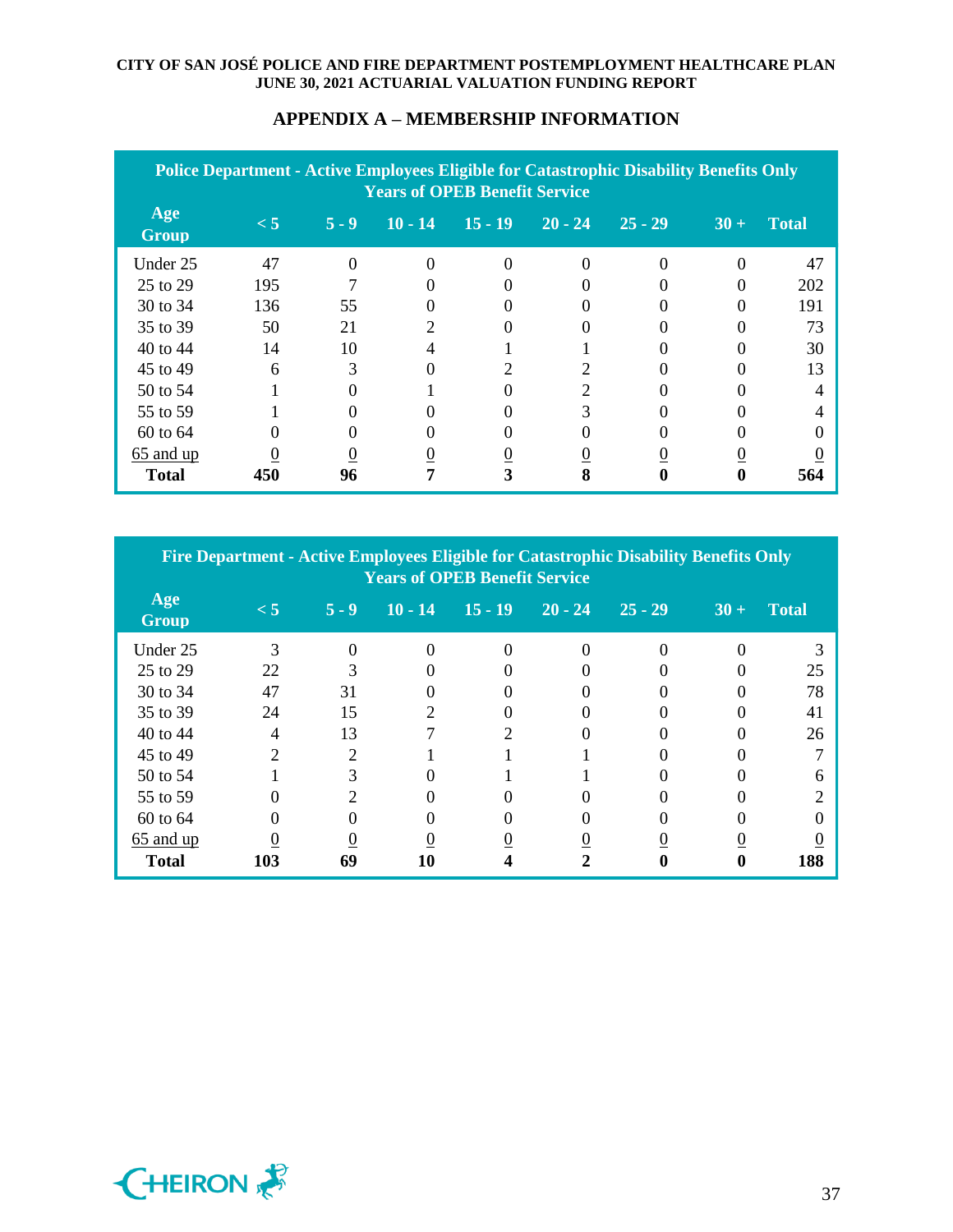## APPENDIX A – MEMBERSHIP INFORMATION

| Police Department - Active Employees Eligible for Catastrophic Disability Benefits Only | | | | | | | | |
|---|---|---|---|---|---|---|---|---|
| | Years of OPEB Benefit Service | | | | | | | |
| Age Group | < 5 | 5 - 9 | 10 - 14 | 15 - 19 | 20 - 24 | 25 - 29 | 30 + | Total |
| Under 25 | 47 | 0 | 0 | 0 | 0 | 0 | 0 | 47 |
| 25 to 29 | 195 | 7 | 0 | 0 | 0 | 0 | 0 | 202 |
| 30 to 34 | 136 | 55 | 0 | 0 | 0 | 0 | 0 | 191 |
| 35 to 39 | 50 | 21 | 2 | 0 | 0 | 0 | 0 | 73 |
| 40 to 44 | 14 | 10 | 4 | 1 | 1 | 0 | 0 | 30 |
| 45 to 49 | 6 | 3 | 0 | 2 | 2 | 0 | 0 | 13 |
| 50 to 54 | 1 | 0 | 1 | 0 | 2 | 0 | 0 | 4 |
| 55 to 59 | 1 | 0 | 0 | 0 | 3 | 0 | 0 | 4 |
| 60 to 64 | 0 | 0 | 0 | 0 | 0 | 0 | 0 | 0 |
| 65 and up | 0 | 0 | 0 | 0 | 0 | 0 | 0 | 0 |
| **Total** | **450** | **96** | **7** | **3** | **8** | **0** | **0** | **564** |

| Fire Department - Active Employees Eligible for Catastrophic Disability Benefits Only | | | | | | | | |
|---|---|---|---|---|---|---|---|---|
| | Years of OPEB Benefit Service | | | | | | | |
| Age Group | < 5 | 5 - 9 | 10 - 14 | 15 - 19 | 20 - 24 | 25 - 29 | 30 + | Total |
| Under 25 | 3 | 0 | 0 | 0 | 0 | 0 | 0 | 3 |
| 25 to 29 | 22 | 3 | 0 | 0 | 0 | 0 | 0 | 25 |
| 30 to 34 | 47 | 31 | 0 | 0 | 0 | 0 | 0 | 78 |
| 35 to 39 | 24 | 15 | 2 | 0 | 0 | 0 | 0 | 41 |
| 40 to 44 | 4 | 13 | 7 | 2 | 0 | 0 | 0 | 26 |
| 45 to 49 | 2 | 2 | 1 | 1 | 1 | 0 | 0 | 7 |
| 50 to 54 | 1 | 3 | 0 | 1 | 1 | 0 | 0 | 6 |
| 55 to 59 | 0 | 2 | 0 | 0 | 0 | 0 | 0 | 2 |
| 60 to 64 | 0 | 0 | 0 | 0 | 0 | 0 | 0 | 0 |
| 65 and up | 0 | 0 | 0 | 0 | 0 | 0 | 0 | 0 |
| **Total** | **103** | **69** | **10** | **4** | **2** | **0** | **0** | **188** |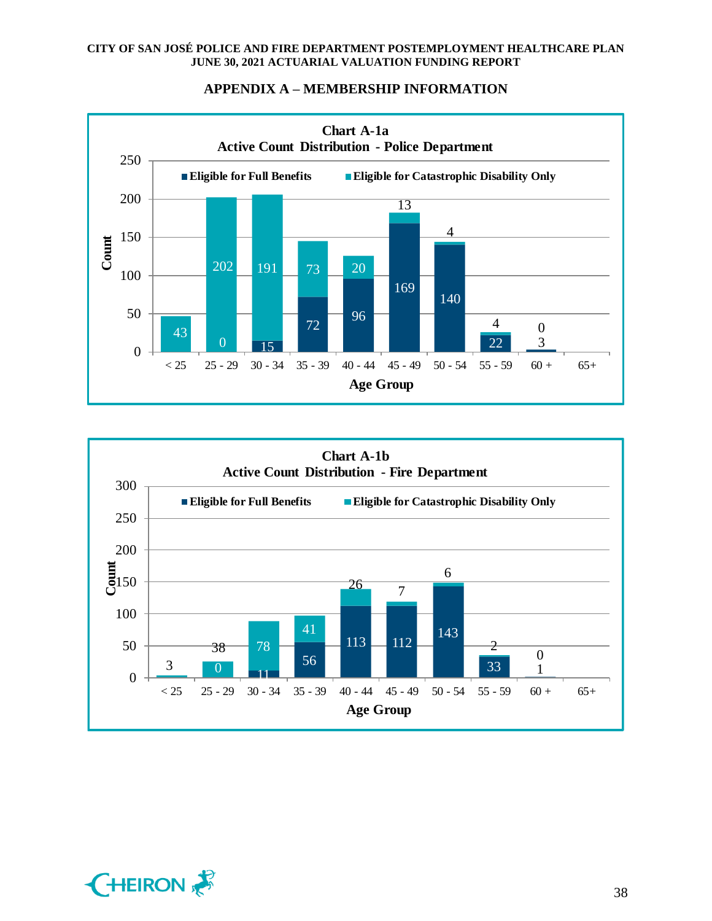## APPENDIX A – MEMBERSHIP INFORMATION

**Chart A-1a**
**Active Count Distribution - Police Department**

| Age Group | Eligible for Full Benefits | Eligible for Catastrophic Disability Only |
|---|---|---|
| < 25 | | 43 |
| 25 - 29 | 0 | 202 |
| 30 - 34 | 15 | 191 |
| 35 - 39 | 72 | 73 |
| 40 - 44 | 96 | 20 |
| 45 - 49 | 169 | 13 |
| 50 - 54 | 140 | 4 |
| 55 - 59 | 22 | 4 |
| 60 + | 3 | 0 |
| 65+ | | |

**Chart A-1b**
**Active Count Distribution - Fire Department**

| Age Group | Eligible for Full Benefits | Eligible for Catastrophic Disability Only |
|---|---|---|
| < 25 | | 3 |
| 25 - 29 | 0 | 38 |
| 30 - 34 | 11 | 78 |
| 35 - 39 | 56 | 41 |
| 40 - 44 | 113 | 26 |
| 45 - 49 | 112 | 7 |
| 50 - 54 | 143 | 6 |
| 55 - 59 | 33 | 2 |
| 60 + | 1 | 0 |
| 65+ | | |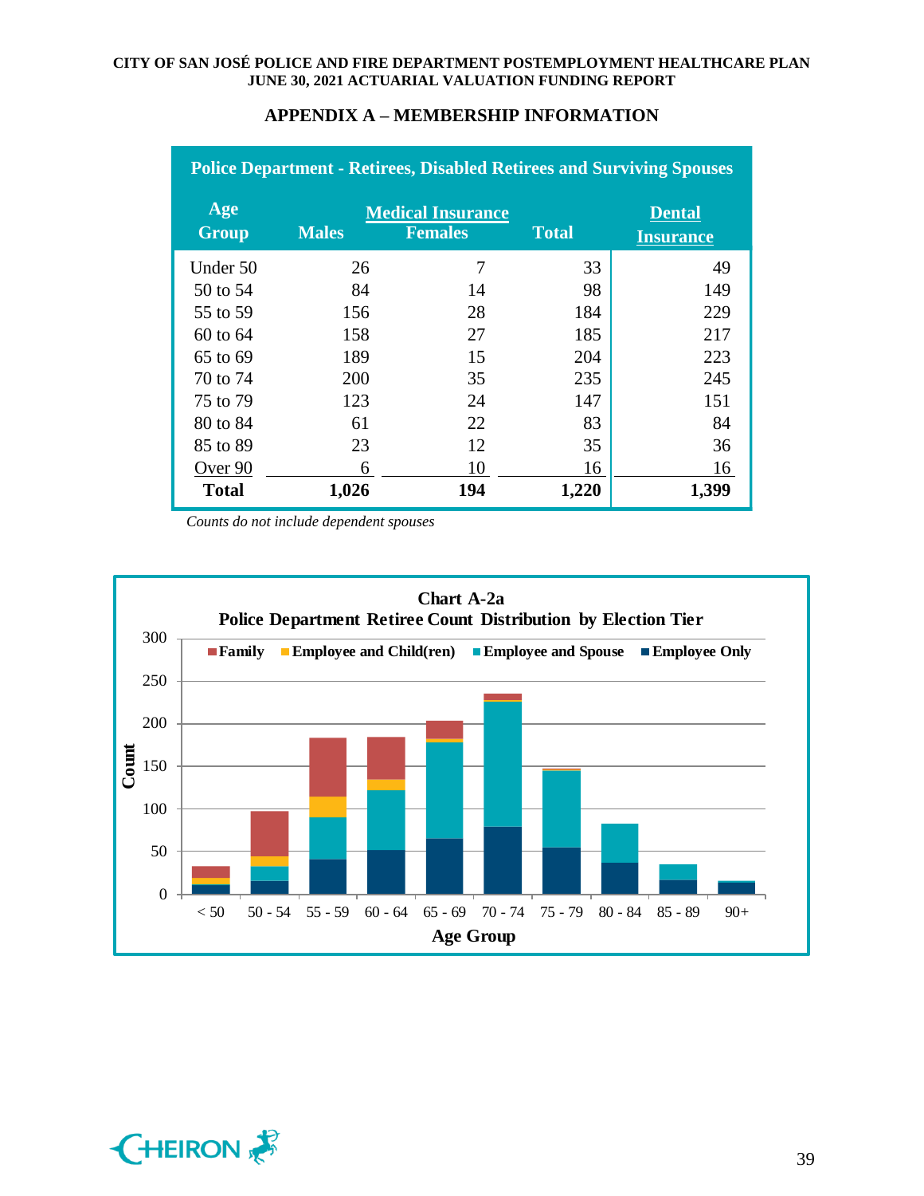## APPENDIX A – MEMBERSHIP INFORMATION

| Police Department - Retirees, Disabled Retirees and Surviving Spouses | | | | |
|---|---|---|---|---|
| Age Group | Medical Insurance Males | Medical Insurance Females | Medical Insurance Total | Dental Insurance |
| Under 50 | 26 | 7 | 33 | 49 |
| 50 to 54 | 84 | 14 | 98 | 149 |
| 55 to 59 | 156 | 28 | 184 | 229 |
| 60 to 64 | 158 | 27 | 185 | 217 |
| 65 to 69 | 189 | 15 | 204 | 223 |
| 70 to 74 | 200 | 35 | 235 | 245 |
| 75 to 79 | 123 | 24 | 147 | 151 |
| 80 to 84 | 61 | 22 | 83 | 84 |
| 85 to 89 | 23 | 12 | 35 | 36 |
| Over 90 | 6 | 10 | 16 | 16 |
| **Total** | **1,026** | **194** | **1,220** | **1,399** |

*Counts do not include dependent spouses*

**Chart A-2a**
**Police Department Retiree Count Distribution by Election Tier**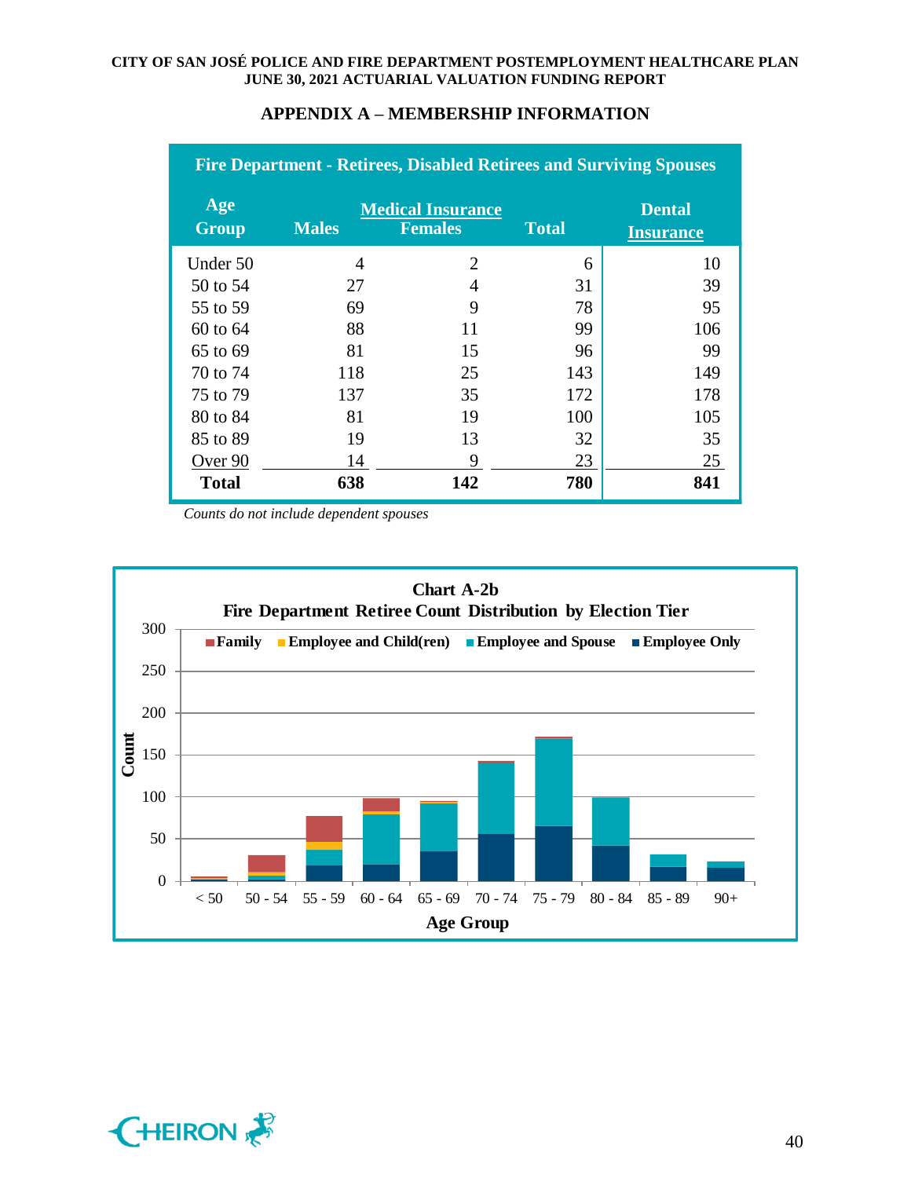## APPENDIX A – MEMBERSHIP INFORMATION

| Fire Department - Retirees, Disabled Retirees and Surviving Spouses | | | | |
|---|---|---|---|---|
| Age Group | Medical Insurance | | | Dental Insurance |
| | Males | Females | Total | |
| Under 50 | 4 | 2 | 6 | 10 |
| 50 to 54 | 27 | 4 | 31 | 39 |
| 55 to 59 | 69 | 9 | 78 | 95 |
| 60 to 64 | 88 | 11 | 99 | 106 |
| 65 to 69 | 81 | 15 | 96 | 99 |
| 70 to 74 | 118 | 25 | 143 | 149 |
| 75 to 79 | 137 | 35 | 172 | 178 |
| 80 to 84 | 81 | 19 | 100 | 105 |
| 85 to 89 | 19 | 13 | 32 | 35 |
| Over 90 | 14 | 9 | 23 | 25 |
| **Total** | **638** | **142** | **780** | **841** |

*Counts do not include dependent spouses*

**Chart A-2b**
**Fire Department Retiree Count Distribution by Election Tier**

Legend: Family, Employee and Child(ren), Employee and Spouse, Employee Only

Count (0–300) by Age Group: < 50, 50 - 54, 55 - 59, 60 - 64, 65 - 69, 70 - 74, 75 - 79, 80 - 84, 85 - 89, 90+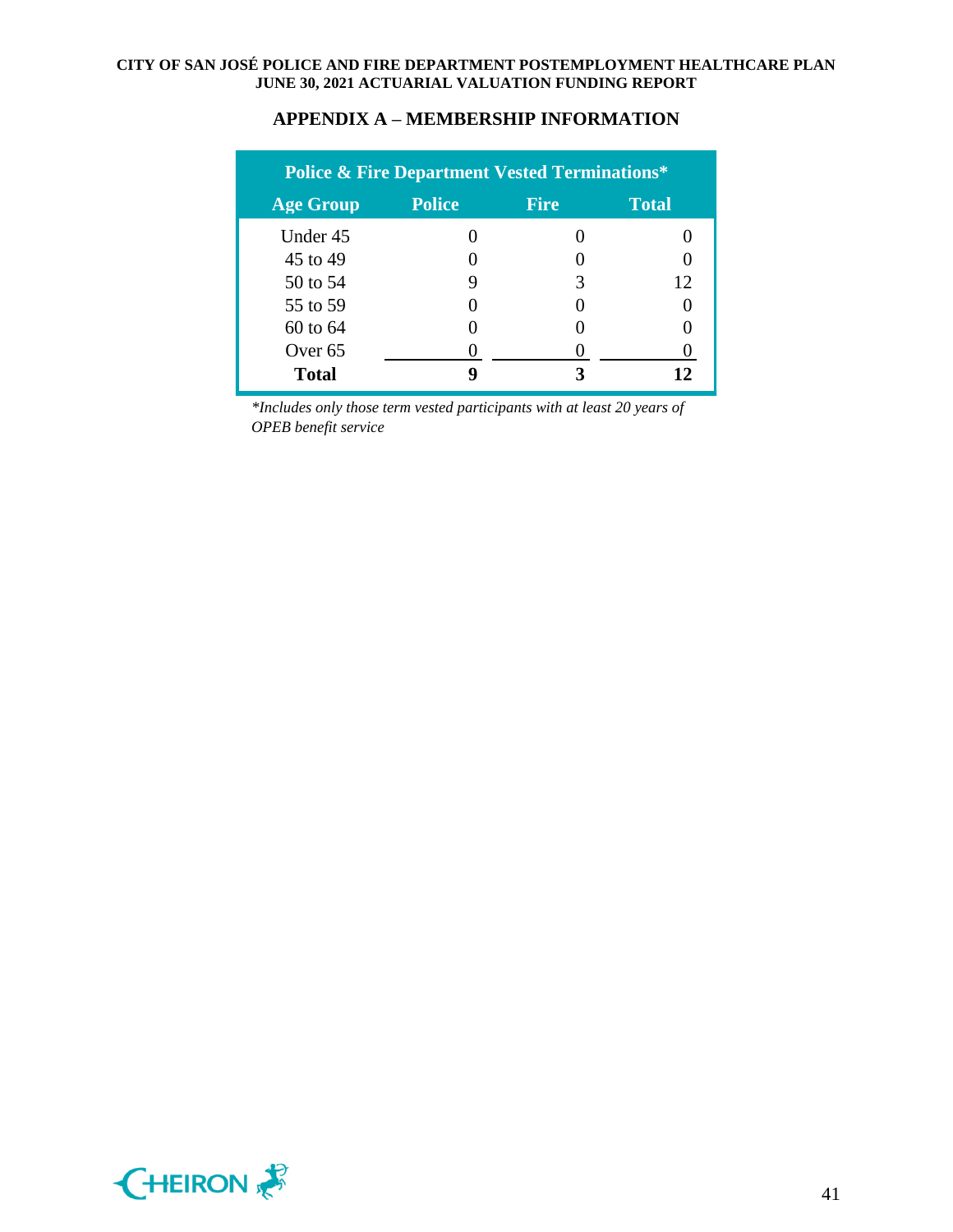## APPENDIX A – MEMBERSHIP INFORMATION

| Police & Fire Department Vested Terminations* | | | |
|---|---|---|---|
| **Age Group** | **Police** | **Fire** | **Total** |
| Under 45 | 0 | 0 | 0 |
| 45 to 49 | 0 | 0 | 0 |
| 50 to 54 | 9 | 3 | 12 |
| 55 to 59 | 0 | 0 | 0 |
| 60 to 64 | 0 | 0 | 0 |
| Over 65 | 0 | 0 | 0 |
| **Total** | **9** | **3** | **12** |

*Includes only those term vested participants with at least 20 years of OPEB benefit service*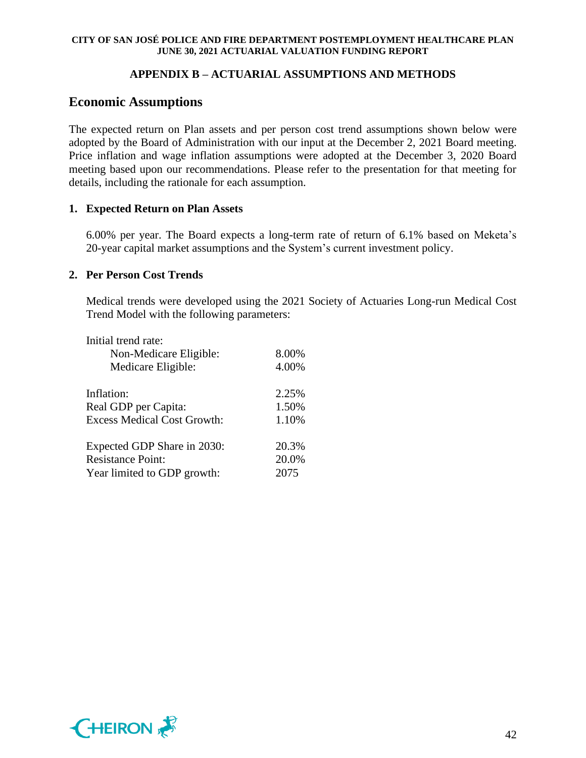## APPENDIX B – ACTUARIAL ASSUMPTIONS AND METHODS

## Economic Assumptions

The expected return on Plan assets and per person cost trend assumptions shown below were adopted by the Board of Administration with our input at the December 2, 2021 Board meeting. Price inflation and wage inflation assumptions were adopted at the December 3, 2020 Board meeting based upon our recommendations. Please refer to the presentation for that meeting for details, including the rationale for each assumption.

**1. Expected Return on Plan Assets**

6.00% per year. The Board expects a long-term rate of return of 6.1% based on Meketa's 20-year capital market assumptions and the System's current investment policy.

**2. Per Person Cost Trends**

Medical trends were developed using the 2021 Society of Actuaries Long-run Medical Cost Trend Model with the following parameters:

| | |
|---|---|
| Initial trend rate: | |
| Non-Medicare Eligible: | 8.00% |
| Medicare Eligible: | 4.00% |
| | |
| Inflation: | 2.25% |
| Real GDP per Capita: | 1.50% |
| Excess Medical Cost Growth: | 1.10% |
| | |
| Expected GDP Share in 2030: | 20.3% |
| Resistance Point: | 20.0% |
| Year limited to GDP growth: | 2075 |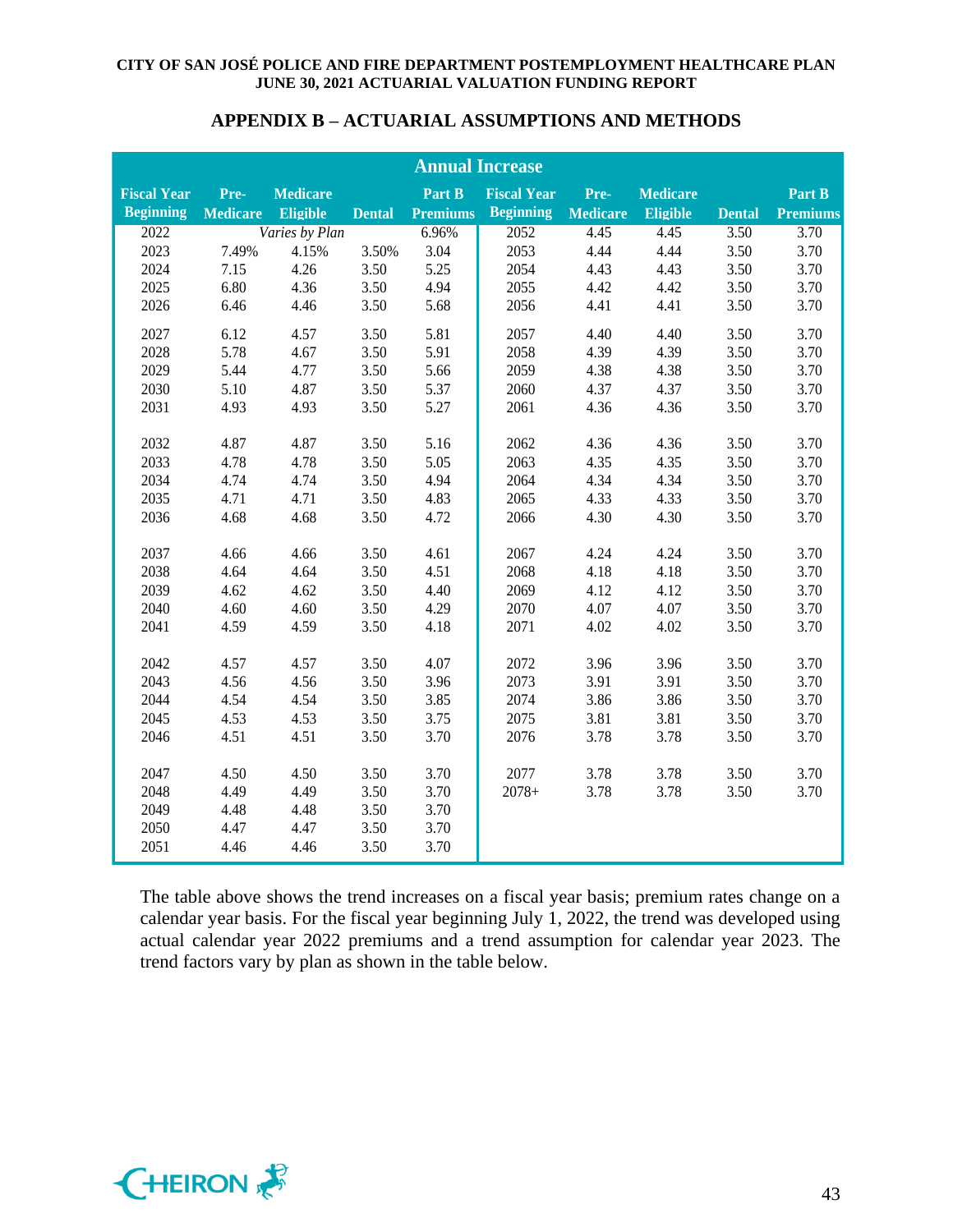## APPENDIX B – ACTUARIAL ASSUMPTIONS AND METHODS

| Annual Increase | | | | | | | | | |
|---|---|---|---|---|---|---|---|---|---|
| **Fiscal Year Beginning** | **Pre-Medicare** | **Medicare Eligible** | **Dental** | **Part B Premiums** | **Fiscal Year Beginning** | **Pre-Medicare** | **Medicare Eligible** | **Dental** | **Part B Premiums** |
| 2022 | *Varies by Plan* | | | 6.96% | 2052 | 4.45 | 4.45 | 3.50 | 3.70 |
| 2023 | 7.49% | 4.15% | 3.50% | 3.04 | 2053 | 4.44 | 4.44 | 3.50 | 3.70 |
| 2024 | 7.15 | 4.26 | 3.50 | 5.25 | 2054 | 4.43 | 4.43 | 3.50 | 3.70 |
| 2025 | 6.80 | 4.36 | 3.50 | 4.94 | 2055 | 4.42 | 4.42 | 3.50 | 3.70 |
| 2026 | 6.46 | 4.46 | 3.50 | 5.68 | 2056 | 4.41 | 4.41 | 3.50 | 3.70 |
| 2027 | 6.12 | 4.57 | 3.50 | 5.81 | 2057 | 4.40 | 4.40 | 3.50 | 3.70 |
| 2028 | 5.78 | 4.67 | 3.50 | 5.91 | 2058 | 4.39 | 4.39 | 3.50 | 3.70 |
| 2029 | 5.44 | 4.77 | 3.50 | 5.66 | 2059 | 4.38 | 4.38 | 3.50 | 3.70 |
| 2030 | 5.10 | 4.87 | 3.50 | 5.37 | 2060 | 4.37 | 4.37 | 3.50 | 3.70 |
| 2031 | 4.93 | 4.93 | 3.50 | 5.27 | 2061 | 4.36 | 4.36 | 3.50 | 3.70 |
| 2032 | 4.87 | 4.87 | 3.50 | 5.16 | 2062 | 4.36 | 4.36 | 3.50 | 3.70 |
| 2033 | 4.78 | 4.78 | 3.50 | 5.05 | 2063 | 4.35 | 4.35 | 3.50 | 3.70 |
| 2034 | 4.74 | 4.74 | 3.50 | 4.94 | 2064 | 4.34 | 4.34 | 3.50 | 3.70 |
| 2035 | 4.71 | 4.71 | 3.50 | 4.83 | 2065 | 4.33 | 4.33 | 3.50 | 3.70 |
| 2036 | 4.68 | 4.68 | 3.50 | 4.72 | 2066 | 4.30 | 4.30 | 3.50 | 3.70 |
| 2037 | 4.66 | 4.66 | 3.50 | 4.61 | 2067 | 4.24 | 4.24 | 3.50 | 3.70 |
| 2038 | 4.64 | 4.64 | 3.50 | 4.51 | 2068 | 4.18 | 4.18 | 3.50 | 3.70 |
| 2039 | 4.62 | 4.62 | 3.50 | 4.40 | 2069 | 4.12 | 4.12 | 3.50 | 3.70 |
| 2040 | 4.60 | 4.60 | 3.50 | 4.29 | 2070 | 4.07 | 4.07 | 3.50 | 3.70 |
| 2041 | 4.59 | 4.59 | 3.50 | 4.18 | 2071 | 4.02 | 4.02 | 3.50 | 3.70 |
| 2042 | 4.57 | 4.57 | 3.50 | 4.07 | 2072 | 3.96 | 3.96 | 3.50 | 3.70 |
| 2043 | 4.56 | 4.56 | 3.50 | 3.96 | 2073 | 3.91 | 3.91 | 3.50 | 3.70 |
| 2044 | 4.54 | 4.54 | 3.50 | 3.85 | 2074 | 3.86 | 3.86 | 3.50 | 3.70 |
| 2045 | 4.53 | 4.53 | 3.50 | 3.75 | 2075 | 3.81 | 3.81 | 3.50 | 3.70 |
| 2046 | 4.51 | 4.51 | 3.50 | 3.70 | 2076 | 3.78 | 3.78 | 3.50 | 3.70 |
| 2047 | 4.50 | 4.50 | 3.50 | 3.70 | 2077 | 3.78 | 3.78 | 3.50 | 3.70 |
| 2048 | 4.49 | 4.49 | 3.50 | 3.70 | 2078+ | 3.78 | 3.78 | 3.50 | 3.70 |
| 2049 | 4.48 | 4.48 | 3.50 | 3.70 | | | | | |
| 2050 | 4.47 | 4.47 | 3.50 | 3.70 | | | | | |
| 2051 | 4.46 | 4.46 | 3.50 | 3.70 | | | | | |

The table above shows the trend increases on a fiscal year basis; premium rates change on a calendar year basis. For the fiscal year beginning July 1, 2022, the trend was developed using actual calendar year 2022 premiums and a trend assumption for calendar year 2023. The trend factors vary by plan as shown in the table below.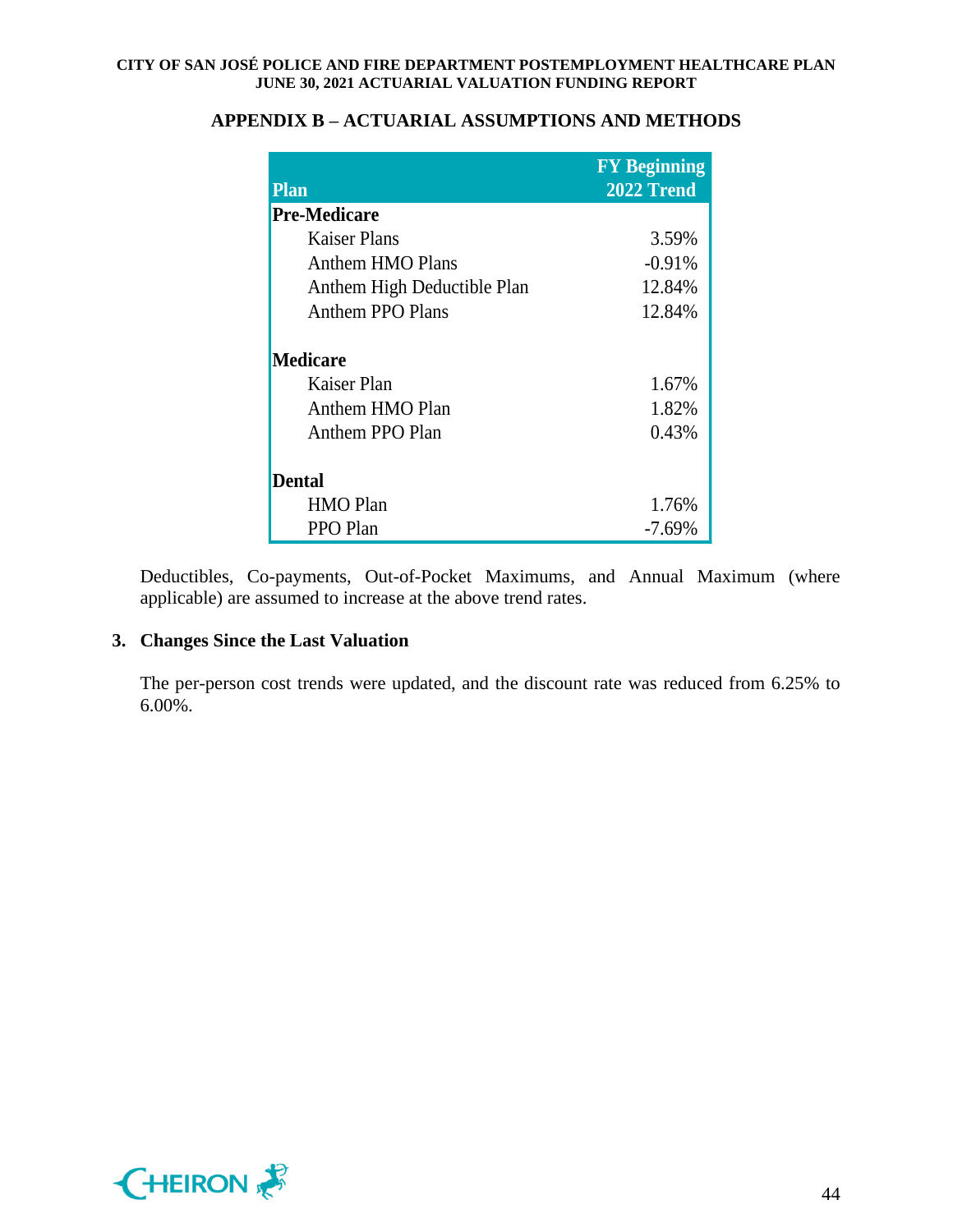## APPENDIX B – ACTUARIAL ASSUMPTIONS AND METHODS

| Plan | FY Beginning 2022 Trend |
|---|---|
| **Pre-Medicare** | |
| Kaiser Plans | 3.59% |
| Anthem HMO Plans | -0.91% |
| Anthem High Deductible Plan | 12.84% |
| Anthem PPO Plans | 12.84% |
| **Medicare** | |
| Kaiser Plan | 1.67% |
| Anthem HMO Plan | 1.82% |
| Anthem PPO Plan | 0.43% |
| **Dental** | |
| HMO Plan | 1.76% |
| PPO Plan | -7.69% |

Deductibles, Co-payments, Out-of-Pocket Maximums, and Annual Maximum (where applicable) are assumed to increase at the above trend rates.

### 3. Changes Since the Last Valuation

The per-person cost trends were updated, and the discount rate was reduced from 6.25% to 6.00%.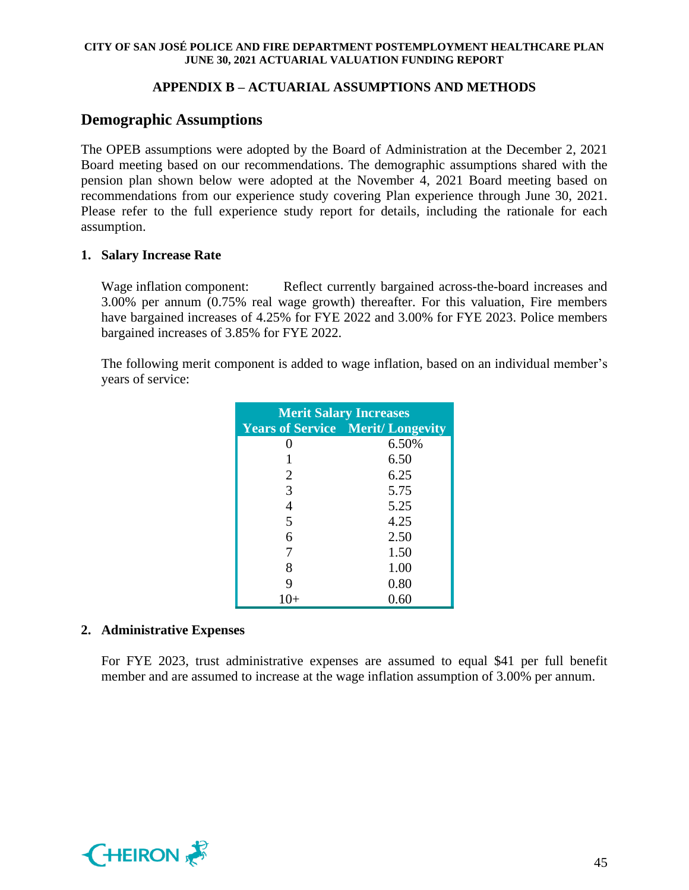## APPENDIX B – ACTUARIAL ASSUMPTIONS AND METHODS

## Demographic Assumptions

The OPEB assumptions were adopted by the Board of Administration at the December 2, 2021 Board meeting based on our recommendations. The demographic assumptions shared with the pension plan shown below were adopted at the November 4, 2021 Board meeting based on recommendations from our experience study covering Plan experience through June 30, 2021. Please refer to the full experience study report for details, including the rationale for each assumption.

### 1. Salary Increase Rate

Wage inflation component: Reflect currently bargained across-the-board increases and 3.00% per annum (0.75% real wage growth) thereafter. For this valuation, Fire members have bargained increases of 4.25% for FYE 2022 and 3.00% for FYE 2023. Police members bargained increases of 3.85% for FYE 2022.

The following merit component is added to wage inflation, based on an individual member's years of service:

| Merit Salary Increases | |
|---|---|
| **Years of Service** | **Merit/ Longevity** |
| 0 | 6.50% |
| 1 | 6.50 |
| 2 | 6.25 |
| 3 | 5.75 |
| 4 | 5.25 |
| 5 | 4.25 |
| 6 | 2.50 |
| 7 | 1.50 |
| 8 | 1.00 |
| 9 | 0.80 |
| 10+ | 0.60 |

### 2. Administrative Expenses

For FYE 2023, trust administrative expenses are assumed to equal $41 per full benefit member and are assumed to increase at the wage inflation assumption of 3.00% per annum.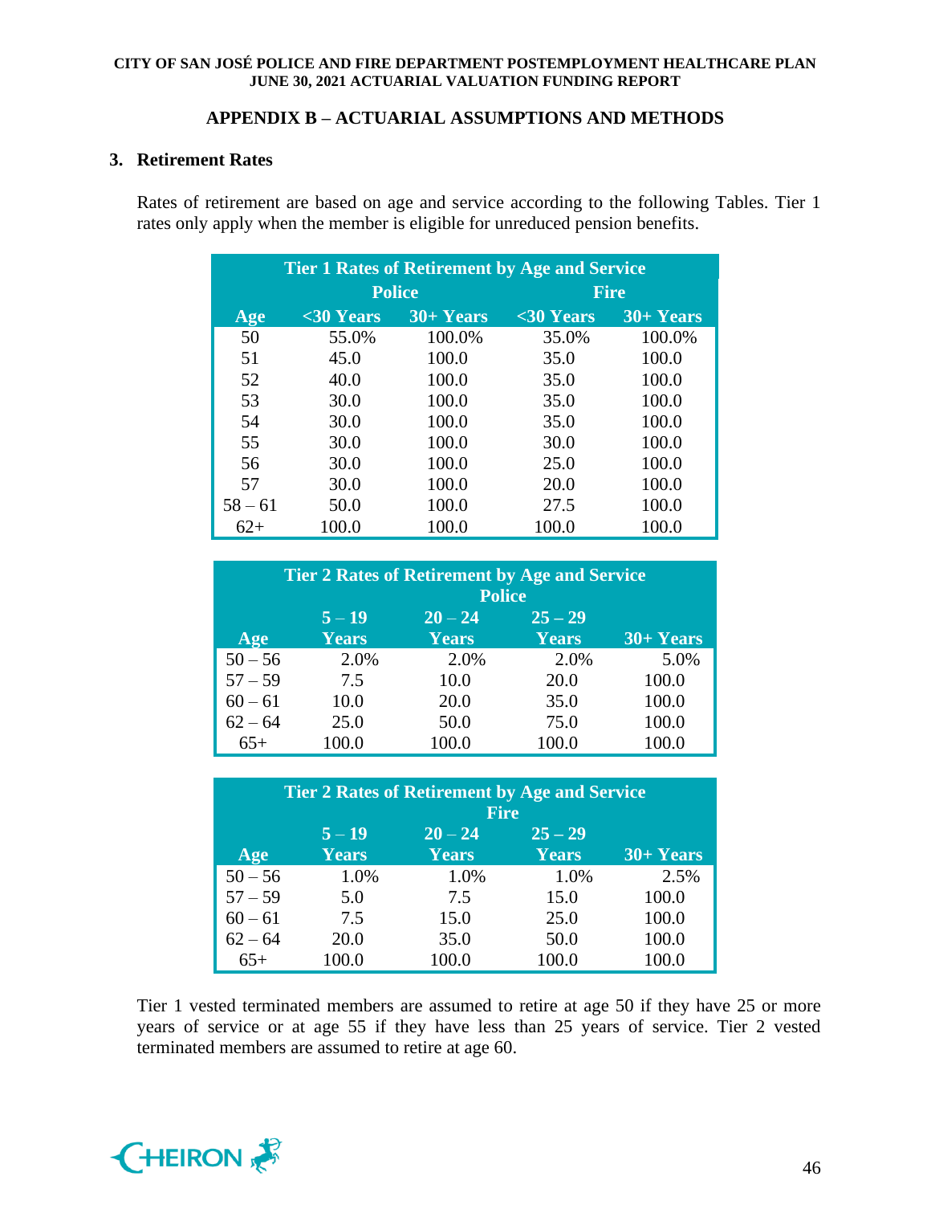## APPENDIX B – ACTUARIAL ASSUMPTIONS AND METHODS

### 3. Retirement Rates

Rates of retirement are based on age and service according to the following Tables. Tier 1 rates only apply when the member is eligible for unreduced pension benefits.

| Tier 1 Rates of Retirement by Age and Service | | | | |
|---|---|---|---|---|
| | Police | | Fire | |
| Age | <30 Years | 30+ Years | <30 Years | 30+ Years |
| 50 | 55.0% | 100.0% | 35.0% | 100.0% |
| 51 | 45.0 | 100.0 | 35.0 | 100.0 |
| 52 | 40.0 | 100.0 | 35.0 | 100.0 |
| 53 | 30.0 | 100.0 | 35.0 | 100.0 |
| 54 | 30.0 | 100.0 | 35.0 | 100.0 |
| 55 | 30.0 | 100.0 | 30.0 | 100.0 |
| 56 | 30.0 | 100.0 | 25.0 | 100.0 |
| 57 | 30.0 | 100.0 | 20.0 | 100.0 |
| 58 – 61 | 50.0 | 100.0 | 27.5 | 100.0 |
| 62+ | 100.0 | 100.0 | 100.0 | 100.0 |

| Tier 2 Rates of Retirement by Age and Service Police | | | | |
|---|---|---|---|---|
| Age | 5 – 19 Years | 20 – 24 Years | 25 – 29 Years | 30+ Years |
| 50 – 56 | 2.0% | 2.0% | 2.0% | 5.0% |
| 57 – 59 | 7.5 | 10.0 | 20.0 | 100.0 |
| 60 – 61 | 10.0 | 20.0 | 35.0 | 100.0 |
| 62 – 64 | 25.0 | 50.0 | 75.0 | 100.0 |
| 65+ | 100.0 | 100.0 | 100.0 | 100.0 |

| Tier 2 Rates of Retirement by Age and Service Fire | | | | |
|---|---|---|---|---|
| Age | 5 – 19 Years | 20 – 24 Years | 25 – 29 Years | 30+ Years |
| 50 – 56 | 1.0% | 1.0% | 1.0% | 2.5% |
| 57 – 59 | 5.0 | 7.5 | 15.0 | 100.0 |
| 60 – 61 | 7.5 | 15.0 | 25.0 | 100.0 |
| 62 – 64 | 20.0 | 35.0 | 50.0 | 100.0 |
| 65+ | 100.0 | 100.0 | 100.0 | 100.0 |

Tier 1 vested terminated members are assumed to retire at age 50 if they have 25 or more years of service or at age 55 if they have less than 25 years of service. Tier 2 vested terminated members are assumed to retire at age 60.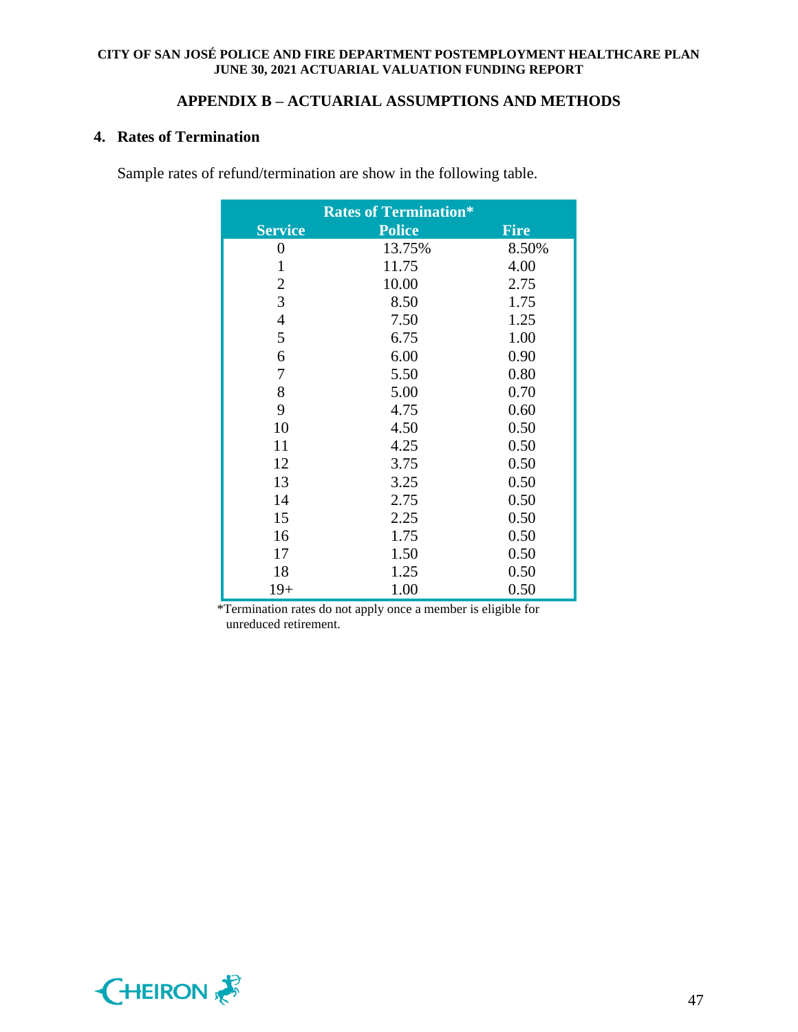## APPENDIX B – ACTUARIAL ASSUMPTIONS AND METHODS

### 4. Rates of Termination

Sample rates of refund/termination are show in the following table.

| Rates of Termination* | | |
|---|---|---|
| **Service** | **Police** | **Fire** |
| 0 | 13.75% | 8.50% |
| 1 | 11.75 | 4.00 |
| 2 | 10.00 | 2.75 |
| 3 | 8.50 | 1.75 |
| 4 | 7.50 | 1.25 |
| 5 | 6.75 | 1.00 |
| 6 | 6.00 | 0.90 |
| 7 | 5.50 | 0.80 |
| 8 | 5.00 | 0.70 |
| 9 | 4.75 | 0.60 |
| 10 | 4.50 | 0.50 |
| 11 | 4.25 | 0.50 |
| 12 | 3.75 | 0.50 |
| 13 | 3.25 | 0.50 |
| 14 | 2.75 | 0.50 |
| 15 | 2.25 | 0.50 |
| 16 | 1.75 | 0.50 |
| 17 | 1.50 | 0.50 |
| 18 | 1.25 | 0.50 |
| 19+ | 1.00 | 0.50 |

*Termination rates do not apply once a member is eligible for unreduced retirement.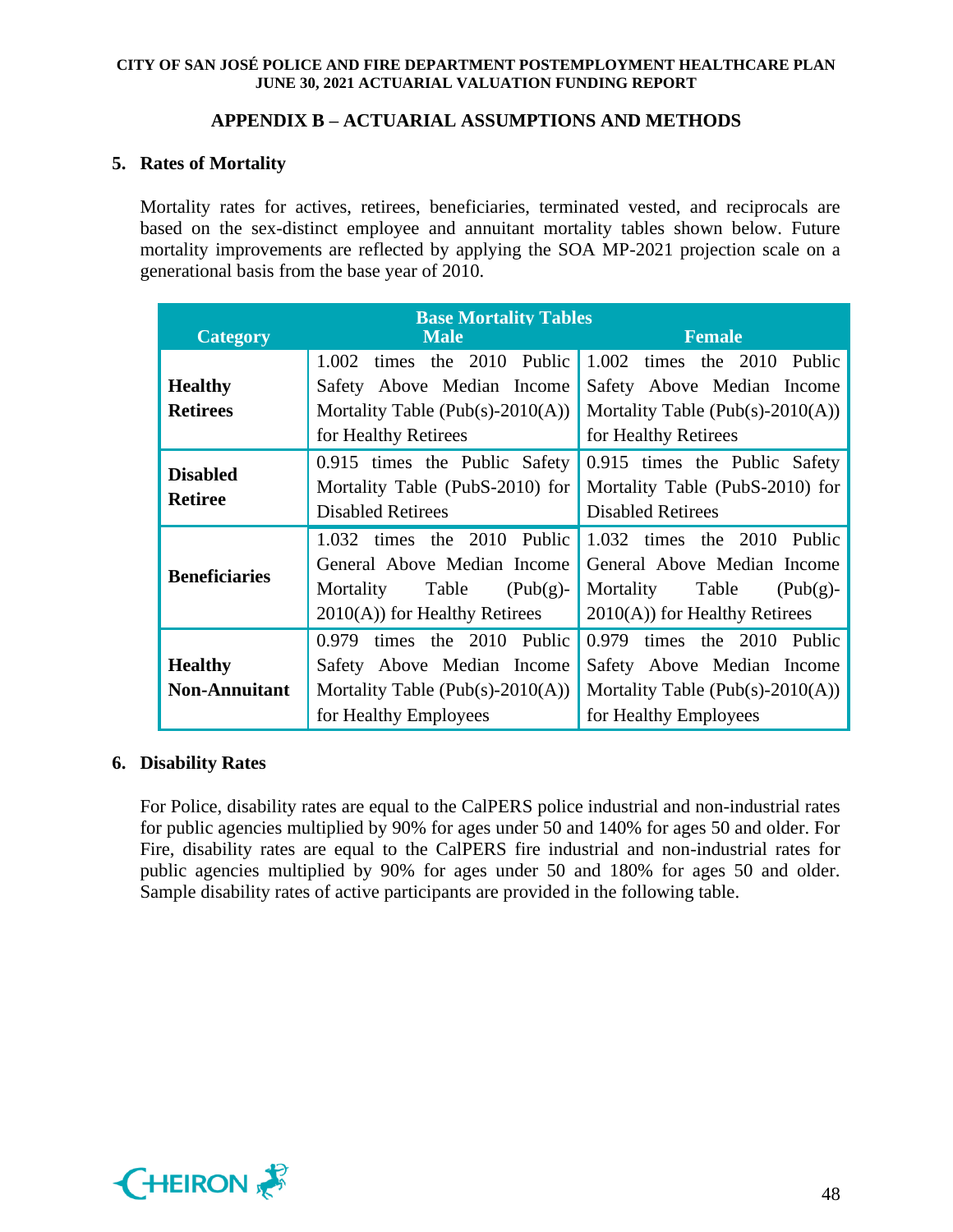## APPENDIX B – ACTUARIAL ASSUMPTIONS AND METHODS

### 5. Rates of Mortality

Mortality rates for actives, retirees, beneficiaries, terminated vested, and reciprocals are based on the sex-distinct employee and annuitant mortality tables shown below. Future mortality improvements are reflected by applying the SOA MP-2021 projection scale on a generational basis from the base year of 2010.

| Category | Base Mortality Tables<br>Male | Female |
|---|---|---|
| **Healthy Retirees** | 1.002 times the 2010 Public Safety Above Median Income Mortality Table (Pub(s)-2010(A)) for Healthy Retirees | 1.002 times the 2010 Public Safety Above Median Income Mortality Table (Pub(s)-2010(A)) for Healthy Retirees |
| **Disabled Retiree** | 0.915 times the Public Safety Mortality Table (PubS-2010) for Disabled Retirees | 0.915 times the Public Safety Mortality Table (PubS-2010) for Disabled Retirees |
| **Beneficiaries** | 1.032 times the 2010 Public General Above Median Income Mortality Table (Pub(g)-2010(A)) for Healthy Retirees | 1.032 times the 2010 Public General Above Median Income Mortality Table (Pub(g)-2010(A)) for Healthy Retirees |
| **Healthy Non-Annuitant** | 0.979 times the 2010 Public Safety Above Median Income Mortality Table (Pub(s)-2010(A)) for Healthy Employees | 0.979 times the 2010 Public Safety Above Median Income Mortality Table (Pub(s)-2010(A)) for Healthy Employees |

### 6. Disability Rates

For Police, disability rates are equal to the CalPERS police industrial and non-industrial rates for public agencies multiplied by 90% for ages under 50 and 140% for ages 50 and older. For Fire, disability rates are equal to the CalPERS fire industrial and non-industrial rates for public agencies multiplied by 90% for ages under 50 and 180% for ages 50 and older. Sample disability rates of active participants are provided in the following table.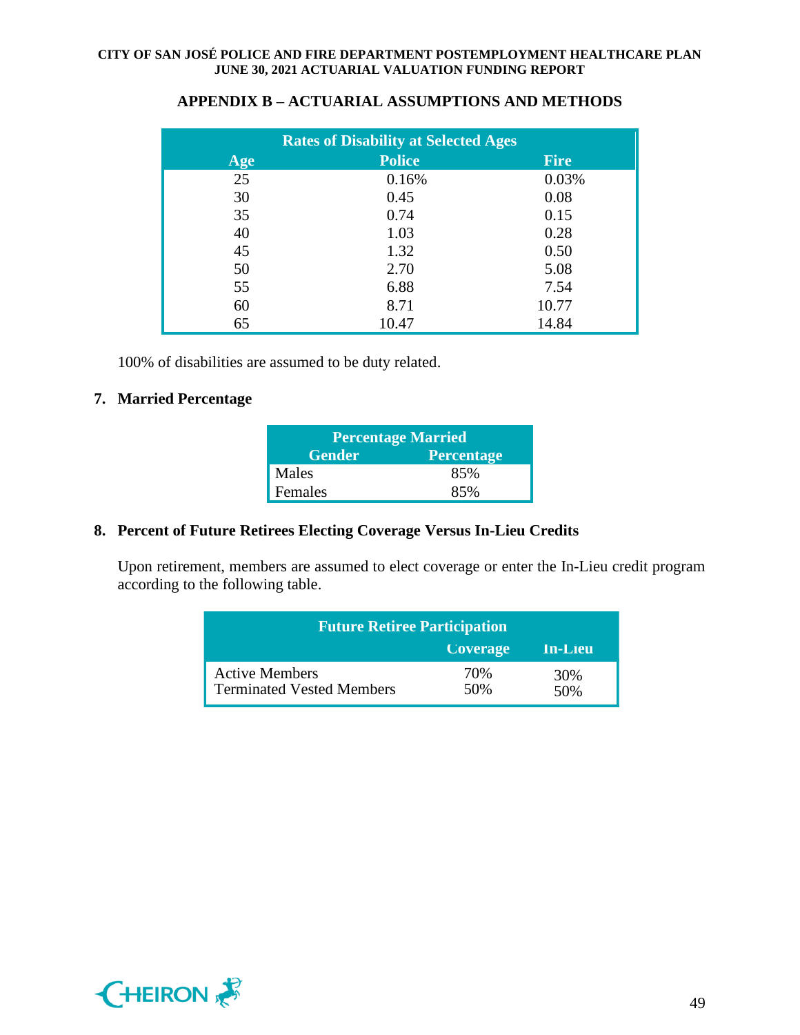## APPENDIX B – ACTUARIAL ASSUMPTIONS AND METHODS

| Rates of Disability at Selected Ages | | |
|---|---|---|
| Age | Police | Fire |
| 25 | 0.16% | 0.03% |
| 30 | 0.45 | 0.08 |
| 35 | 0.74 | 0.15 |
| 40 | 1.03 | 0.28 |
| 45 | 1.32 | 0.50 |
| 50 | 2.70 | 5.08 |
| 55 | 6.88 | 7.54 |
| 60 | 8.71 | 10.77 |
| 65 | 10.47 | 14.84 |

100% of disabilities are assumed to be duty related.

### 7. Married Percentage

| Percentage Married | |
|---|---|
| Gender | Percentage |
| Males | 85% |
| Females | 85% |

### 8. Percent of Future Retirees Electing Coverage Versus In-Lieu Credits

Upon retirement, members are assumed to elect coverage or enter the In-Lieu credit program according to the following table.

| Future Retiree Participation | | |
|---|---|---|
| | Coverage | In-Lieu |
| Active Members | 70% | 30% |
| Terminated Vested Members | 50% | 50% |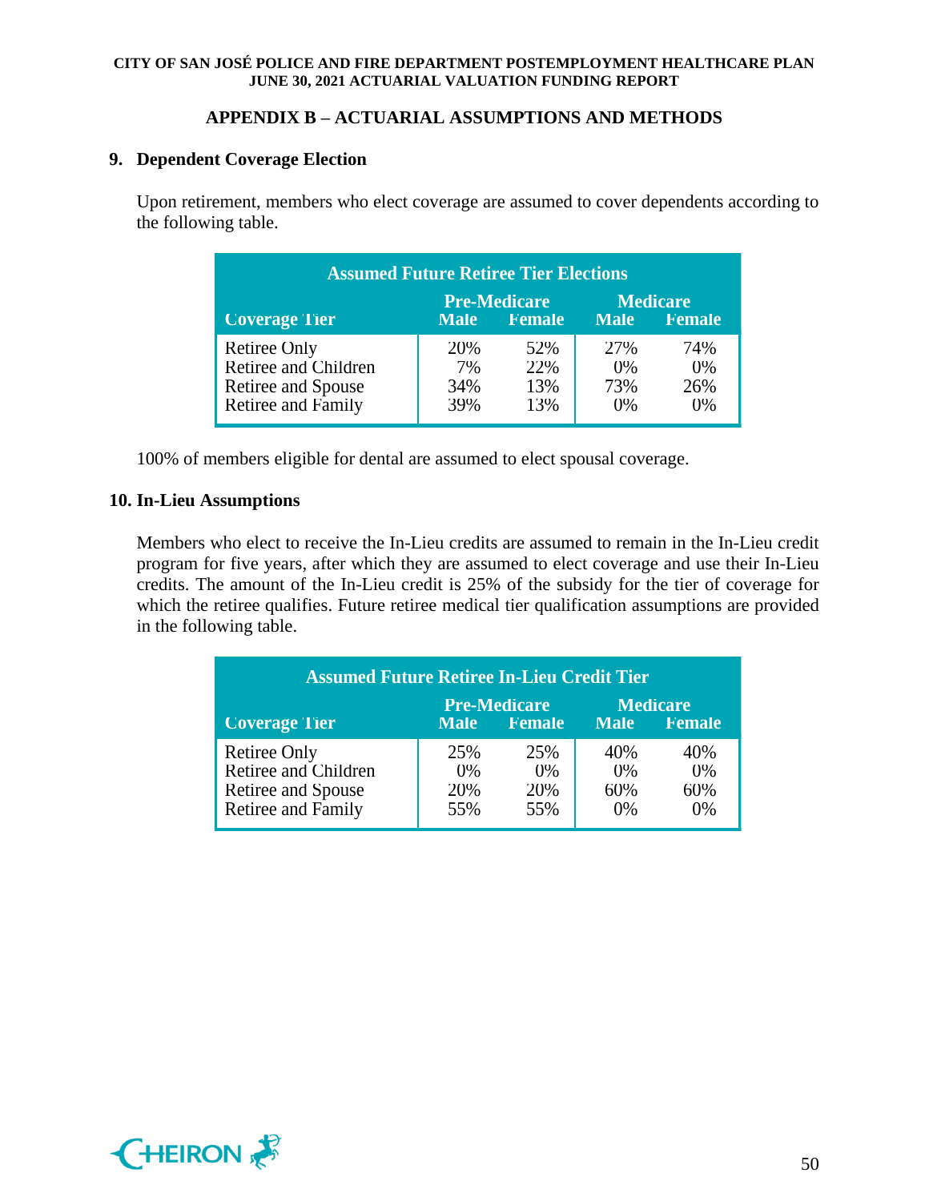## APPENDIX B – ACTUARIAL ASSUMPTIONS AND METHODS

**9. Dependent Coverage Election**

Upon retirement, members who elect coverage are assumed to cover dependents according to the following table.

| Assumed Future Retiree Tier Elections | | | | |
|---|---|---|---|---|
| | Pre-Medicare | | Medicare | |
| Coverage Tier | Male | Female | Male | Female |
| Retiree Only | 20% | 52% | 27% | 74% |
| Retiree and Children | 7% | 22% | 0% | 0% |
| Retiree and Spouse | 34% | 13% | 73% | 26% |
| Retiree and Family | 39% | 13% | 0% | 0% |

100% of members eligible for dental are assumed to elect spousal coverage.

**10. In-Lieu Assumptions**

Members who elect to receive the In-Lieu credits are assumed to remain in the In-Lieu credit program for five years, after which they are assumed to elect coverage and use their In-Lieu credits. The amount of the In-Lieu credit is 25% of the subsidy for the tier of coverage for which the retiree qualifies. Future retiree medical tier qualification assumptions are provided in the following table.

| Assumed Future Retiree In-Lieu Credit Tier | | | | |
|---|---|---|---|---|
| | Pre-Medicare | | Medicare | |
| Coverage Tier | Male | Female | Male | Female |
| Retiree Only | 25% | 25% | 40% | 40% |
| Retiree and Children | 0% | 0% | 0% | 0% |
| Retiree and Spouse | 20% | 20% | 60% | 60% |
| Retiree and Family | 55% | 55% | 0% | 0% |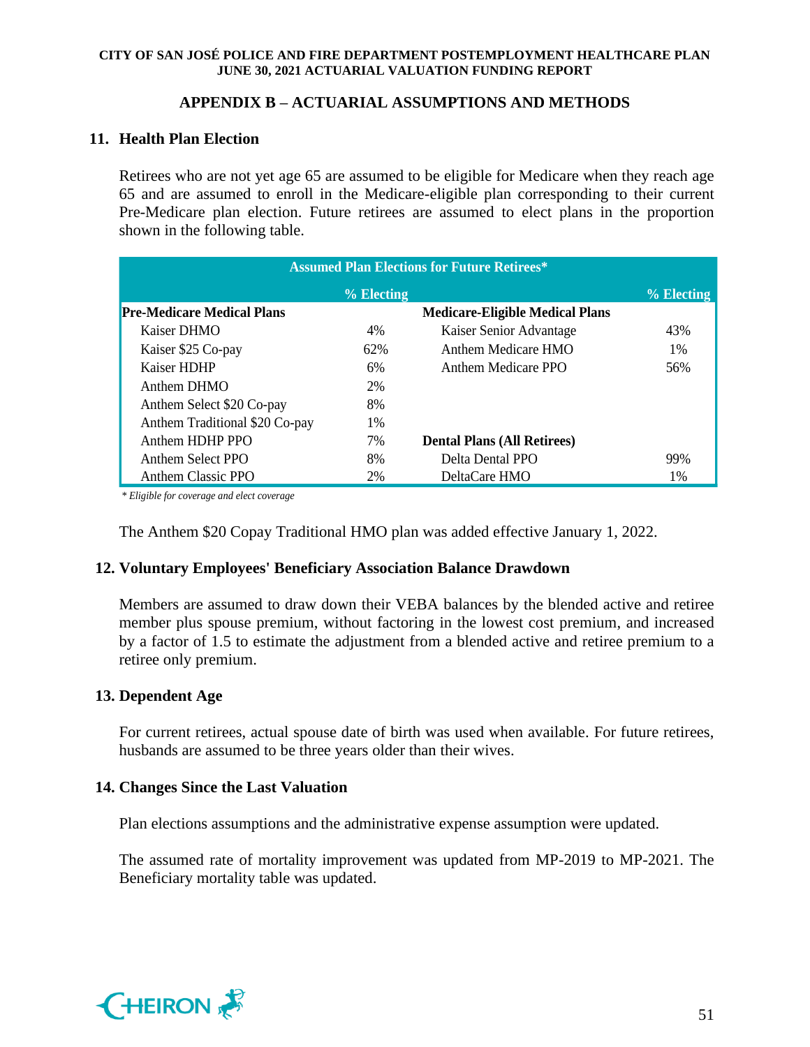## APPENDIX B – ACTUARIAL ASSUMPTIONS AND METHODS

### 11. Health Plan Election

Retirees who are not yet age 65 are assumed to be eligible for Medicare when they reach age 65 and are assumed to enroll in the Medicare-eligible plan corresponding to their current Pre-Medicare plan election. Future retirees are assumed to elect plans in the proportion shown in the following table.

| Assumed Plan Elections for Future Retirees* | | | |
|---|---|---|---|
| | % Electing | | % Electing |
| **Pre-Medicare Medical Plans** | | **Medicare-Eligible Medical Plans** | |
| Kaiser DHMO | 4% | Kaiser Senior Advantage | 43% |
| Kaiser $25 Co-pay | 62% | Anthem Medicare HMO | 1% |
| Kaiser HDHP | 6% | Anthem Medicare PPO | 56% |
| Anthem DHMO | 2% | | |
| Anthem Select $20 Co-pay | 8% | | |
| Anthem Traditional $20 Co-pay | 1% | | |
| Anthem HDHP PPO | 7% | **Dental Plans (All Retirees)** | |
| Anthem Select PPO | 8% | Delta Dental PPO | 99% |
| Anthem Classic PPO | 2% | DeltaCare HMO | 1% |

*\* Eligible for coverage and elect coverage*

The Anthem $20 Copay Traditional HMO plan was added effective January 1, 2022.

### 12. Voluntary Employees' Beneficiary Association Balance Drawdown

Members are assumed to draw down their VEBA balances by the blended active and retiree member plus spouse premium, without factoring in the lowest cost premium, and increased by a factor of 1.5 to estimate the adjustment from a blended active and retiree premium to a retiree only premium.

### 13. Dependent Age

For current retirees, actual spouse date of birth was used when available. For future retirees, husbands are assumed to be three years older than their wives.

### 14. Changes Since the Last Valuation

Plan elections assumptions and the administrative expense assumption were updated.

The assumed rate of mortality improvement was updated from MP-2019 to MP-2021. The Beneficiary mortality table was updated.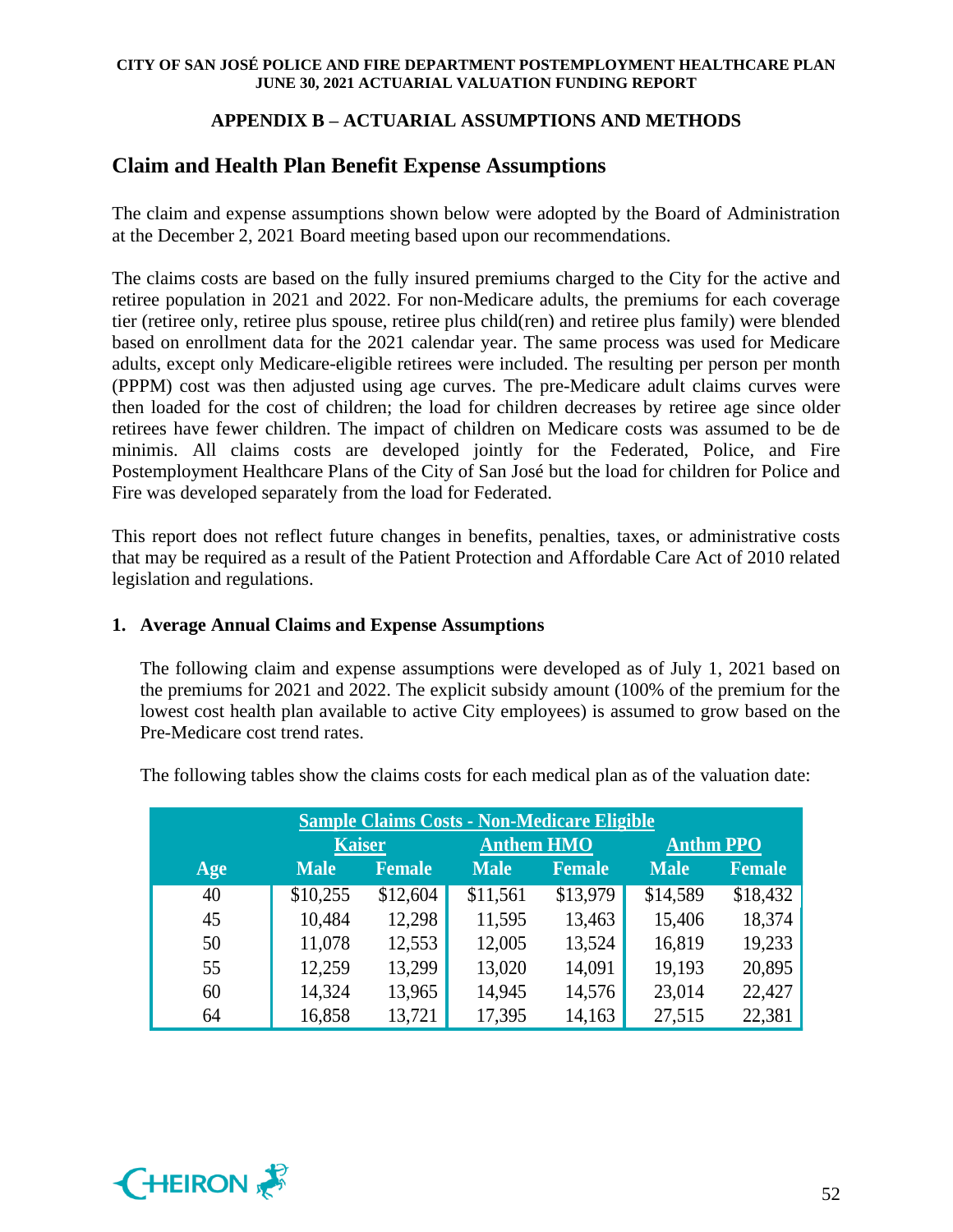## APPENDIX B – ACTUARIAL ASSUMPTIONS AND METHODS

## Claim and Health Plan Benefit Expense Assumptions

The claim and expense assumptions shown below were adopted by the Board of Administration at the December 2, 2021 Board meeting based upon our recommendations.

The claims costs are based on the fully insured premiums charged to the City for the active and retiree population in 2021 and 2022. For non-Medicare adults, the premiums for each coverage tier (retiree only, retiree plus spouse, retiree plus child(ren) and retiree plus family) were blended based on enrollment data for the 2021 calendar year. The same process was used for Medicare adults, except only Medicare-eligible retirees were included. The resulting per person per month (PPPM) cost was then adjusted using age curves. The pre-Medicare adult claims curves were then loaded for the cost of children; the load for children decreases by retiree age since older retirees have fewer children. The impact of children on Medicare costs was assumed to be de minimis. All claims costs are developed jointly for the Federated, Police, and Fire Postemployment Healthcare Plans of the City of San José but the load for children for Police and Fire was developed separately from the load for Federated.

This report does not reflect future changes in benefits, penalties, taxes, or administrative costs that may be required as a result of the Patient Protection and Affordable Care Act of 2010 related legislation and regulations.

### 1. Average Annual Claims and Expense Assumptions

The following claim and expense assumptions were developed as of July 1, 2021 based on the premiums for 2021 and 2022. The explicit subsidy amount (100% of the premium for the lowest cost health plan available to active City employees) is assumed to grow based on the Pre-Medicare cost trend rates.

The following tables show the claims costs for each medical plan as of the valuation date:

| Sample Claims Costs - Non-Medicare Eligible | | | | | | |
|---|---|---|---|---|---|---|
| | Kaiser | | Anthem HMO | | Anthm PPO | |
| Age | Male | Female | Male | Female | Male | Female |
| 40 | $10,255 | $12,604 | $11,561 | $13,979 | $14,589 | $18,432 |
| 45 | 10,484 | 12,298 | 11,595 | 13,463 | 15,406 | 18,374 |
| 50 | 11,078 | 12,553 | 12,005 | 13,524 | 16,819 | 19,233 |
| 55 | 12,259 | 13,299 | 13,020 | 14,091 | 19,193 | 20,895 |
| 60 | 14,324 | 13,965 | 14,945 | 14,576 | 23,014 | 22,427 |
| 64 | 16,858 | 13,721 | 17,395 | 14,163 | 27,515 | 22,381 |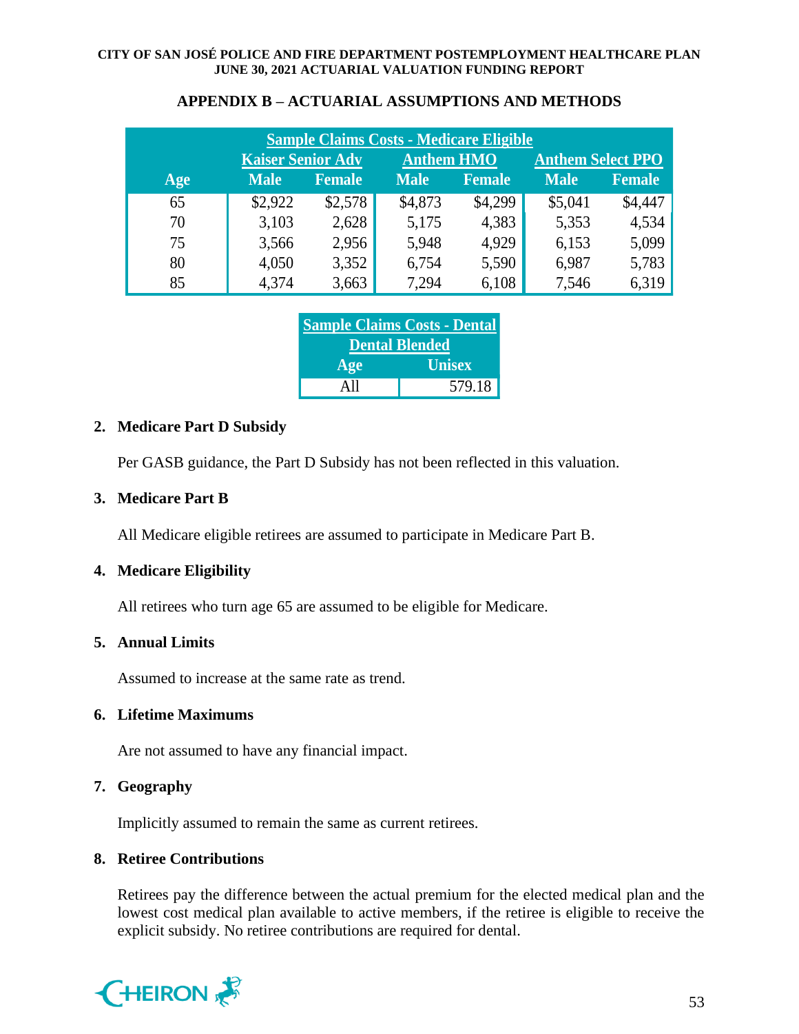## APPENDIX B – ACTUARIAL ASSUMPTIONS AND METHODS

| Sample Claims Costs - Medicare Eligible | | | | | | |
|---|---|---|---|---|---|---|
| | Kaiser Senior Adv | | Anthem HMO | | Anthem Select PPO | |
| Age | Male | Female | Male | Female | Male | Female |
| 65 | $2,922 | $2,578 | $4,873 | $4,299 | $5,041 | $4,447 |
| 70 | 3,103 | 2,628 | 5,175 | 4,383 | 5,353 | 4,534 |
| 75 | 3,566 | 2,956 | 5,948 | 4,929 | 6,153 | 5,099 |
| 80 | 4,050 | 3,352 | 6,754 | 5,590 | 6,987 | 5,783 |
| 85 | 4,374 | 3,663 | 7,294 | 6,108 | 7,546 | 6,319 |

| Sample Claims Costs - Dental | |
|---|---|
| Dental Blended | |
| Age | Unisex |
| All | 579.18 |

**2. Medicare Part D Subsidy**

Per GASB guidance, the Part D Subsidy has not been reflected in this valuation.

**3. Medicare Part B**

All Medicare eligible retirees are assumed to participate in Medicare Part B.

**4. Medicare Eligibility**

All retirees who turn age 65 are assumed to be eligible for Medicare.

**5. Annual Limits**

Assumed to increase at the same rate as trend.

**6. Lifetime Maximums**

Are not assumed to have any financial impact.

**7. Geography**

Implicitly assumed to remain the same as current retirees.

**8. Retiree Contributions**

Retirees pay the difference between the actual premium for the elected medical plan and the lowest cost medical plan available to active members, if the retiree is eligible to receive the explicit subsidy. No retiree contributions are required for dental.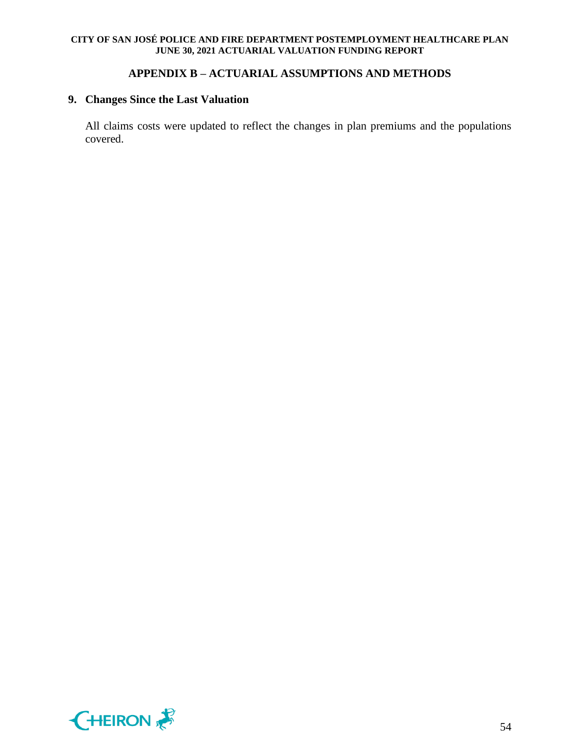## APPENDIX B – ACTUARIAL ASSUMPTIONS AND METHODS

### 9. Changes Since the Last Valuation

All claims costs were updated to reflect the changes in plan premiums and the populations covered.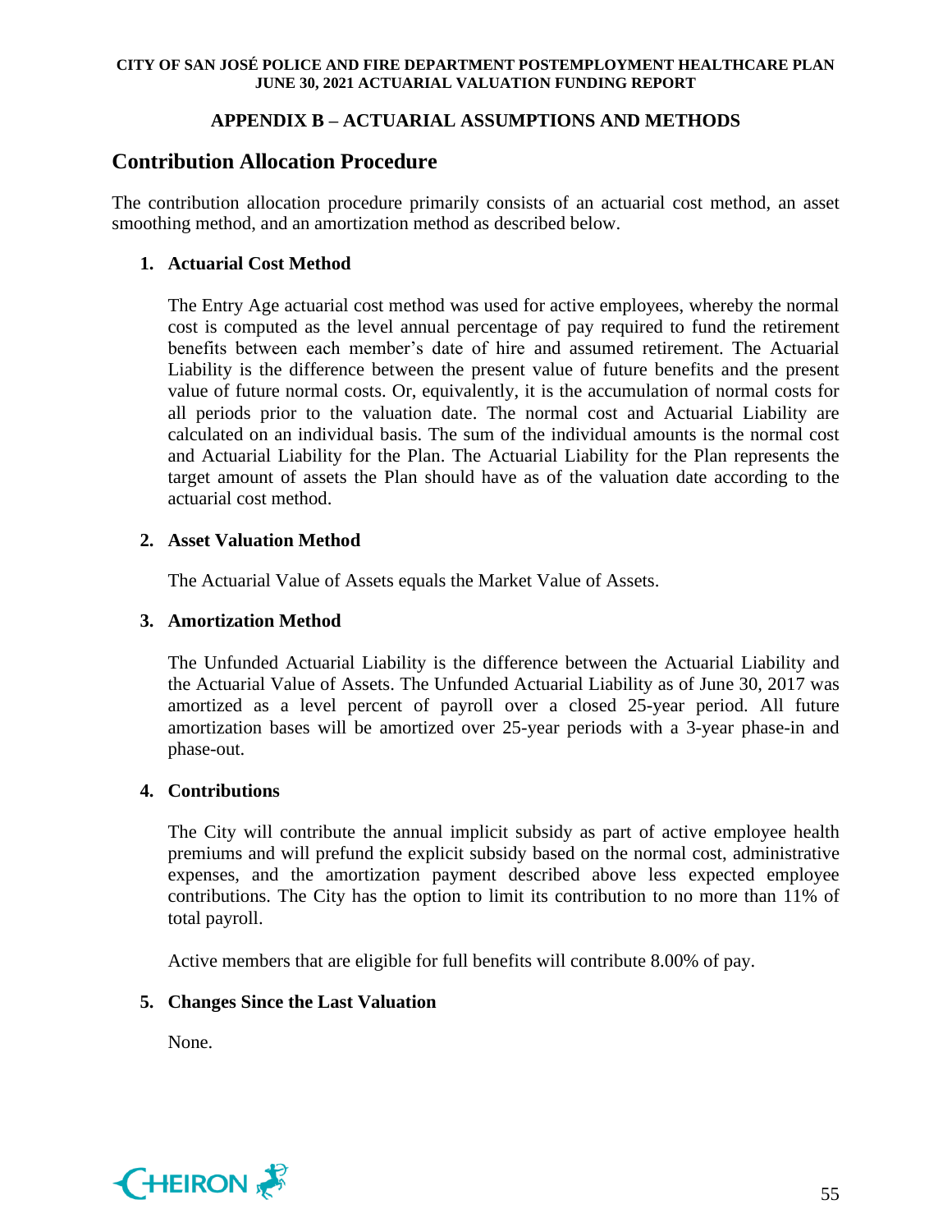## APPENDIX B – ACTUARIAL ASSUMPTIONS AND METHODS

## Contribution Allocation Procedure

The contribution allocation procedure primarily consists of an actuarial cost method, an asset smoothing method, and an amortization method as described below.

### 1. Actuarial Cost Method

The Entry Age actuarial cost method was used for active employees, whereby the normal cost is computed as the level annual percentage of pay required to fund the retirement benefits between each member's date of hire and assumed retirement. The Actuarial Liability is the difference between the present value of future benefits and the present value of future normal costs. Or, equivalently, it is the accumulation of normal costs for all periods prior to the valuation date. The normal cost and Actuarial Liability are calculated on an individual basis. The sum of the individual amounts is the normal cost and Actuarial Liability for the Plan. The Actuarial Liability for the Plan represents the target amount of assets the Plan should have as of the valuation date according to the actuarial cost method.

### 2. Asset Valuation Method

The Actuarial Value of Assets equals the Market Value of Assets.

### 3. Amortization Method

The Unfunded Actuarial Liability is the difference between the Actuarial Liability and the Actuarial Value of Assets. The Unfunded Actuarial Liability as of June 30, 2017 was amortized as a level percent of payroll over a closed 25-year period. All future amortization bases will be amortized over 25-year periods with a 3-year phase-in and phase-out.

### 4. Contributions

The City will contribute the annual implicit subsidy as part of active employee health premiums and will prefund the explicit subsidy based on the normal cost, administrative expenses, and the amortization payment described above less expected employee contributions. The City has the option to limit its contribution to no more than 11% of total payroll.

Active members that are eligible for full benefits will contribute 8.00% of pay.

### 5. Changes Since the Last Valuation

None.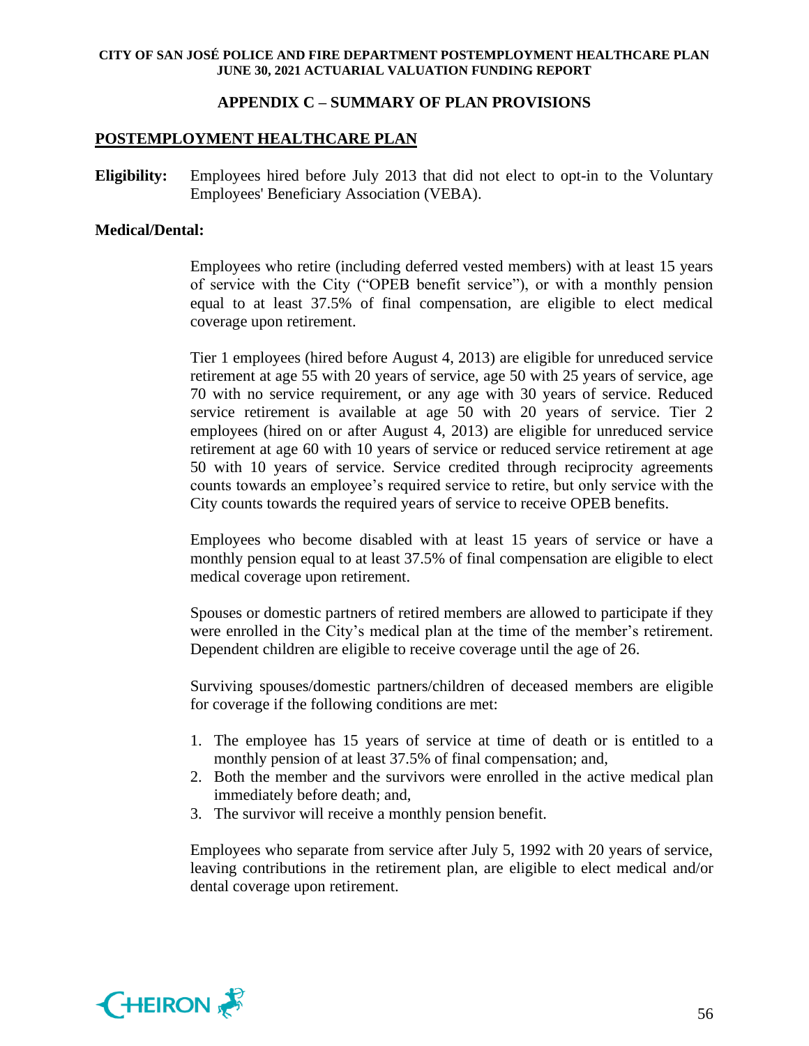## APPENDIX C – SUMMARY OF PLAN PROVISIONS

### POSTEMPLOYMENT HEALTHCARE PLAN

**Eligibility:** Employees hired before July 2013 that did not elect to opt-in to the Voluntary Employees' Beneficiary Association (VEBA).

**Medical/Dental:**

Employees who retire (including deferred vested members) with at least 15 years of service with the City ("OPEB benefit service"), or with a monthly pension equal to at least 37.5% of final compensation, are eligible to elect medical coverage upon retirement.

Tier 1 employees (hired before August 4, 2013) are eligible for unreduced service retirement at age 55 with 20 years of service, age 50 with 25 years of service, age 70 with no service requirement, or any age with 30 years of service. Reduced service retirement is available at age 50 with 20 years of service. Tier 2 employees (hired on or after August 4, 2013) are eligible for unreduced service retirement at age 60 with 10 years of service or reduced service retirement at age 50 with 10 years of service. Service credited through reciprocity agreements counts towards an employee's required service to retire, but only service with the City counts towards the required years of service to receive OPEB benefits.

Employees who become disabled with at least 15 years of service or have a monthly pension equal to at least 37.5% of final compensation are eligible to elect medical coverage upon retirement.

Spouses or domestic partners of retired members are allowed to participate if they were enrolled in the City's medical plan at the time of the member's retirement. Dependent children are eligible to receive coverage until the age of 26.

Surviving spouses/domestic partners/children of deceased members are eligible for coverage if the following conditions are met:

1. The employee has 15 years of service at time of death or is entitled to a monthly pension of at least 37.5% of final compensation; and,
2. Both the member and the survivors were enrolled in the active medical plan immediately before death; and,
3. The survivor will receive a monthly pension benefit.

Employees who separate from service after July 5, 1992 with 20 years of service, leaving contributions in the retirement plan, are eligible to elect medical and/or dental coverage upon retirement.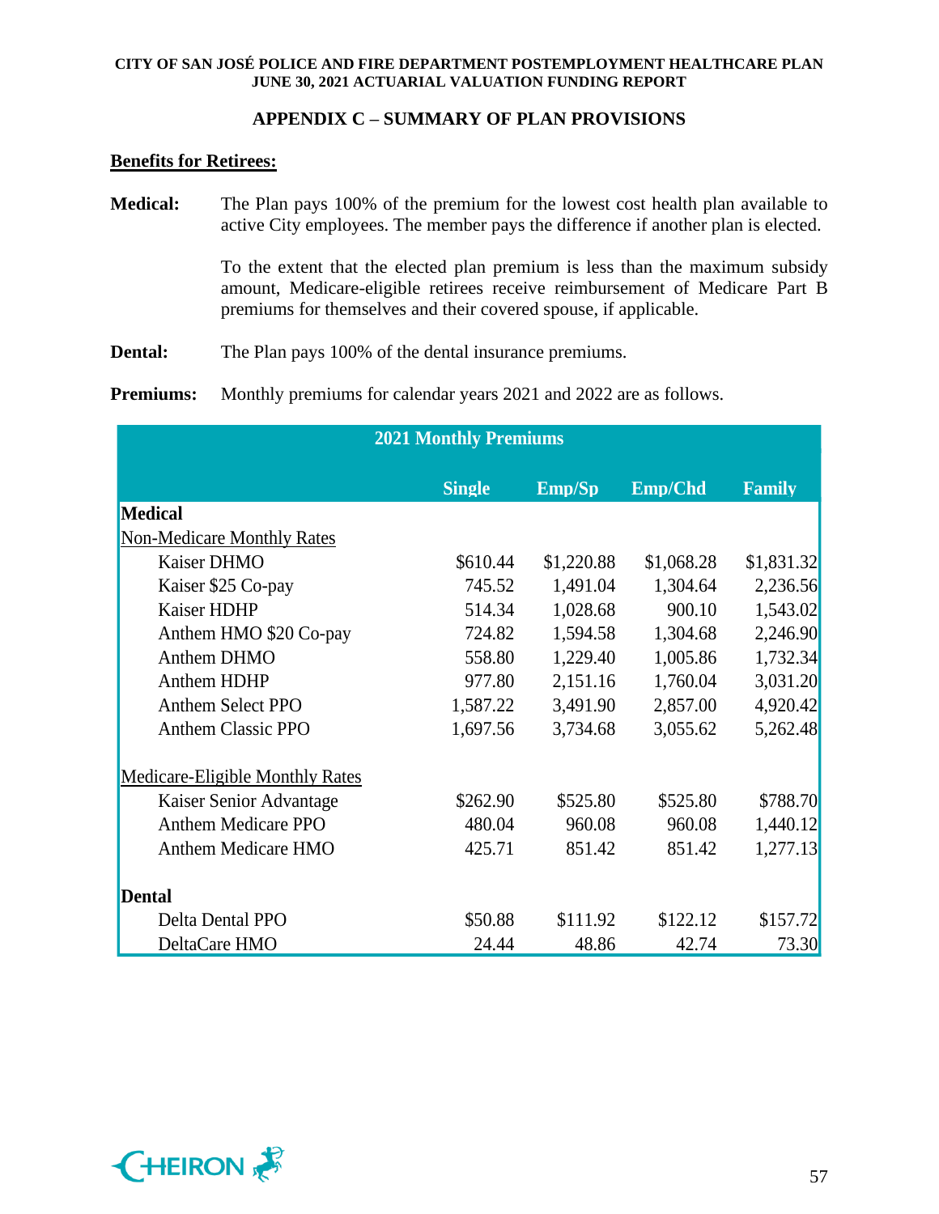## APPENDIX C – SUMMARY OF PLAN PROVISIONS

**Benefits for Retirees:**

**Medical:** The Plan pays 100% of the premium for the lowest cost health plan available to active City employees. The member pays the difference if another plan is elected.

To the extent that the elected plan premium is less than the maximum subsidy amount, Medicare-eligible retirees receive reimbursement of Medicare Part B premiums for themselves and their covered spouse, if applicable.

**Dental:** The Plan pays 100% of the dental insurance premiums.

**Premiums:** Monthly premiums for calendar years 2021 and 2022 are as follows.

| 2021 Monthly Premiums | | | | |
|---|---|---|---|---|
| | Single | Emp/Sp | Emp/Chd | Family |
| **Medical** | | | | |
| Non-Medicare Monthly Rates | | | | |
| Kaiser DHMO | $610.44 | $1,220.88 | $1,068.28 | $1,831.32 |
| Kaiser $25 Co-pay | 745.52 | 1,491.04 | 1,304.64 | 2,236.56 |
| Kaiser HDHP | 514.34 | 1,028.68 | 900.10 | 1,543.02 |
| Anthem HMO $20 Co-pay | 724.82 | 1,594.58 | 1,304.68 | 2,246.90 |
| Anthem DHMO | 558.80 | 1,229.40 | 1,005.86 | 1,732.34 |
| Anthem HDHP | 977.80 | 2,151.16 | 1,760.04 | 3,031.20 |
| Anthem Select PPO | 1,587.22 | 3,491.90 | 2,857.00 | 4,920.42 |
| Anthem Classic PPO | 1,697.56 | 3,734.68 | 3,055.62 | 5,262.48 |
| Medicare-Eligible Monthly Rates | | | | |
| Kaiser Senior Advantage | $262.90 | $525.80 | $525.80 | $788.70 |
| Anthem Medicare PPO | 480.04 | 960.08 | 960.08 | 1,440.12 |
| Anthem Medicare HMO | 425.71 | 851.42 | 851.42 | 1,277.13 |
| **Dental** | | | | |
| Delta Dental PPO | $50.88 | $111.92 | $122.12 | $157.72 |
| DeltaCare HMO | 24.44 | 48.86 | 42.74 | 73.30 |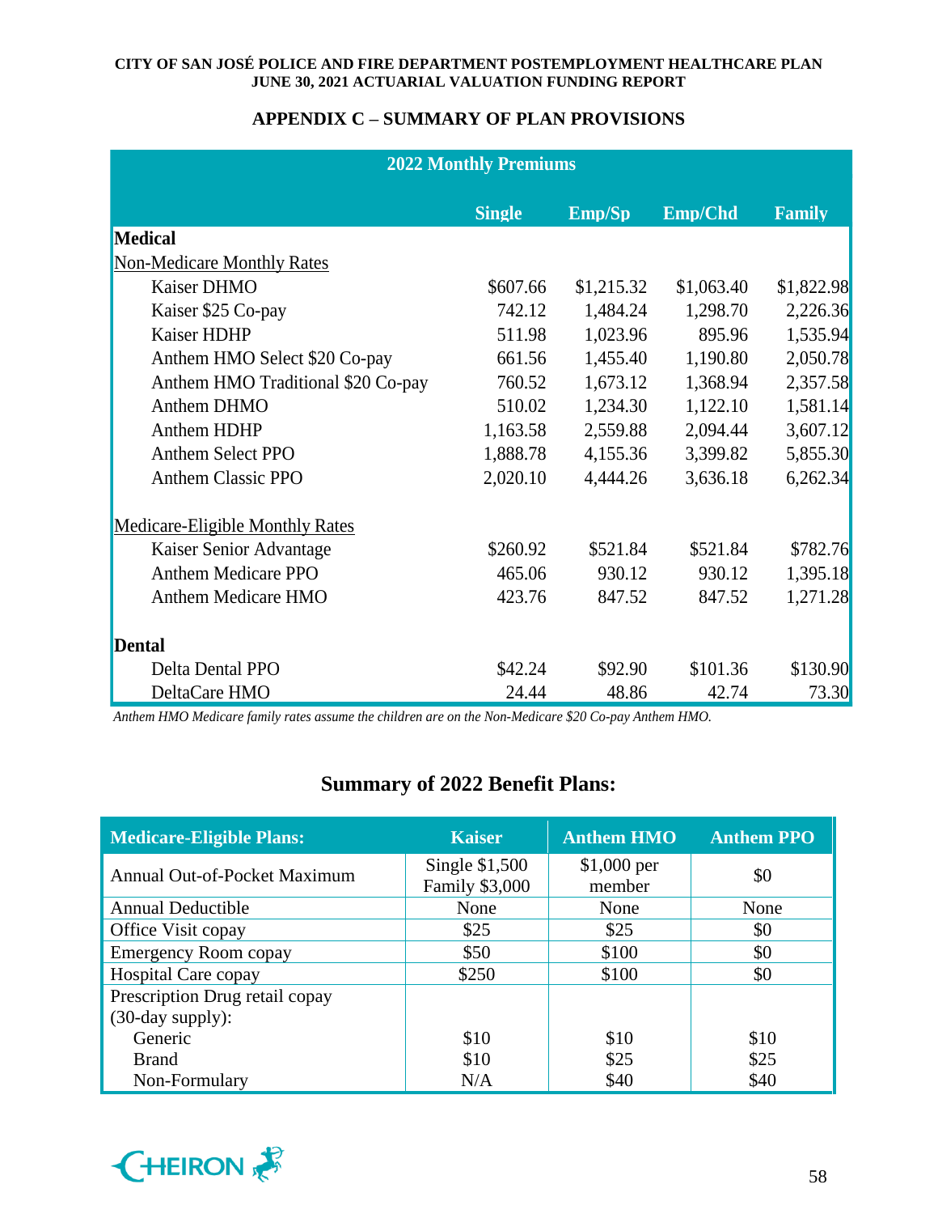## APPENDIX C – SUMMARY OF PLAN PROVISIONS

| 2022 Monthly Premiums | Single | Emp/Sp | Emp/Chd | Family |
|---|---|---|---|---|
| **Medical** | | | | |
| Non-Medicare Monthly Rates | | | | |
| Kaiser DHMO | $607.66 | $1,215.32 | $1,063.40 | $1,822.98 |
| Kaiser $25 Co-pay | 742.12 | 1,484.24 | 1,298.70 | 2,226.36 |
| Kaiser HDHP | 511.98 | 1,023.96 | 895.96 | 1,535.94 |
| Anthem HMO Select $20 Co-pay | 661.56 | 1,455.40 | 1,190.80 | 2,050.78 |
| Anthem HMO Traditional $20 Co-pay | 760.52 | 1,673.12 | 1,368.94 | 2,357.58 |
| Anthem DHMO | 510.02 | 1,234.30 | 1,122.10 | 1,581.14 |
| Anthem HDHP | 1,163.58 | 2,559.88 | 2,094.44 | 3,607.12 |
| Anthem Select PPO | 1,888.78 | 4,155.36 | 3,399.82 | 5,855.30 |
| Anthem Classic PPO | 2,020.10 | 4,444.26 | 3,636.18 | 6,262.34 |
| Medicare-Eligible Monthly Rates | | | | |
| Kaiser Senior Advantage | $260.92 | $521.84 | $521.84 | $782.76 |
| Anthem Medicare PPO | 465.06 | 930.12 | 930.12 | 1,395.18 |
| Anthem Medicare HMO | 423.76 | 847.52 | 847.52 | 1,271.28 |
| **Dental** | | | | |
| Delta Dental PPO | $42.24 | $92.90 | $101.36 | $130.90 |
| DeltaCare HMO | 24.44 | 48.86 | 42.74 | 73.30 |

*Anthem HMO Medicare family rates assume the children are on the Non-Medicare $20 Co-pay Anthem HMO.*

## Summary of 2022 Benefit Plans:

| Medicare-Eligible Plans: | Kaiser | Anthem HMO | Anthem PPO |
|---|---|---|---|
| Annual Out-of-Pocket Maximum | Single $1,500 Family $3,000 | $1,000 per member | $0 |
| Annual Deductible | None | None | None |
| Office Visit copay | $25 | $25 | $0 |
| Emergency Room copay | $50 | $100 | $0 |
| Hospital Care copay | $250 | $100 | $0 |
| Prescription Drug retail copay (30-day supply): | | | |
| Generic | $10 | $10 | $10 |
| Brand | $10 | $25 | $25 |
| Non-Formulary | N/A | $40 | $40 |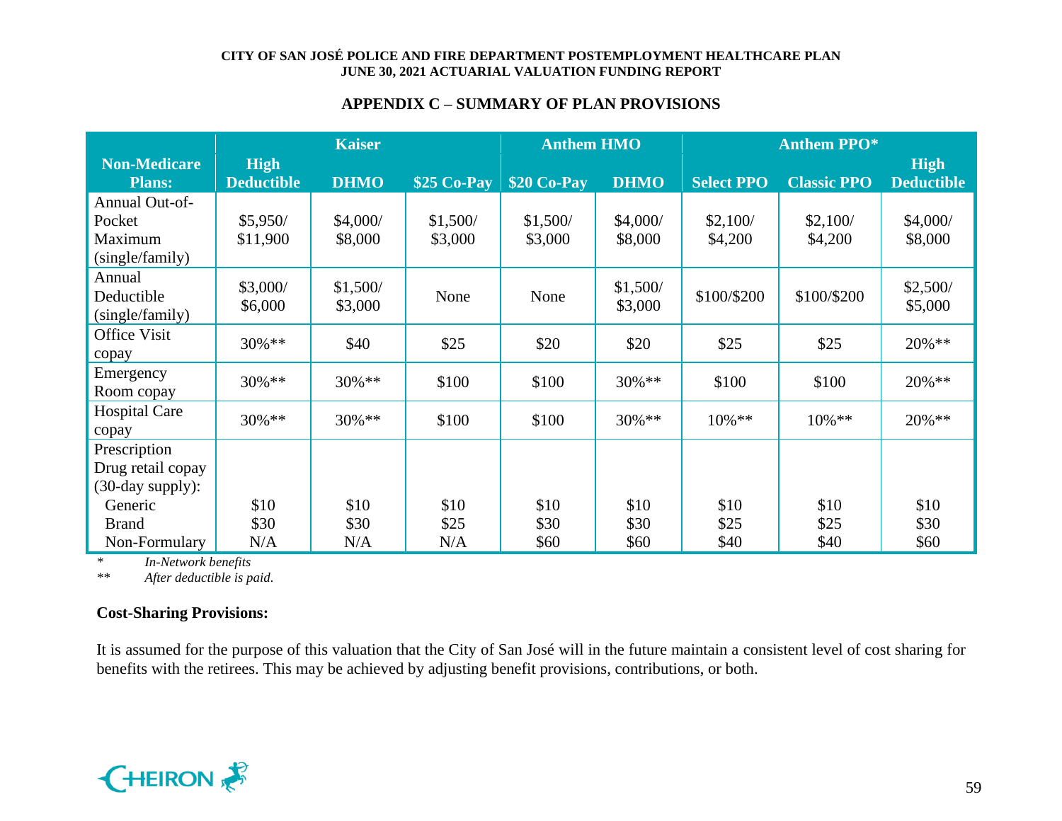## APPENDIX C – SUMMARY OF PLAN PROVISIONS

| Non-Medicare Plans: | Kaiser | | | Anthem HMO | | Anthem PPO* | | |
|---|---|---|---|---|---|---|---|---|
| | High Deductible | DHMO | $25 Co-Pay | $20 Co-Pay | DHMO | Select PPO | Classic PPO | High Deductible |
| Annual Out-of-Pocket Maximum (single/family) | $5,950/ $11,900 | $4,000/ $8,000 | $1,500/ $3,000 | $1,500/ $3,000 | $4,000/ $8,000 | $2,100/ $4,200 | $2,100/ $4,200 | $4,000/ $8,000 |
| Annual Deductible (single/family) | $3,000/ $6,000 | $1,500/ $3,000 | None | None | $1,500/ $3,000 | $100/$200 | $100/$200 | $2,500/ $5,000 |
| Office Visit copay | 30%** | $40 | $25 | $20 | $20 | $25 | $25 | 20%** |
| Emergency Room copay | 30%** | 30%** | $100 | $100 | 30%** | $100 | $100 | 20%** |
| Hospital Care copay | 30%** | 30%** | $100 | $100 | 30%** | 10%** | 10%** | 20%** |
| Prescription Drug retail copay (30-day supply): | | | | | | | | |
| Generic | $10 | $10 | $10 | $10 | $10 | $10 | $10 | $10 |
| Brand | $30 | $30 | $25 | $30 | $30 | $25 | $25 | $30 |
| Non-Formulary | N/A | N/A | N/A | $60 | $60 | $40 | $40 | $60 |

\* *In-Network benefits*

\** *After deductible is paid.*

**Cost-Sharing Provisions:**

It is assumed for the purpose of this valuation that the City of San José will in the future maintain a consistent level of cost sharing for benefits with the retirees. This may be achieved by adjusting benefit provisions, contributions, or both.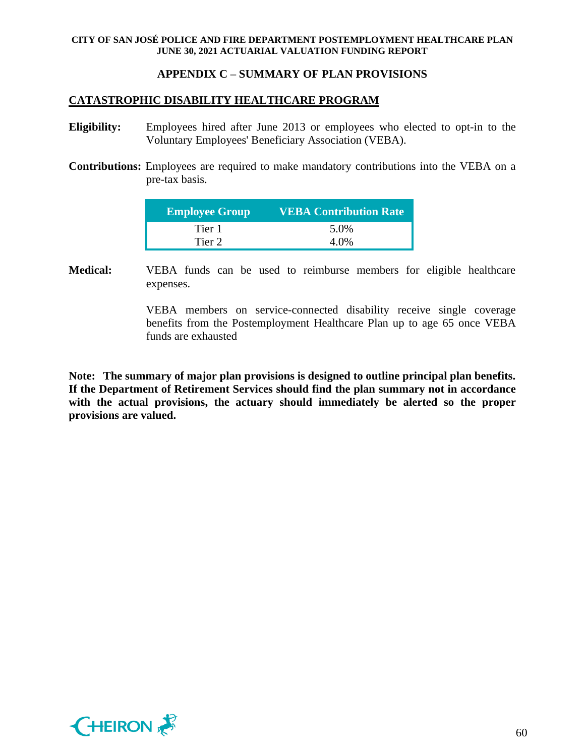## APPENDIX C – SUMMARY OF PLAN PROVISIONS

### CATASTROPHIC DISABILITY HEALTHCARE PROGRAM

**Eligibility:** Employees hired after June 2013 or employees who elected to opt-in to the Voluntary Employees' Beneficiary Association (VEBA).

**Contributions:** Employees are required to make mandatory contributions into the VEBA on a pre-tax basis.

| Employee Group | VEBA Contribution Rate |
|---|---|
| Tier 1 | 5.0% |
| Tier 2 | 4.0% |

**Medical:** VEBA funds can be used to reimburse members for eligible healthcare expenses.

VEBA members on service-connected disability receive single coverage benefits from the Postemployment Healthcare Plan up to age 65 once VEBA funds are exhausted

**Note: The summary of major plan provisions is designed to outline principal plan benefits. If the Department of Retirement Services should find the plan summary not in accordance with the actual provisions, the actuary should immediately be alerted so the proper provisions are valued.**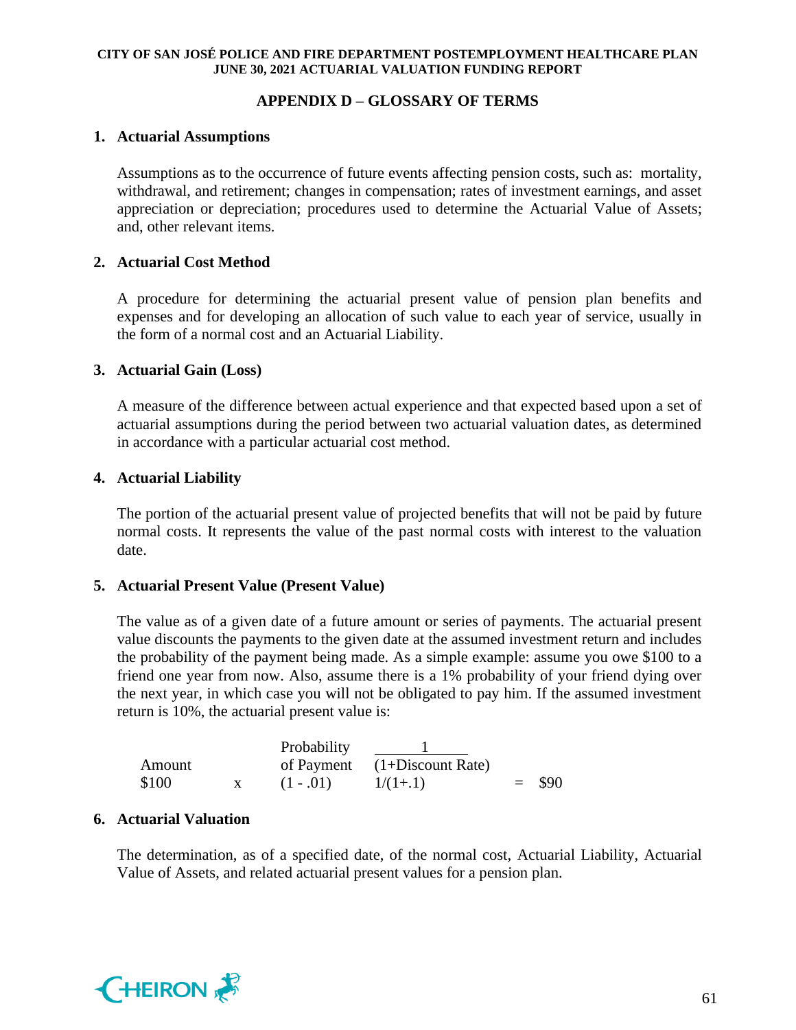## APPENDIX D – GLOSSARY OF TERMS

### 1. Actuarial Assumptions

Assumptions as to the occurrence of future events affecting pension costs, such as: mortality, withdrawal, and retirement; changes in compensation; rates of investment earnings, and asset appreciation or depreciation; procedures used to determine the Actuarial Value of Assets; and, other relevant items.

### 2. Actuarial Cost Method

A procedure for determining the actuarial present value of pension plan benefits and expenses and for developing an allocation of such value to each year of service, usually in the form of a normal cost and an Actuarial Liability.

### 3. Actuarial Gain (Loss)

A measure of the difference between actual experience and that expected based upon a set of actuarial assumptions during the period between two actuarial valuation dates, as determined in accordance with a particular actuarial cost method.

### 4. Actuarial Liability

The portion of the actuarial present value of projected benefits that will not be paid by future normal costs. It represents the value of the past normal costs with interest to the valuation date.

### 5. Actuarial Present Value (Present Value)

The value as of a given date of a future amount or series of payments. The actuarial present value discounts the payments to the given date at the assumed investment return and includes the probability of the payment being made. As a simple example: assume you owe $100 to a friend one year from now. Also, assume there is a 1% probability of your friend dying over the next year, in which case you will not be obligated to pay him. If the assumed investment return is 10%, the actuarial present value is:

| Amount | | Probability of Payment | $\frac{1}{\text{(1+Discount Rate)}}$ | | |
|---|---|---|---|---|---|
| $100 | x | (1 - .01) | 1/(1+.1) | = | $90 |

### 6. Actuarial Valuation

The determination, as of a specified date, of the normal cost, Actuarial Liability, Actuarial Value of Assets, and related actuarial present values for a pension plan.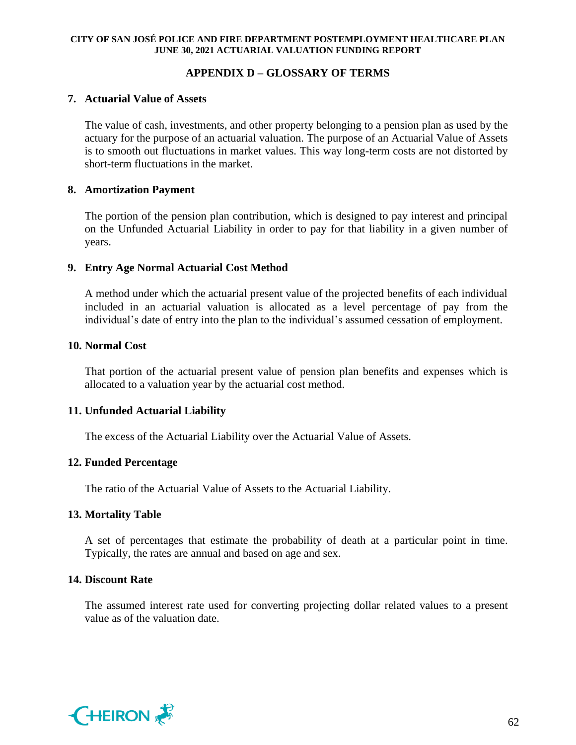## APPENDIX D – GLOSSARY OF TERMS

**7. Actuarial Value of Assets**

The value of cash, investments, and other property belonging to a pension plan as used by the actuary for the purpose of an actuarial valuation. The purpose of an Actuarial Value of Assets is to smooth out fluctuations in market values. This way long-term costs are not distorted by short-term fluctuations in the market.

**8. Amortization Payment**

The portion of the pension plan contribution, which is designed to pay interest and principal on the Unfunded Actuarial Liability in order to pay for that liability in a given number of years.

**9. Entry Age Normal Actuarial Cost Method**

A method under which the actuarial present value of the projected benefits of each individual included in an actuarial valuation is allocated as a level percentage of pay from the individual's date of entry into the plan to the individual's assumed cessation of employment.

**10. Normal Cost**

That portion of the actuarial present value of pension plan benefits and expenses which is allocated to a valuation year by the actuarial cost method.

**11. Unfunded Actuarial Liability**

The excess of the Actuarial Liability over the Actuarial Value of Assets.

**12. Funded Percentage**

The ratio of the Actuarial Value of Assets to the Actuarial Liability.

**13. Mortality Table**

A set of percentages that estimate the probability of death at a particular point in time. Typically, the rates are annual and based on age and sex.

**14. Discount Rate**

The assumed interest rate used for converting projecting dollar related values to a present value as of the valuation date.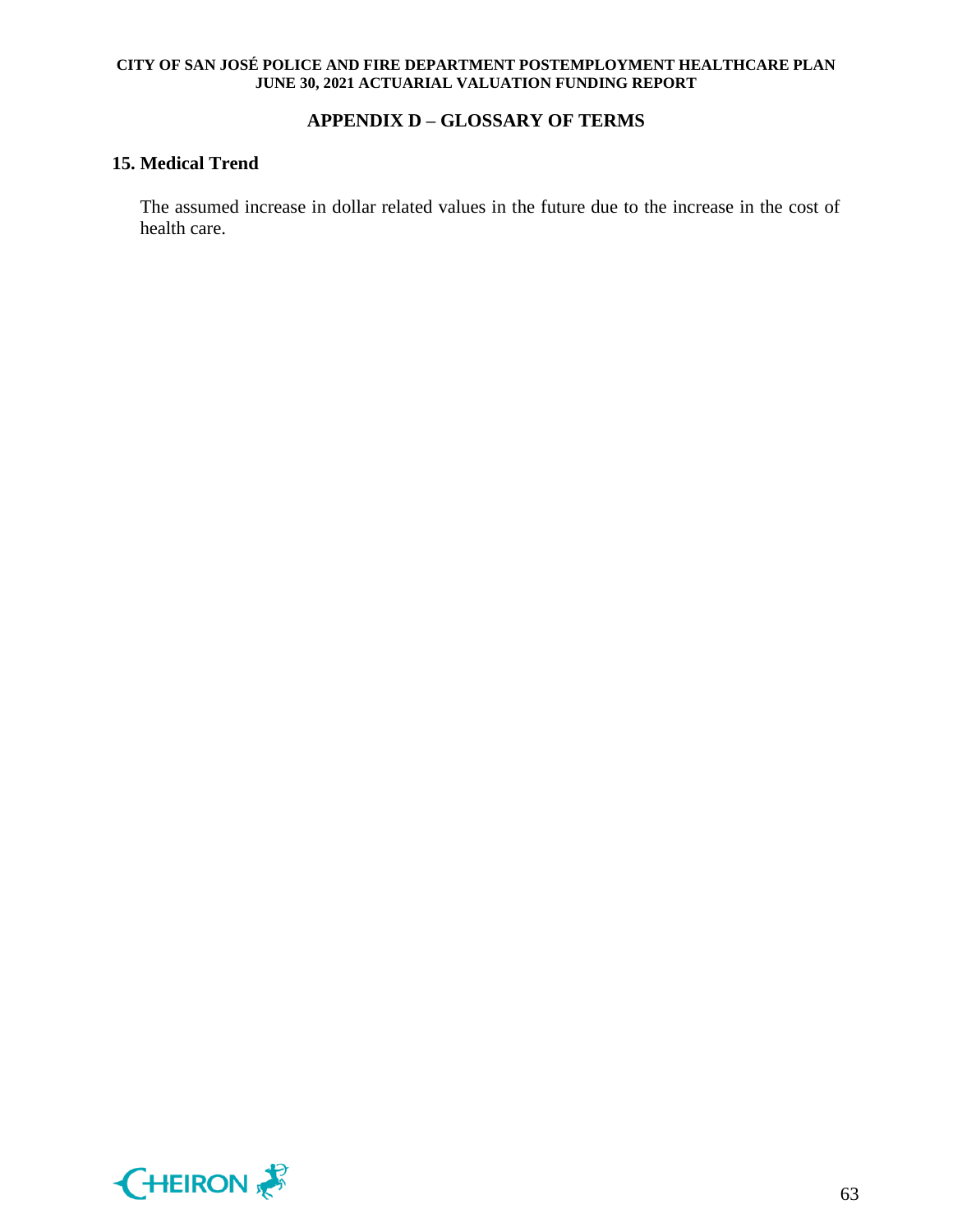## APPENDIX D – GLOSSARY OF TERMS

### 15. Medical Trend

The assumed increase in dollar related values in the future due to the increase in the cost of health care.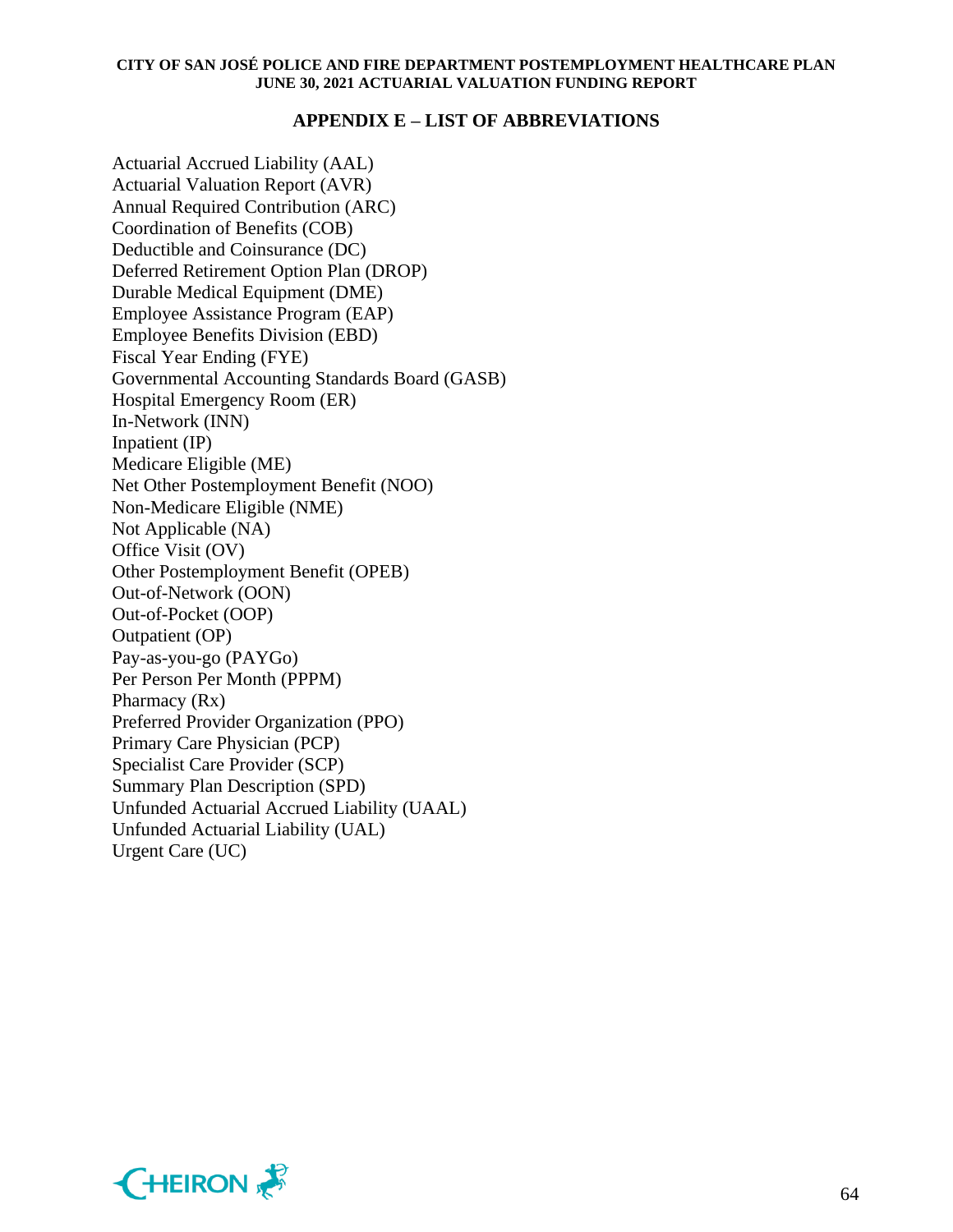## APPENDIX E – LIST OF ABBREVIATIONS

Actuarial Accrued Liability (AAL)
Actuarial Valuation Report (AVR)
Annual Required Contribution (ARC)
Coordination of Benefits (COB)
Deductible and Coinsurance (DC)
Deferred Retirement Option Plan (DROP)
Durable Medical Equipment (DME)
Employee Assistance Program (EAP)
Employee Benefits Division (EBD)
Fiscal Year Ending (FYE)
Governmental Accounting Standards Board (GASB)
Hospital Emergency Room (ER)
In-Network (INN)
Inpatient (IP)
Medicare Eligible (ME)
Net Other Postemployment Benefit (NOO)
Non-Medicare Eligible (NME)
Not Applicable (NA)
Office Visit (OV)
Other Postemployment Benefit (OPEB)
Out-of-Network (OON)
Out-of-Pocket (OOP)
Outpatient (OP)
Pay-as-you-go (PAYGo)
Per Person Per Month (PPPM)
Pharmacy (Rx)
Preferred Provider Organization (PPO)
Primary Care Physician (PCP)
Specialist Care Provider (SCP)
Summary Plan Description (SPD)
Unfunded Actuarial Accrued Liability (UAAL)
Unfunded Actuarial Liability (UAL)
Urgent Care (UC)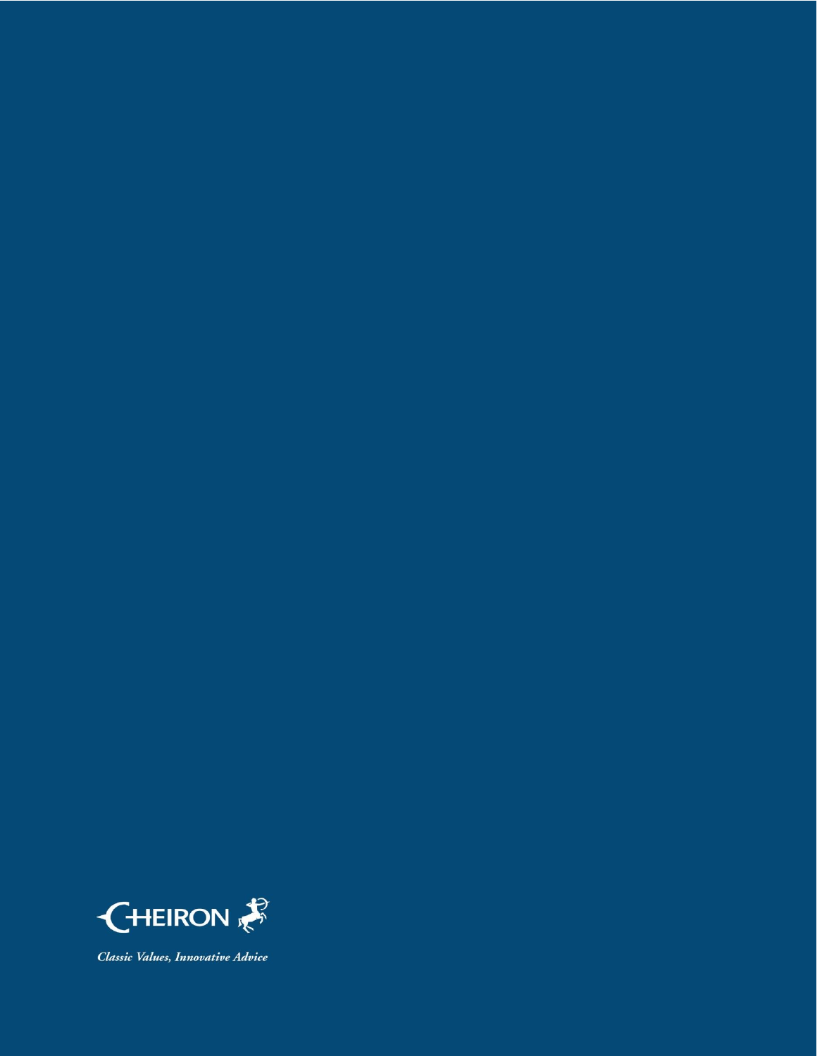CHEIRON

*Classic Values, Innovative Advice*